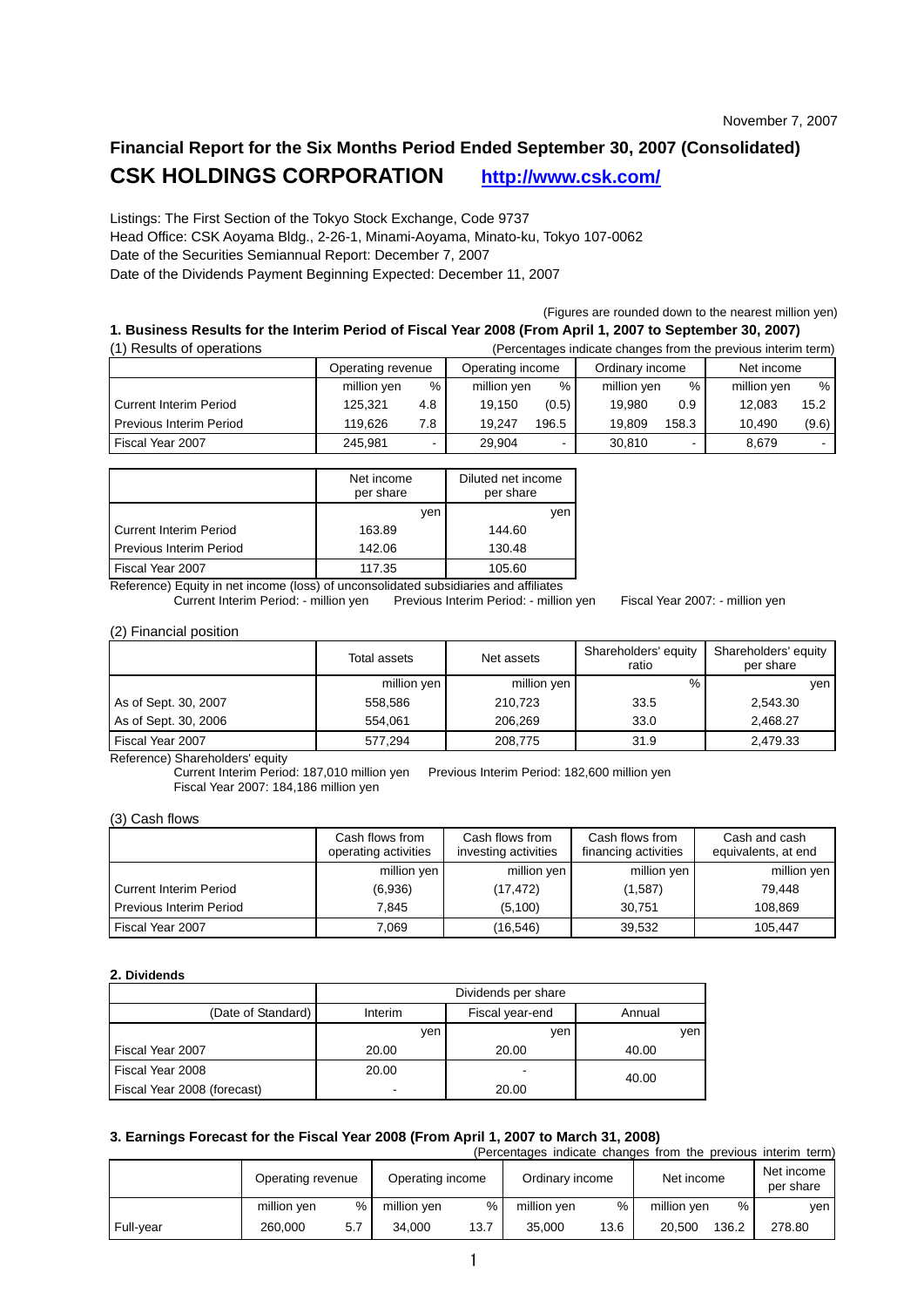November 7, 2007

# Financial Report for the Six Months Period Ended September 30, 2007 (Consolidated)

## CSK HOLDINGS CORPORATION http://www.csk.com/

Listings: The First Section of the Tokyo Stock Exchange, Code 9737
Head Office: CSK Aoyama Bldg., 2-26-1, Minami-Aoyama, Minato-ku, Tokyo 107-0062
Date of the Securities Semiannual Report: December 7, 2007
Date of the Dividends Payment Beginning Expected: December 11, 2007

(Figures are rounded down to the nearest million yen)

### 1. Business Results for the Interim Period of Fiscal Year 2008 (From April 1, 2007 to September 30, 2007)

(1) Results of operations (Percentages indicate changes from the previous interim term)

| | Operating revenue | | Operating income | | Ordinary income | | Net income | |
|---|---|---|---|---|---|---|---|---|
| | million yen | % | million yen | % | million yen | % | million yen | % |
| Current Interim Period | 125,321 | 4.8 | 19,150 | (0.5) | 19,980 | 0.9 | 12,083 | 15.2 |
| Previous Interim Period | 119,626 | 7.8 | 19,247 | 196.5 | 19,809 | 158.3 | 10,490 | (9.6) |
| Fiscal Year 2007 | 245,981 | - | 29,904 | - | 30,810 | - | 8,679 | - |

| | Net income per share | Diluted net income per share |
|---|---|---|
| | yen | yen |
| Current Interim Period | 163.89 | 144.60 |
| Previous Interim Period | 142.06 | 130.48 |
| Fiscal Year 2007 | 117.35 | 105.60 |

Reference) Equity in net income (loss) of unconsolidated subsidiaries and affiliates
Current Interim Period: - million yen Previous Interim Period: - million yen Fiscal Year 2007: - million yen

(2) Financial position

| | Total assets | Net assets | Shareholders' equity ratio | Shareholders' equity per share |
|---|---|---|---|---|
| | million yen | million yen | % | yen |
| As of Sept. 30, 2007 | 558,586 | 210,723 | 33.5 | 2,543.30 |
| As of Sept. 30, 2006 | 554,061 | 206,269 | 33.0 | 2,468.27 |
| Fiscal Year 2007 | 577,294 | 208,775 | 31.9 | 2,479.33 |

Reference) Shareholders' equity
Current Interim Period: 187,010 million yen Previous Interim Period: 182,600 million yen
Fiscal Year 2007: 184,186 million yen

(3) Cash flows

| | Cash flows from operating activities | Cash flows from investing activities | Cash flows from financing activities | Cash and cash equivalents, at end |
|---|---|---|---|---|
| | million yen | million yen | million yen | million yen |
| Current Interim Period | (6,936) | (17,472) | (1,587) | 79,448 |
| Previous Interim Period | 7,845 | (5,100) | 30,751 | 108,869 |
| Fiscal Year 2007 | 7,069 | (16,546) | 39,532 | 105,447 |

### 2. Dividends

| | Dividends per share | | |
|---|---|---|---|
| (Date of Standard) | Interim | Fiscal year-end | Annual |
| | yen | yen | yen |
| Fiscal Year 2007 | 20.00 | 20.00 | 40.00 |
| Fiscal Year 2008 | 20.00 | - | 40.00 |
| Fiscal Year 2008 (forecast) | - | 20.00 | |

### 3. Earnings Forecast for the Fiscal Year 2008 (From April 1, 2007 to March 31, 2008)

(Percentages indicate changes from the previous interim term)

| | Operating revenue | | Operating income | | Ordinary income | | Net income | | Net income per share |
|---|---|---|---|---|---|---|---|---|---|
| | million yen | % | million yen | % | million yen | % | million yen | % | yen |
| Full-year | 260,000 | 5.7 | 34,000 | 13.7 | 35,000 | 13.6 | 20,500 | 136.2 | 278.80 |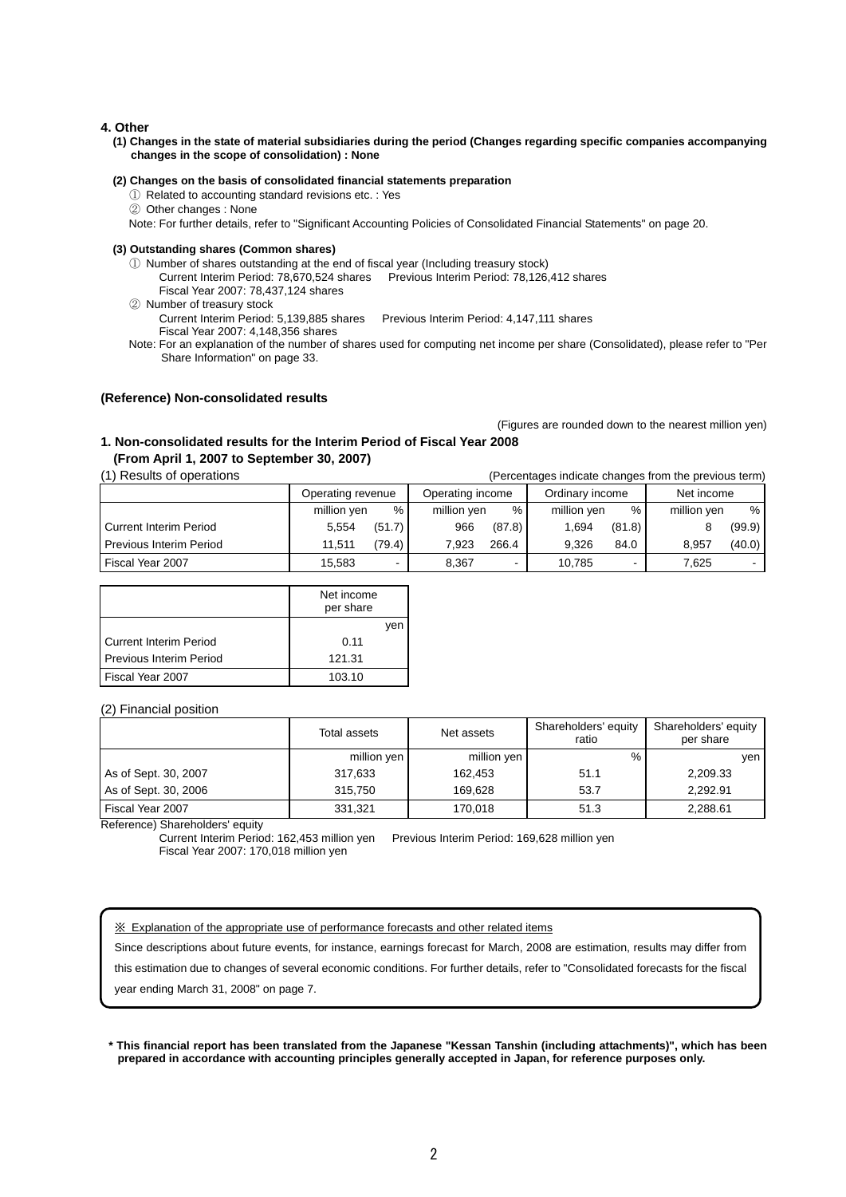## 4. Other

**(1) Changes in the state of material subsidiaries during the period (Changes regarding specific companies accompanying changes in the scope of consolidation) : None**

**(2) Changes on the basis of consolidated financial statements preparation**

① Related to accounting standard revisions etc. : Yes

② Other changes : None

Note: For further details, refer to "Significant Accounting Policies of Consolidated Financial Statements" on page 20.

**(3) Outstanding shares (Common shares)**

① Number of shares outstanding at the end of fiscal year (Including treasury stock)
Current Interim Period: 78,670,524 shares　Previous Interim Period: 78,126,412 shares
Fiscal Year 2007: 78,437,124 shares

② Number of treasury stock
Current Interim Period: 5,139,885 shares　Previous Interim Period: 4,147,111 shares
Fiscal Year 2007: 4,148,356 shares

Note: For an explanation of the number of shares used for computing net income per share (Consolidated), please refer to "Per Share Information" on page 33.

**(Reference) Non-consolidated results**

(Figures are rounded down to the nearest million yen)

### 1. Non-consolidated results for the Interim Period of Fiscal Year 2008 (From April 1, 2007 to September 30, 2007)

(1) Results of operations　(Percentages indicate changes from the previous term)

| | Operating revenue | | Operating income | | Ordinary income | | Net income | |
|---|---|---|---|---|---|---|---|---|
| | million yen | % | million yen | % | million yen | % | million yen | % |
| Current Interim Period | 5,554 | (51.7) | 966 | (87.8) | 1,694 | (81.8) | 8 | (99.9) |
| Previous Interim Period | 11,511 | (79.4) | 7,923 | 266.4 | 9,326 | 84.0 | 8,957 | (40.0) |
| Fiscal Year 2007 | 15,583 | - | 8,367 | - | 10,785 | - | 7,625 | - |

| | Net income per share |
|---|---|
| | yen |
| Current Interim Period | 0.11 |
| Previous Interim Period | 121.31 |
| Fiscal Year 2007 | 103.10 |

(2) Financial position

| | Total assets | Net assets | Shareholders' equity ratio | Shareholders' equity per share |
|---|---|---|---|---|
| | million yen | million yen | % | yen |
| As of Sept. 30, 2007 | 317,633 | 162,453 | 51.1 | 2,209.33 |
| As of Sept. 30, 2006 | 315,750 | 169,628 | 53.7 | 2,292.91 |
| Fiscal Year 2007 | 331,321 | 170,018 | 51.3 | 2,288.61 |

Reference) Shareholders' equity
Current Interim Period: 162,453 million yen　Previous Interim Period: 169,628 million yen
Fiscal Year 2007: 170,018 million yen

※ Explanation of the appropriate use of performance forecasts and other related items

Since descriptions about future events, for instance, earnings forecast for March, 2008 are estimation, results may differ from this estimation due to changes of several economic conditions. For further details, refer to "Consolidated forecasts for the fiscal year ending March 31, 2008" on page 7.

**\* This financial report has been translated from the Japanese "Kessan Tanshin (including attachments)", which has been prepared in accordance with accounting principles generally accepted in Japan, for reference purposes only.**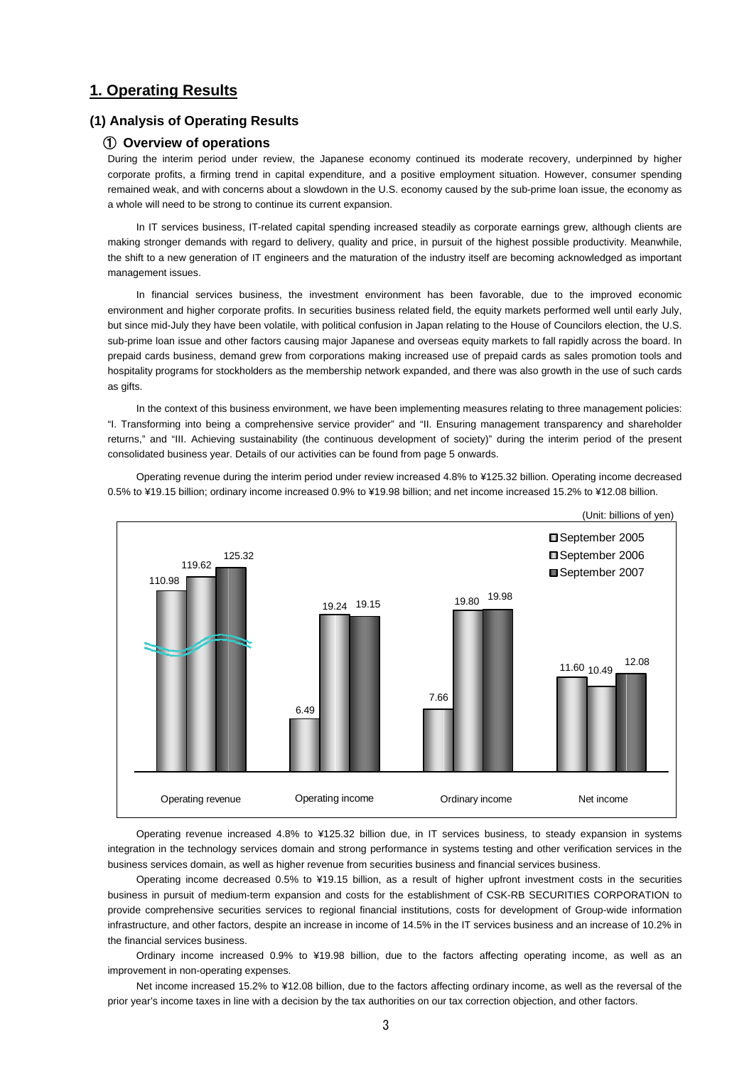## 1. Operating Results

### (1) Analysis of Operating Results

#### ① Overview of operations

During the interim period under review, the Japanese economy continued its moderate recovery, underpinned by higher corporate profits, a firming trend in capital expenditure, and a positive employment situation. However, consumer spending remained weak, and with concerns about a slowdown in the U.S. economy caused by the sub-prime loan issue, the economy as a whole will need to be strong to continue its current expansion.

In IT services business, IT-related capital spending increased steadily as corporate earnings grew, although clients are making stronger demands with regard to delivery, quality and price, in pursuit of the highest possible productivity. Meanwhile, the shift to a new generation of IT engineers and the maturation of the industry itself are becoming acknowledged as important management issues.

In financial services business, the investment environment has been favorable, due to the improved economic environment and higher corporate profits. In securities business related field, the equity markets performed well until early July, but since mid-July they have been volatile, with political confusion in Japan relating to the House of Councilors election, the U.S. sub-prime loan issue and other factors causing major Japanese and overseas equity markets to fall rapidly across the board. In prepaid cards business, demand grew from corporations making increased use of prepaid cards as sales promotion tools and hospitality programs for stockholders as the membership network expanded, and there was also growth in the use of such cards as gifts.

In the context of this business environment, we have been implementing measures relating to three management policies: "I. Transforming into being a comprehensive service provider" and "II. Ensuring management transparency and shareholder returns," and "III. Achieving sustainability (the continuous development of society)" during the interim period of the present consolidated business year. Details of our activities can be found from page 5 onwards.

Operating revenue during the interim period under review increased 4.8% to ¥125.32 billion. Operating income decreased 0.5% to ¥19.15 billion; ordinary income increased 0.9% to ¥19.98 billion; and net income increased 15.2% to ¥12.08 billion.

(Unit: billions of yen)

| | September 2005 | September 2006 | September 2007 |
|---|---|---|---|
| Operating revenue | 110.98 | 119.62 | 125.32 |
| Operating income | 6.49 | 19.24 | 19.15 |
| Ordinary income | 7.66 | 19.80 | 19.98 |
| Net income | 11.60 | 10.49 | 12.08 |

Operating revenue increased 4.8% to ¥125.32 billion due, in IT services business, to steady expansion in systems integration in the technology services domain and strong performance in systems testing and other verification services in the business services domain, as well as higher revenue from securities business and financial services business.

Operating income decreased 0.5% to ¥19.15 billion, as a result of higher upfront investment costs in the securities business in pursuit of medium-term expansion and costs for the establishment of CSK-RB SECURITIES CORPORATION to provide comprehensive securities services to regional financial institutions, costs for development of Group-wide information infrastructure, and other factors, despite an increase in income of 14.5% in the IT services business and an increase of 10.2% in the financial services business.

Ordinary income increased 0.9% to ¥19.98 billion, due to the factors affecting operating income, as well as an improvement in non-operating expenses.

Net income increased 15.2% to ¥12.08 billion, due to the factors affecting ordinary income, as well as the reversal of the prior year's income taxes in line with a decision by the tax authorities on our tax correction objection, and other factors.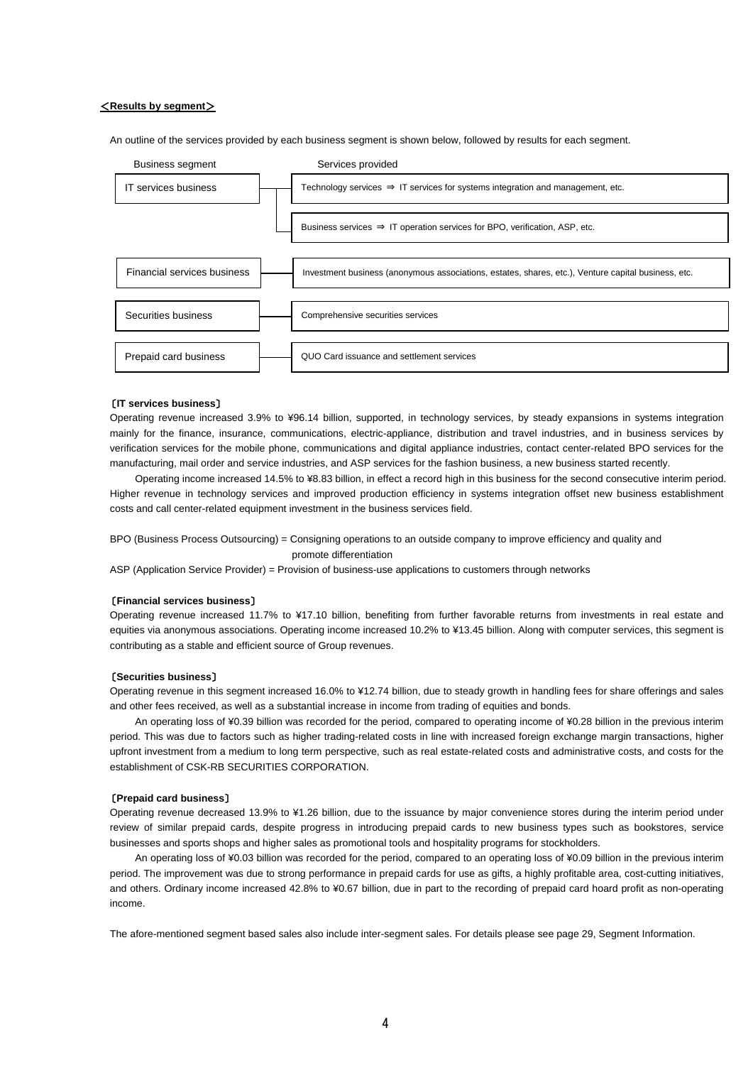## ＜Results by segment＞

An outline of the services provided by each business segment is shown below, followed by results for each segment.

| Business segment | Services provided |
|---|---|
| IT services business | Technology services ⇒ IT services for systems integration and management, etc. |
| | Business services ⇒ IT operation services for BPO, verification, ASP, etc. |
| Financial services business | Investment business (anonymous associations, estates, shares, etc.), Venture capital business, etc. |
| Securities business | Comprehensive securities services |
| Prepaid card business | QUO Card issuance and settlement services |

**〔IT services business〕**

Operating revenue increased 3.9% to ¥96.14 billion, supported, in technology services, by steady expansions in systems integration mainly for the finance, insurance, communications, electric-appliance, distribution and travel industries, and in business services by verification services for the mobile phone, communications and digital appliance industries, contact center-related BPO services for the manufacturing, mail order and service industries, and ASP services for the fashion business, a new business started recently.

Operating income increased 14.5% to ¥8.83 billion, in effect a record high in this business for the second consecutive interim period. Higher revenue in technology services and improved production efficiency in systems integration offset new business establishment costs and call center-related equipment investment in the business services field.

BPO (Business Process Outsourcing) = Consigning operations to an outside company to improve efficiency and quality and promote differentiation

ASP (Application Service Provider) = Provision of business-use applications to customers through networks

**〔Financial services business〕**

Operating revenue increased 11.7% to ¥17.10 billion, benefiting from further favorable returns from investments in real estate and equities via anonymous associations. Operating income increased 10.2% to ¥13.45 billion. Along with computer services, this segment is contributing as a stable and efficient source of Group revenues.

**〔Securities business〕**

Operating revenue in this segment increased 16.0% to ¥12.74 billion, due to steady growth in handling fees for share offerings and sales and other fees received, as well as a substantial increase in income from trading of equities and bonds.

An operating loss of ¥0.39 billion was recorded for the period, compared to operating income of ¥0.28 billion in the previous interim period. This was due to factors such as higher trading-related costs in line with increased foreign exchange margin transactions, higher upfront investment from a medium to long term perspective, such as real estate-related costs and administrative costs, and costs for the establishment of CSK-RB SECURITIES CORPORATION.

**〔Prepaid card business〕**

Operating revenue decreased 13.9% to ¥1.26 billion, due to the issuance by major convenience stores during the interim period under review of similar prepaid cards, despite progress in introducing prepaid cards to new business types such as bookstores, service businesses and sports shops and higher sales as promotional tools and hospitality programs for stockholders.

An operating loss of ¥0.03 billion was recorded for the period, compared to an operating loss of ¥0.09 billion in the previous interim period. The improvement was due to strong performance in prepaid cards for use as gifts, a highly profitable area, cost-cutting initiatives, and others. Ordinary income increased 42.8% to ¥0.67 billion, due in part to the recording of prepaid card hoard profit as non-operating income.

The afore-mentioned segment based sales also include inter-segment sales. For details please see page 29, Segment Information.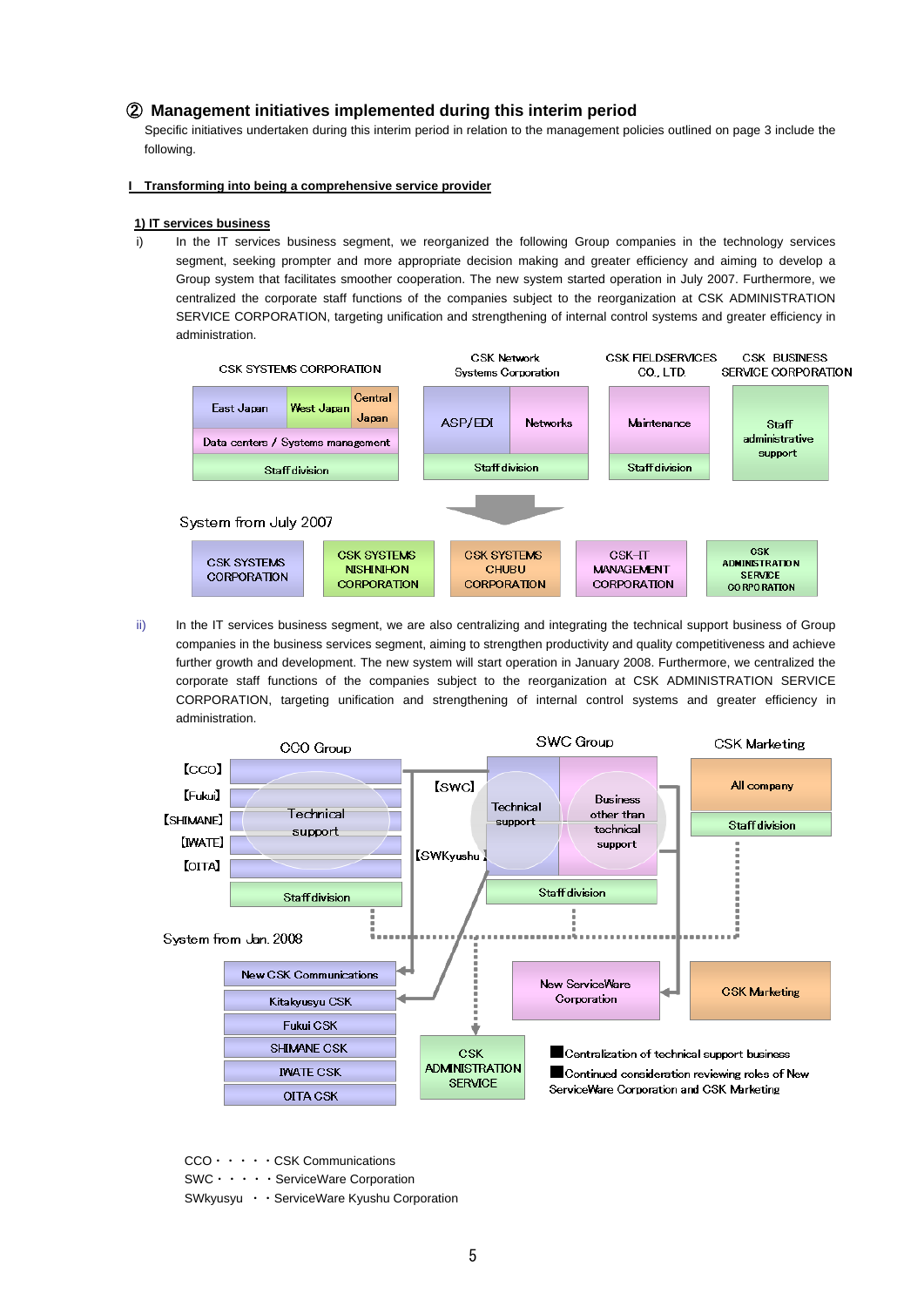## ② Management initiatives implemented during this interim period

Specific initiatives undertaken during this interim period in relation to the management policies outlined on page 3 include the following.

**I Transforming into being a comprehensive service provider**

**1) IT services business**

i) In the IT services business segment, we reorganized the following Group companies in the technology services segment, seeking prompter and more appropriate decision making and greater efficiency and aiming to develop a Group system that facilitates smoother cooperation. The new system started operation in July 2007. Furthermore, we centralized the corporate staff functions of the companies subject to the reorganization at CSK ADMINISTRATION SERVICE CORPORATION, targeting unification and strengthening of internal control systems and greater efficiency in administration.

| CSK SYSTEMS CORPORATION | CSK Network Systems Corporation | CSK FIELDSERVICES CO., LTD. | CSK BUSINESS SERVICE CORPORATION |
|---|---|---|---|
| East Japan / West Japan / Central Japan | ASP/EDI / Networks | Maintenance | Staff administrative support |
| Data centers / Systems management | | | |
| Staff division | Staff division | Staff division | |

System from July 2007

| CSK SYSTEMS CORPORATION | CSK SYSTEMS NISHINIHON CORPORATION | CSK SYSTEMS CHUBU CORPORATION | CSK-IT MANAGEMENT CORPORATION | CSK ADMINISTRATION SERVICE CORPORATION |
|---|---|---|---|---|

ii) In the IT services business segment, we are also centralizing and integrating the technical support business of Group companies in the business services segment, aiming to strengthen productivity and quality competitiveness and achieve further growth and development. The new system will start operation in January 2008. Furthermore, we centralized the corporate staff functions of the companies subject to the reorganization at CSK ADMINISTRATION SERVICE CORPORATION, targeting unification and strengthening of internal control systems and greater efficiency in administration.

| CCO Group | SWC Group | CSK Marketing |
|---|---|---|
| 【CCO】【Fukui】【SHIMANE】【IWATE】【OITA】 Technical support | 【SWC】 Technical support / Business other than technical support; 【SWKyushu】 | All company |
| Staff division | Staff division | Staff division |

System from Jan. 2008

- New CSK Communications
- Kitakyusyu CSK
- Fukui CSK
- SHIMANE CSK
- IWATE CSK
- OITA CSK
- CSK ADMINISTRATION SERVICE
- New ServiceWare Corporation
- CSK Marketing

■Centralization of technical support business

■Continued consideration reviewing roles of New ServiceWare Corporation and CSK Marketing

CCO・・・・・CSK Communications

SWC・・・・・ServiceWare Corporation

SWkyusyu ・・ServiceWare Kyushu Corporation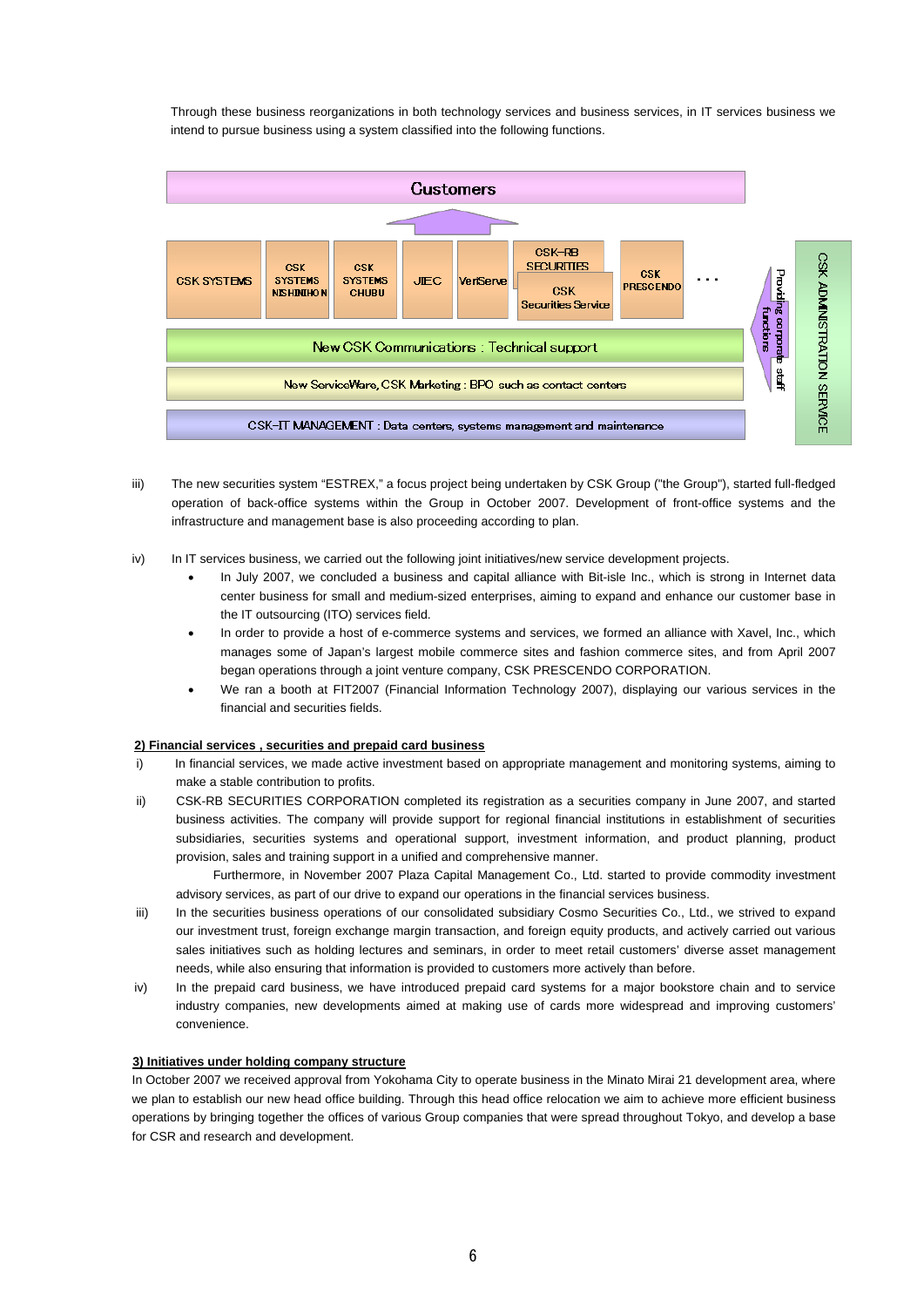Through these business reorganizations in both technology services and business services, in IT services business we intend to pursue business using a system classified into the following functions.

Customers

CSK SYSTEMS | CSK SYSTEMS NISHINIHON | CSK SYSTEMS CHUBU | JIEC | VeriServe | CSK-RB SECURITIES / CSK Securities Service | CSK PRESCENDO | . . .

New CSK Communications : Technical support

New ServiceWare, CSK Marketing : BPO such as contact centers

CSK-IT MANAGEMENT : Data centers, systems management and maintenance

Providing corporate staff functions

CSK ADMINISTRATION SERVICE

iii) The new securities system "ESTREX," a focus project being undertaken by CSK Group ("the Group"), started full-fledged operation of back-office systems within the Group in October 2007. Development of front-office systems and the infrastructure and management base is also proceeding according to plan.

iv) In IT services business, we carried out the following joint initiatives/new service development projects.

- In July 2007, we concluded a business and capital alliance with Bit-isle Inc., which is strong in Internet data center business for small and medium-sized enterprises, aiming to expand and enhance our customer base in the IT outsourcing (ITO) services field.
- In order to provide a host of e-commerce systems and services, we formed an alliance with Xavel, Inc., which manages some of Japan's largest mobile commerce sites and fashion commerce sites, and from April 2007 began operations through a joint venture company, CSK PRESCENDO CORPORATION.
- We ran a booth at FIT2007 (Financial Information Technology 2007), displaying our various services in the financial and securities fields.

**2) Financial services , securities and prepaid card business**

i) In financial services, we made active investment based on appropriate management and monitoring systems, aiming to make a stable contribution to profits.

ii) CSK-RB SECURITIES CORPORATION completed its registration as a securities company in June 2007, and started business activities. The company will provide support for regional financial institutions in establishment of securities subsidiaries, securities systems and operational support, investment information, and product planning, product provision, sales and training support in a unified and comprehensive manner.

Furthermore, in November 2007 Plaza Capital Management Co., Ltd. started to provide commodity investment advisory services, as part of our drive to expand our operations in the financial services business.

iii) In the securities business operations of our consolidated subsidiary Cosmo Securities Co., Ltd., we strived to expand our investment trust, foreign exchange margin transaction, and foreign equity products, and actively carried out various sales initiatives such as holding lectures and seminars, in order to meet retail customers' diverse asset management needs, while also ensuring that information is provided to customers more actively than before.

iv) In the prepaid card business, we have introduced prepaid card systems for a major bookstore chain and to service industry companies, new developments aimed at making use of cards more widespread and improving customers' convenience.

**3) Initiatives under holding company structure**

In October 2007 we received approval from Yokohama City to operate business in the Minato Mirai 21 development area, where we plan to establish our new head office building. Through this head office relocation we aim to achieve more efficient business operations by bringing together the offices of various Group companies that were spread throughout Tokyo, and develop a base for CSR and research and development.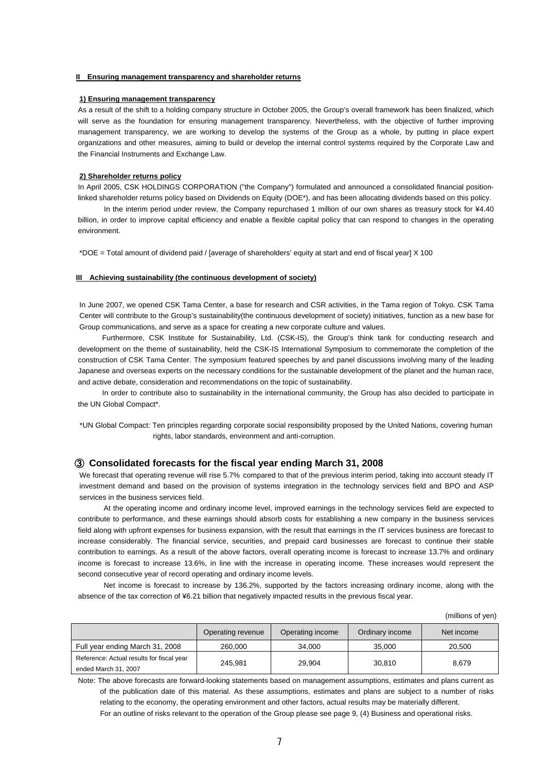## II Ensuring management transparency and shareholder returns

### 1) Ensuring management transparency

As a result of the shift to a holding company structure in October 2005, the Group's overall framework has been finalized, which will serve as the foundation for ensuring management transparency. Nevertheless, with the objective of further improving management transparency, we are working to develop the systems of the Group as a whole, by putting in place expert organizations and other measures, aiming to build or develop the internal control systems required by the Corporate Law and the Financial Instruments and Exchange Law.

### 2) Shareholder returns policy

In April 2005, CSK HOLDINGS CORPORATION ("the Company") formulated and announced a consolidated financial position-linked shareholder returns policy based on Dividends on Equity (DOE*), and has been allocating dividends based on this policy.

In the interim period under review, the Company repurchased 1 million of our own shares as treasury stock for ¥4.40 billion, in order to improve capital efficiency and enable a flexible capital policy that can respond to changes in the operating environment.

*DOE = Total amount of dividend paid / [average of shareholders' equity at start and end of fiscal year] X 100

## III Achieving sustainability (the continuous development of society)

In June 2007, we opened CSK Tama Center, a base for research and CSR activities, in the Tama region of Tokyo. CSK Tama Center will contribute to the Group's sustainability(the continuous development of society) initiatives, function as a new base for Group communications, and serve as a space for creating a new corporate culture and values.

Furthermore, CSK Institute for Sustainability, Ltd. (CSK-IS), the Group's think tank for conducting research and development on the theme of sustainability, held the CSK-IS International Symposium to commemorate the completion of the construction of CSK Tama Center. The symposium featured speeches by and panel discussions involving many of the leading Japanese and overseas experts on the necessary conditions for the sustainable development of the planet and the human race, and active debate, consideration and recommendations on the topic of sustainability.

In order to contribute also to sustainability in the international community, the Group has also decided to participate in the UN Global Compact*.

*UN Global Compact: Ten principles regarding corporate social responsibility proposed by the United Nations, covering human rights, labor standards, environment and anti-corruption.

## ③ Consolidated forecasts for the fiscal year ending March 31, 2008

We forecast that operating revenue will rise 5.7% compared to that of the previous interim period, taking into account steady IT investment demand and based on the provision of systems integration in the technology services field and BPO and ASP services in the business services field.

At the operating income and ordinary income level, improved earnings in the technology services field are expected to contribute to performance, and these earnings should absorb costs for establishing a new company in the business services field along with upfront expenses for business expansion, with the result that earnings in the IT services business are forecast to increase considerably. The financial service, securities, and prepaid card businesses are forecast to continue their stable contribution to earnings. As a result of the above factors, overall operating income is forecast to increase 13.7% and ordinary income is forecast to increase 13.6%, in line with the increase in operating income. These increases would represent the second consecutive year of record operating and ordinary income levels.

Net income is forecast to increase by 136.2%, supported by the factors increasing ordinary income, along with the absence of the tax correction of ¥6.21 billion that negatively impacted results in the previous fiscal year.

(millions of yen)

| | Operating revenue | Operating income | Ordinary income | Net income |
|---|---|---|---|---|
| Full year ending March 31, 2008 | 260,000 | 34,000 | 35,000 | 20,500 |
| Reference: Actual results for fiscal year ended March 31, 2007 | 245,981 | 29,904 | 30,810 | 8,679 |

Note: The above forecasts are forward-looking statements based on management assumptions, estimates and plans current as of the publication date of this material. As these assumptions, estimates and plans are subject to a number of risks relating to the economy, the operating environment and other factors, actual results may be materially different.
For an outline of risks relevant to the operation of the Group please see page 9, (4) Business and operational risks.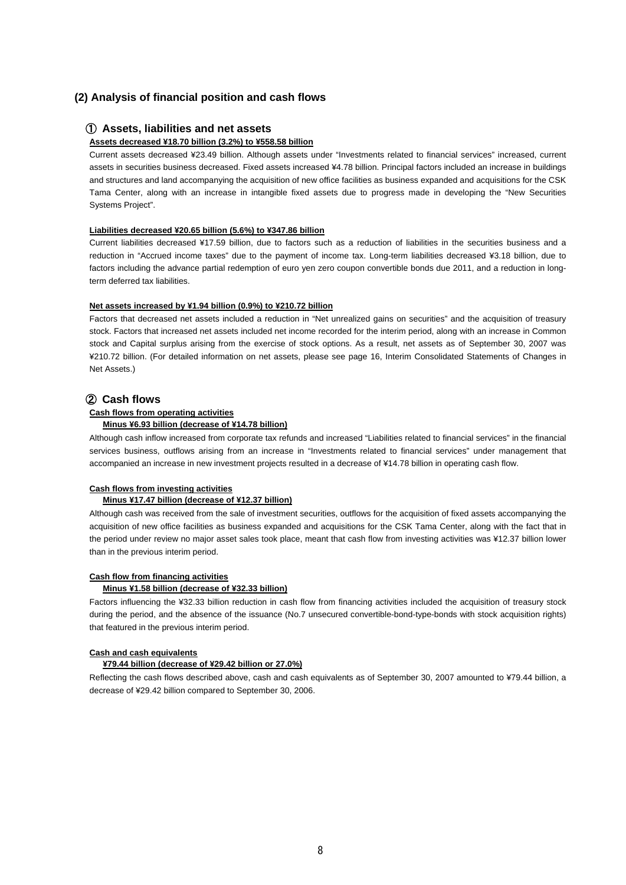## (2) Analysis of financial position and cash flows

### ① Assets, liabilities and net assets

**Assets decreased ¥18.70 billion (3.2%) to ¥558.58 billion**

Current assets decreased ¥23.49 billion. Although assets under "Investments related to financial services" increased, current assets in securities business decreased. Fixed assets increased ¥4.78 billion. Principal factors included an increase in buildings and structures and land accompanying the acquisition of new office facilities as business expanded and acquisitions for the CSK Tama Center, along with an increase in intangible fixed assets due to progress made in developing the "New Securities Systems Project".

**Liabilities decreased ¥20.65 billion (5.6%) to ¥347.86 billion**

Current liabilities decreased ¥17.59 billion, due to factors such as a reduction of liabilities in the securities business and a reduction in "Accrued income taxes" due to the payment of income tax. Long-term liabilities decreased ¥3.18 billion, due to factors including the advance partial redemption of euro yen zero coupon convertible bonds due 2011, and a reduction in long-term deferred tax liabilities.

**Net assets increased by ¥1.94 billion (0.9%) to ¥210.72 billion**

Factors that decreased net assets included a reduction in "Net unrealized gains on securities" and the acquisition of treasury stock. Factors that increased net assets included net income recorded for the interim period, along with an increase in Common stock and Capital surplus arising from the exercise of stock options. As a result, net assets as of September 30, 2007 was ¥210.72 billion. (For detailed information on net assets, please see page 16, Interim Consolidated Statements of Changes in Net Assets.)

### ② Cash flows

**Cash flows from operating activities**

**Minus ¥6.93 billion (decrease of ¥14.78 billion)**

Although cash inflow increased from corporate tax refunds and increased "Liabilities related to financial services" in the financial services business, outflows arising from an increase in "Investments related to financial services" under management that accompanied an increase in new investment projects resulted in a decrease of ¥14.78 billion in operating cash flow.

**Cash flows from investing activities**

**Minus ¥17.47 billion (decrease of ¥12.37 billion)**

Although cash was received from the sale of investment securities, outflows for the acquisition of fixed assets accompanying the acquisition of new office facilities as business expanded and acquisitions for the CSK Tama Center, along with the fact that in the period under review no major asset sales took place, meant that cash flow from investing activities was ¥12.37 billion lower than in the previous interim period.

**Cash flow from financing activities**

**Minus ¥1.58 billion (decrease of ¥32.33 billion)**

Factors influencing the ¥32.33 billion reduction in cash flow from financing activities included the acquisition of treasury stock during the period, and the absence of the issuance (No.7 unsecured convertible-bond-type-bonds with stock acquisition rights) that featured in the previous interim period.

**Cash and cash equivalents**

**¥79.44 billion (decrease of ¥29.42 billion or 27.0%)**

Reflecting the cash flows described above, cash and cash equivalents as of September 30, 2007 amounted to ¥79.44 billion, a decrease of ¥29.42 billion compared to September 30, 2006.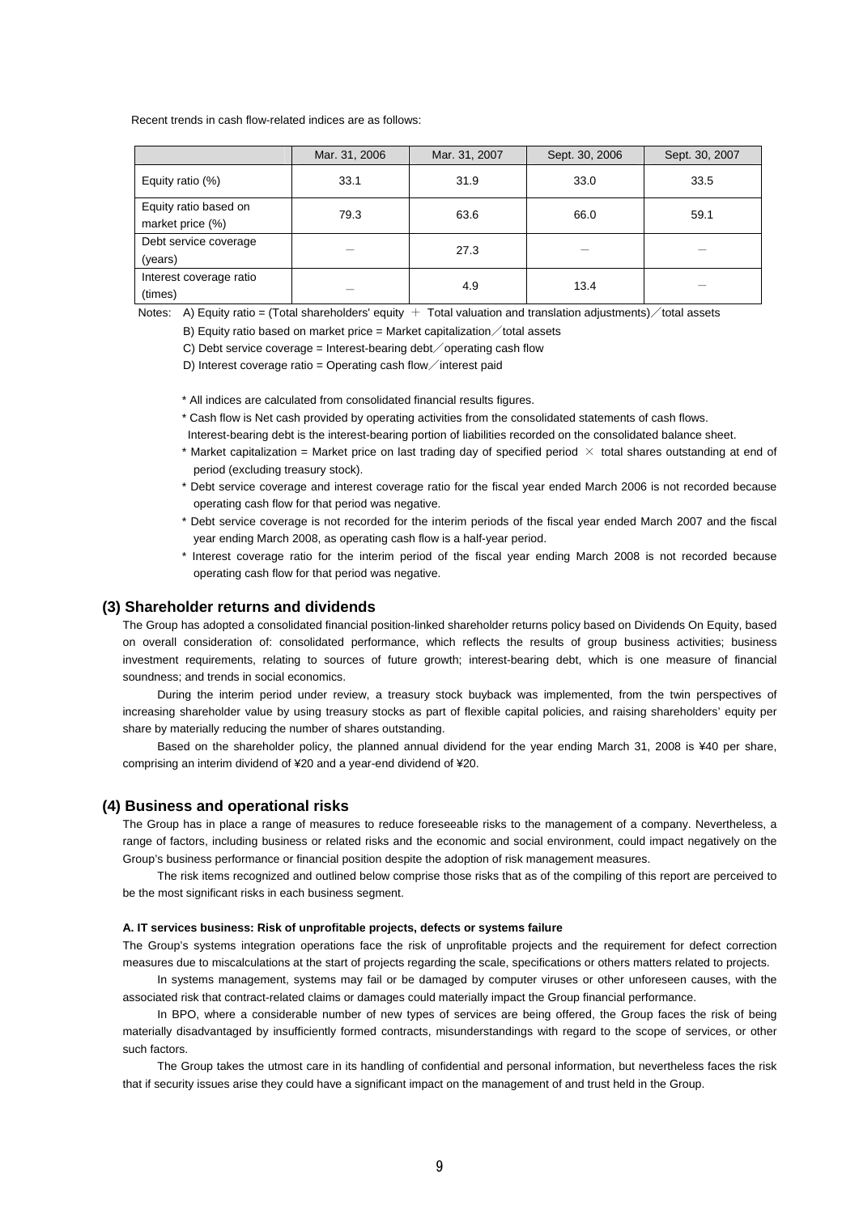Recent trends in cash flow-related indices are as follows:

|  | Mar. 31, 2006 | Mar. 31, 2007 | Sept. 30, 2006 | Sept. 30, 2007 |
|---|---|---|---|---|
| Equity ratio (%) | 33.1 | 31.9 | 33.0 | 33.5 |
| Equity ratio based on market price (%) | 79.3 | 63.6 | 66.0 | 59.1 |
| Debt service coverage (years) | — | 27.3 | — | — |
| Interest coverage ratio (times) | — | 4.9 | 13.4 | — |

Notes: A) Equity ratio = (Total shareholders' equity ＋ Total valuation and translation adjustments)／total assets

B) Equity ratio based on market price = Market capitalization／total assets

C) Debt service coverage = Interest-bearing debt／operating cash flow

D) Interest coverage ratio = Operating cash flow／interest paid

\* All indices are calculated from consolidated financial results figures.

\* Cash flow is Net cash provided by operating activities from the consolidated statements of cash flows.
Interest-bearing debt is the interest-bearing portion of liabilities recorded on the consolidated balance sheet.

\* Market capitalization = Market price on last trading day of specified period × total shares outstanding at end of period (excluding treasury stock).

\* Debt service coverage and interest coverage ratio for the fiscal year ended March 2006 is not recorded because operating cash flow for that period was negative.

\* Debt service coverage is not recorded for the interim periods of the fiscal year ended March 2007 and the fiscal year ending March 2008, as operating cash flow is a half-year period.

\* Interest coverage ratio for the interim period of the fiscal year ending March 2008 is not recorded because operating cash flow for that period was negative.

## (3) Shareholder returns and dividends

The Group has adopted a consolidated financial position-linked shareholder returns policy based on Dividends On Equity, based on overall consideration of: consolidated performance, which reflects the results of group business activities; business investment requirements, relating to sources of future growth; interest-bearing debt, which is one measure of financial soundness; and trends in social economics.

During the interim period under review, a treasury stock buyback was implemented, from the twin perspectives of increasing shareholder value by using treasury stocks as part of flexible capital policies, and raising shareholders' equity per share by materially reducing the number of shares outstanding.

Based on the shareholder policy, the planned annual dividend for the year ending March 31, 2008 is ¥40 per share, comprising an interim dividend of ¥20 and a year-end dividend of ¥20.

## (4) Business and operational risks

The Group has in place a range of measures to reduce foreseeable risks to the management of a company. Nevertheless, a range of factors, including business or related risks and the economic and social environment, could impact negatively on the Group's business performance or financial position despite the adoption of risk management measures.

The risk items recognized and outlined below comprise those risks that as of the compiling of this report are perceived to be the most significant risks in each business segment.

#### A. IT services business: Risk of unprofitable projects, defects or systems failure

The Group's systems integration operations face the risk of unprofitable projects and the requirement for defect correction measures due to miscalculations at the start of projects regarding the scale, specifications or others matters related to projects.

In systems management, systems may fail or be damaged by computer viruses or other unforeseen causes, with the associated risk that contract-related claims or damages could materially impact the Group financial performance.

In BPO, where a considerable number of new types of services are being offered, the Group faces the risk of being materially disadvantaged by insufficiently formed contracts, misunderstandings with regard to the scope of services, or other such factors.

The Group takes the utmost care in its handling of confidential and personal information, but nevertheless faces the risk that if security issues arise they could have a significant impact on the management of and trust held in the Group.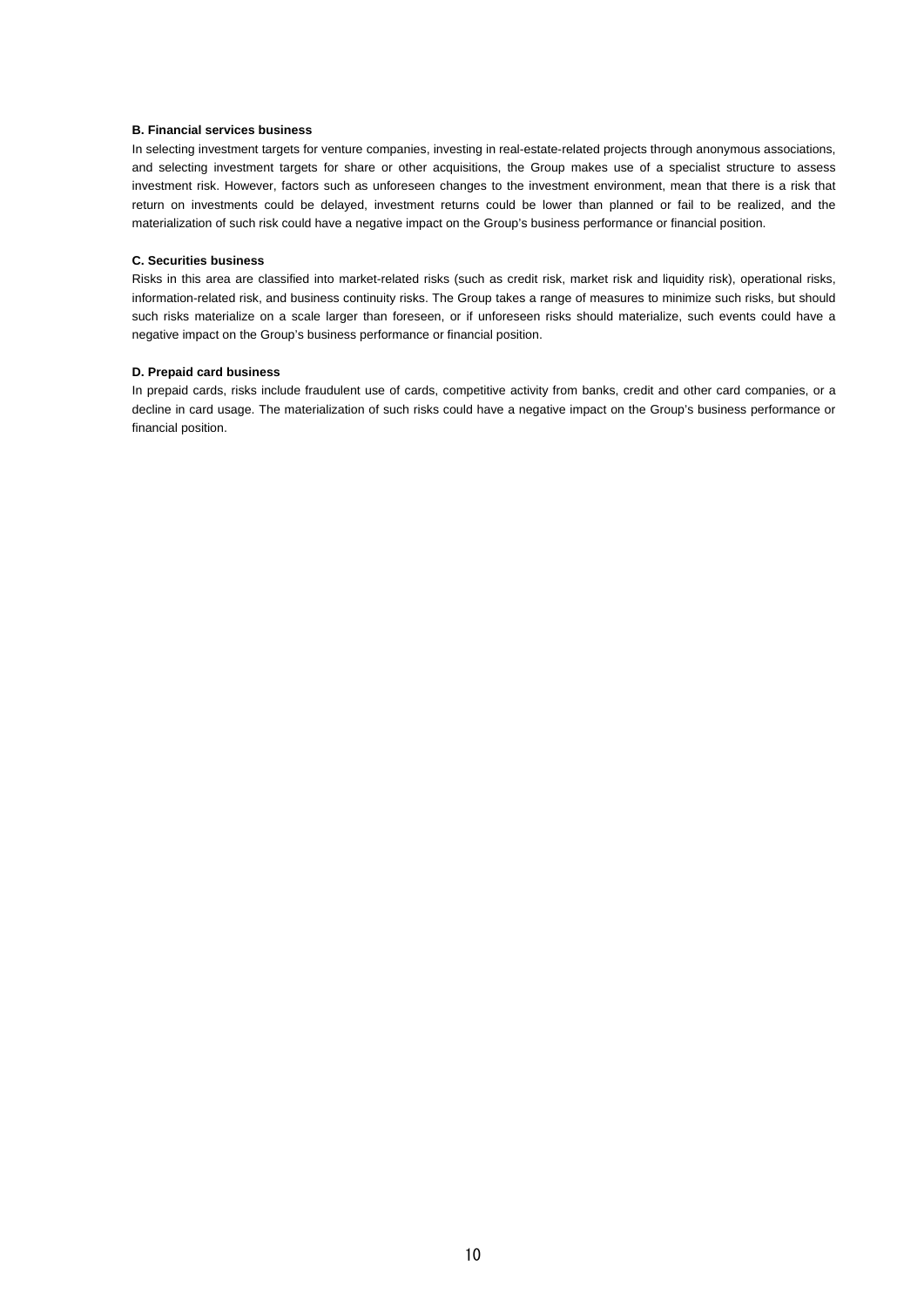**B. Financial services business**

In selecting investment targets for venture companies, investing in real-estate-related projects through anonymous associations, and selecting investment targets for share or other acquisitions, the Group makes use of a specialist structure to assess investment risk. However, factors such as unforeseen changes to the investment environment, mean that there is a risk that return on investments could be delayed, investment returns could be lower than planned or fail to be realized, and the materialization of such risk could have a negative impact on the Group's business performance or financial position.

**C. Securities business**

Risks in this area are classified into market-related risks (such as credit risk, market risk and liquidity risk), operational risks, information-related risk, and business continuity risks. The Group takes a range of measures to minimize such risks, but should such risks materialize on a scale larger than foreseen, or if unforeseen risks should materialize, such events could have a negative impact on the Group's business performance or financial position.

**D. Prepaid card business**

In prepaid cards, risks include fraudulent use of cards, competitive activity from banks, credit and other card companies, or a decline in card usage. The materialization of such risks could have a negative impact on the Group's business performance or financial position.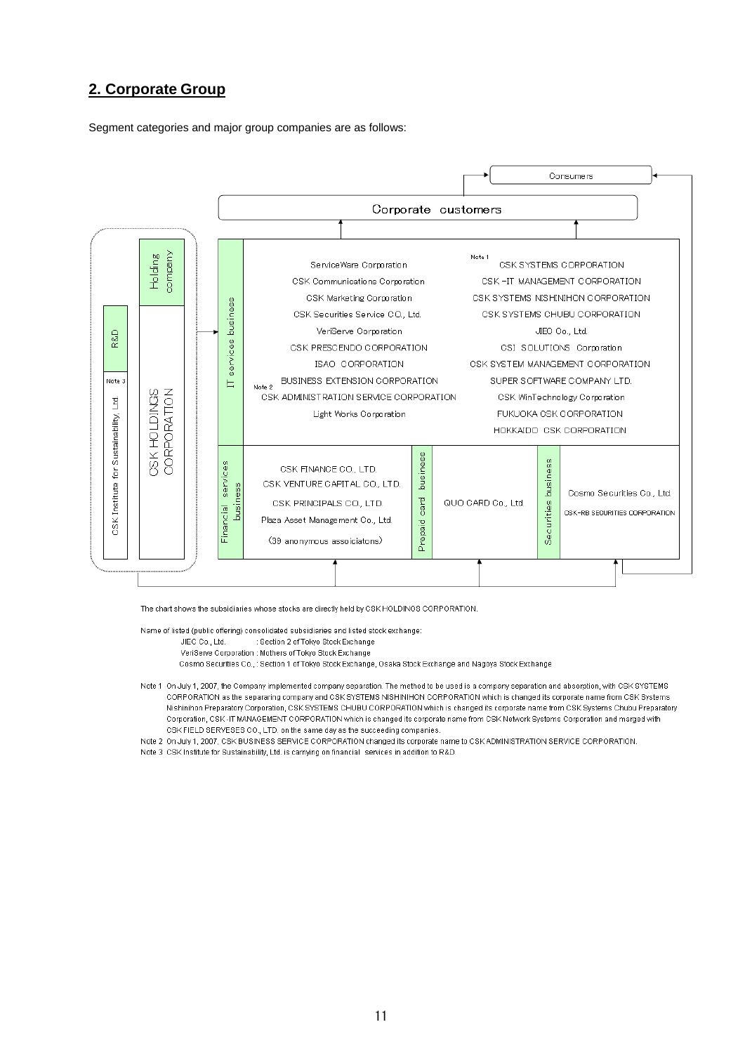## 2. Corporate Group

Segment categories and major group companies are as follows:

Consumers

Corporate customers

| Segment | Companies | |
|---|---|---|
| IT services business | ServiceWare Corporation | CSK SYSTEMS CORPORATION (Note 1) |
| | CSK Communications Corporation | CSK -IT MANAGEMENT CORPORATION |
| | CSK Marketing Corporation | CSK SYSTEMS NISHINIHON CORPORATION |
| | CSK Securities Service CO., Ltd. | CSK SYSTEMS CHUBU CORPORATION |
| | VeriServe Corporation | JIEC Co., Ltd. |
| | CSK PRESCENDO CORPORATION | CSI SOLUTIONS Corporation |
| | ISAO CORPORATION | CSK SYSTEM MANAGEMENT CORPORATION |
| | BUSINESS EXTENSION CORPORATION | SUPER SOFTWARE COMPANY LTD. |
| | CSK ADMINISTRATION SERVICE CORPORATION (Note 2) | CSK WinTechnology Corporation |
| | Light Works Corporation | FUKUOKA CSK CORPORATION |
| | | HOKKAIDO CSK CORPORATION |

| Financial services business | Prepaid card business | Securities business |
|---|---|---|
| CSK FINANCE CO., LTD. | QUO CARD Co., Ltd. | Cosmo Securities Co., Ltd. |
| CSK VENTURE CAPITAL CO., LTD. | | CSK-RB SECURITIES CORPORATION |
| CSK PRINCIPALS CO., LTD. | | |
| Plaza Asset Management Co., Ltd. | | |
| (39 anonymous assoiciatons) | | |

Holding company: CSK HOLDINGS CORPORATION

R&D (Note 3): CSK Institute for Sustainability, Ltd.

The chart shows the subsidiaries whose stocks are directly held by CSK HOLDINGS CORPORATION.

Name of listed (public offering) consolidated subsidiaries and listed stock exchange:

- JIEC Co., Ltd. : Section 2 of Tokyo Stock Exchange
- VeriServe Corporation : Mothers of Tokyo Stock Exchange
- Cosmo Securities Co., : Section 1 of Tokyo Stock Exchange, Osaka Stock Exchange and Nagoya Stock Exchange

Note 1 On July 1, 2007, the Company implemented company separation. The method to be used is a company separation and absorption, with CSK SYSTEMS CORPORATION as the separaring company and CSK SYSTEMS NISHINIHON CORPORATION which is changed its corporate name from CSK Systems Nishinihon Preparatory Corporation, CSK SYSTEMS CHUBU CORPORATION which is changed its corporate name from CSK Systems Chubu Preparatory Corporation, CSK-IT MANAGEMENT CORPORATION which is changed its corporate name from CSK Network Systems Corporation and marged with CSK FIELD SERVESES CO., LTD. on the same day as the succeeding companies.

Note 2 On July 1, 2007, CSK BUSINESS SERVICE CORPORATION changed its corporate name to CSK ADMINISTRATION SERVICE CORPORATION.

Note 3 CSK Institute for Sustainability, Ltd. is carrying on financial services in addition to R&D.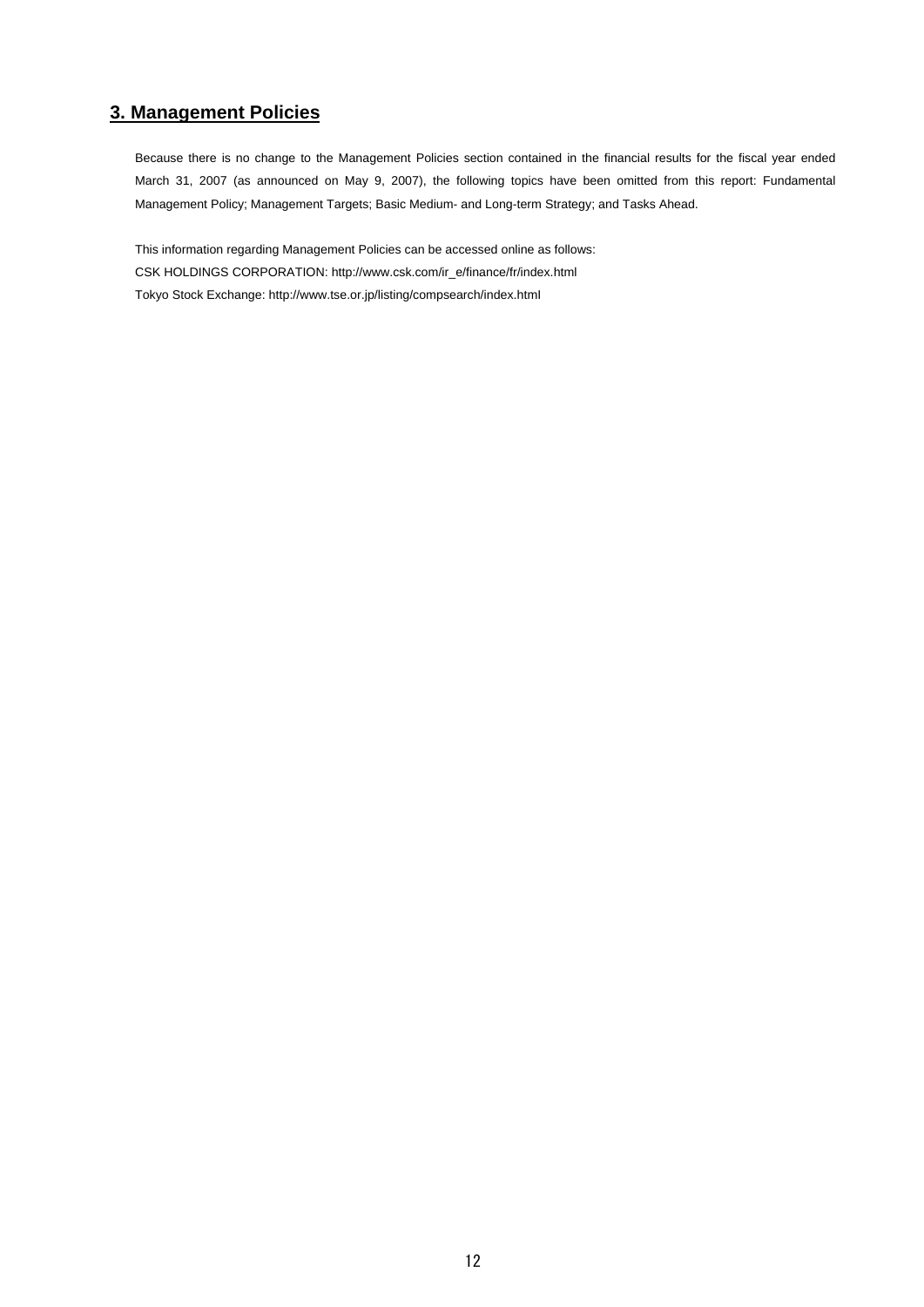## 3. Management Policies

Because there is no change to the Management Policies section contained in the financial results for the fiscal year ended March 31, 2007 (as announced on May 9, 2007), the following topics have been omitted from this report: Fundamental Management Policy; Management Targets; Basic Medium- and Long-term Strategy; and Tasks Ahead.

This information regarding Management Policies can be accessed online as follows:
CSK HOLDINGS CORPORATION: http://www.csk.com/ir_e/finance/fr/index.html
Tokyo Stock Exchange: http://www.tse.or.jp/listing/compsearch/index.html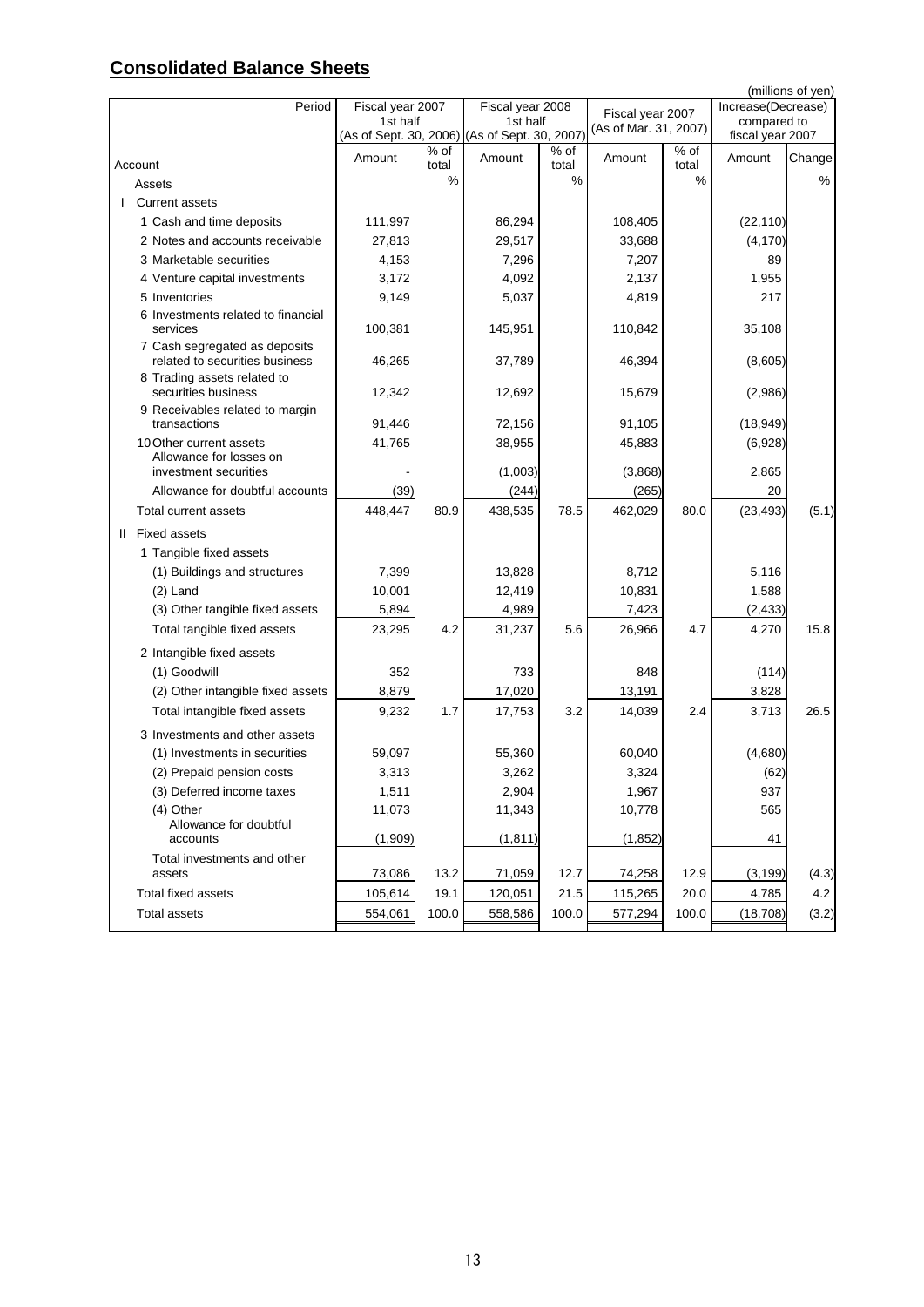## Consolidated Balance Sheets

(millions of yen)

| Account / Period | Fiscal year 2007 1st half (As of Sept. 30, 2006) | | Fiscal year 2008 1st half (As of Sept. 30, 2007) | | Fiscal year 2007 (As of Mar. 31, 2007) | | Increase(Decrease) compared to fiscal year 2007 | |
|---|---|---|---|---|---|---|---|---|
| | Amount | % of total | Amount | % of total | Amount | % of total | Amount | Change |
| Assets | | % | | % | | % | | % |
| I Current assets | | | | | | | | |
| 1 Cash and time deposits | 111,997 | | 86,294 | | 108,405 | | (22,110) | |
| 2 Notes and accounts receivable | 27,813 | | 29,517 | | 33,688 | | (4,170) | |
| 3 Marketable securities | 4,153 | | 7,296 | | 7,207 | | 89 | |
| 4 Venture capital investments | 3,172 | | 4,092 | | 2,137 | | 1,955 | |
| 5 Inventories | 9,149 | | 5,037 | | 4,819 | | 217 | |
| 6 Investments related to financial services | 100,381 | | 145,951 | | 110,842 | | 35,108 | |
| 7 Cash segregated as deposits related to securities business | 46,265 | | 37,789 | | 46,394 | | (8,605) | |
| 8 Trading assets related to securities business | 12,342 | | 12,692 | | 15,679 | | (2,986) | |
| 9 Receivables related to margin transactions | 91,446 | | 72,156 | | 91,105 | | (18,949) | |
| 10 Other current assets | 41,765 | | 38,955 | | 45,883 | | (6,928) | |
| Allowance for losses on investment securities | - | | (1,003) | | (3,868) | | 2,865 | |
| Allowance for doubtful accounts | (39) | | (244) | | (265) | | 20 | |
| Total current assets | 448,447 | 80.9 | 438,535 | 78.5 | 462,029 | 80.0 | (23,493) | (5.1) |
| II Fixed assets | | | | | | | | |
| 1 Tangible fixed assets | | | | | | | | |
| (1) Buildings and structures | 7,399 | | 13,828 | | 8,712 | | 5,116 | |
| (2) Land | 10,001 | | 12,419 | | 10,831 | | 1,588 | |
| (3) Other tangible fixed assets | 5,894 | | 4,989 | | 7,423 | | (2,433) | |
| Total tangible fixed assets | 23,295 | 4.2 | 31,237 | 5.6 | 26,966 | 4.7 | 4,270 | 15.8 |
| 2 Intangible fixed assets | | | | | | | | |
| (1) Goodwill | 352 | | 733 | | 848 | | (114) | |
| (2) Other intangible fixed assets | 8,879 | | 17,020 | | 13,191 | | 3,828 | |
| Total intangible fixed assets | 9,232 | 1.7 | 17,753 | 3.2 | 14,039 | 2.4 | 3,713 | 26.5 |
| 3 Investments and other assets | | | | | | | | |
| (1) Investments in securities | 59,097 | | 55,360 | | 60,040 | | (4,680) | |
| (2) Prepaid pension costs | 3,313 | | 3,262 | | 3,324 | | (62) | |
| (3) Deferred income taxes | 1,511 | | 2,904 | | 1,967 | | 937 | |
| (4) Other | 11,073 | | 11,343 | | 10,778 | | 565 | |
| Allowance for doubtful accounts | (1,909) | | (1,811) | | (1,852) | | 41 | |
| Total investments and other assets | 73,086 | 13.2 | 71,059 | 12.7 | 74,258 | 12.9 | (3,199) | (4.3) |
| Total fixed assets | 105,614 | 19.1 | 120,051 | 21.5 | 115,265 | 20.0 | 4,785 | 4.2 |
| Total assets | 554,061 | 100.0 | 558,586 | 100.0 | 577,294 | 100.0 | (18,708) | (3.2) |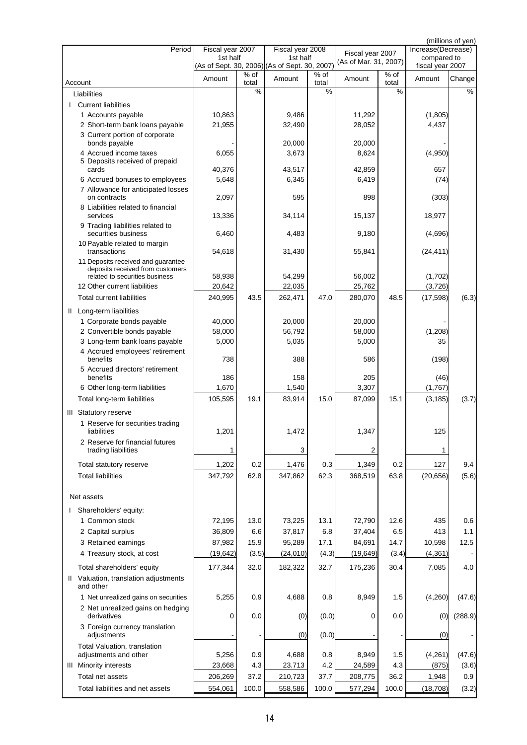(millions of yen)

| Period / Account | Fiscal year 2007 1st half (As of Sept. 30, 2006) Amount | % of total | Fiscal year 2008 1st half (As of Sept. 30, 2007) Amount | % of total | Fiscal year 2007 (As of Mar. 31, 2007) Amount | % of total | Increase(Decrease) compared to fiscal year 2007 Amount | Change |
|---|---|---|---|---|---|---|---|---|
| | | % | | % | | % | | % |
| Liabilities | | | | | | | | |
| I Current liabilities | | | | | | | | |
| 1 Accounts payable | 10,863 | | 9,486 | | 11,292 | | (1,805) | |
| 2 Short-term bank loans payable | 21,955 | | 32,490 | | 28,052 | | 4,437 | |
| 3 Current portion of corporate bonds payable | - | | 20,000 | | 20,000 | | - | |
| 4 Accrued income taxes | 6,055 | | 3,673 | | 8,624 | | (4,950) | |
| 5 Deposits received of prepaid cards | 40,376 | | 43,517 | | 42,859 | | 657 | |
| 6 Accrued bonuses to employees | 5,648 | | 6,345 | | 6,419 | | (74) | |
| 7 Allowance for anticipated losses on contracts | 2,097 | | 595 | | 898 | | (303) | |
| 8 Liabilities related to financial services | 13,336 | | 34,114 | | 15,137 | | 18,977 | |
| 9 Trading liabilities related to securities business | 6,460 | | 4,483 | | 9,180 | | (4,696) | |
| 10 Payable related to margin transactions | 54,618 | | 31,430 | | 55,841 | | (24,411) | |
| 11 Deposits received and guarantee deposits received from customers related to securities business | 58,938 | | 54,299 | | 56,002 | | (1,702) | |
| 12 Other current liabilities | 20,642 | | 22,035 | | 25,762 | | (3,726) | |
| Total current liabilities | 240,995 | 43.5 | 262,471 | 47.0 | 280,070 | 48.5 | (17,598) | (6.3) |
| II Long-term liabilities | | | | | | | | |
| 1 Corporate bonds payable | 40,000 | | 20,000 | | 20,000 | | - | |
| 2 Convertible bonds payable | 58,000 | | 56,792 | | 58,000 | | (1,208) | |
| 3 Long-term bank loans payable | 5,000 | | 5,035 | | 5,000 | | 35 | |
| 4 Accrued employees' retirement benefits | 738 | | 388 | | 586 | | (198) | |
| 5 Accrued directors' retirement benefits | 186 | | 158 | | 205 | | (46) | |
| 6 Other long-term liabilities | 1,670 | | 1,540 | | 3,307 | | (1,767) | |
| Total long-term liabilities | 105,595 | 19.1 | 83,914 | 15.0 | 87,099 | 15.1 | (3,185) | (3.7) |
| III Statutory reserve | | | | | | | | |
| 1 Reserve for securities trading liabilities | 1,201 | | 1,472 | | 1,347 | | 125 | |
| 2 Reserve for financial futures trading liabilities | 1 | | 3 | | 2 | | 1 | |
| Total statutory reserve | 1,202 | 0.2 | 1,476 | 0.3 | 1,349 | 0.2 | 127 | 9.4 |
| Total liabilities | 347,792 | 62.8 | 347,862 | 62.3 | 368,519 | 63.8 | (20,656) | (5.6) |
| Net assets | | | | | | | | |
| I Shareholders' equity: | | | | | | | | |
| 1 Common stock | 72,195 | 13.0 | 73,225 | 13.1 | 72,790 | 12.6 | 435 | 0.6 |
| 2 Capital surplus | 36,809 | 6.6 | 37,817 | 6.8 | 37,404 | 6.5 | 413 | 1.1 |
| 3 Retained earnings | 87,982 | 15.9 | 95,289 | 17.1 | 84,691 | 14.7 | 10,598 | 12.5 |
| 4 Treasury stock, at cost | (19,642) | (3.5) | (24,010) | (4.3) | (19,649) | (3.4) | (4,361) | - |
| Total shareholders' equity | 177,344 | 32.0 | 182,322 | 32.7 | 175,236 | 30.4 | 7,085 | 4.0 |
| II Valuation, translation adjustments and other | | | | | | | | |
| 1 Net unrealized gains on securities | 5,255 | 0.9 | 4,688 | 0.8 | 8,949 | 1.5 | (4,260) | (47.6) |
| 2 Net unrealized gains on hedging derivatives | 0 | 0.0 | (0) | (0.0) | 0 | 0.0 | (0) | (288.9) |
| 3 Foreign currency translation adjustments | - | - | (0) | (0.0) | - | - | (0) | - |
| Total Valuation, translation adjustments and other | 5,256 | 0.9 | 4,688 | 0.8 | 8,949 | 1.5 | (4,261) | (47.6) |
| III Minority interests | 23,668 | 4.3 | 23.713 | 4.2 | 24,589 | 4.3 | (875) | (3.6) |
| Total net assets | 206,269 | 37.2 | 210,723 | 37.7 | 208,775 | 36.2 | 1,948 | 0.9 |
| Total liabilities and net assets | 554,061 | 100.0 | 558,586 | 100.0 | 577,294 | 100.0 | (18,708) | (3.2) |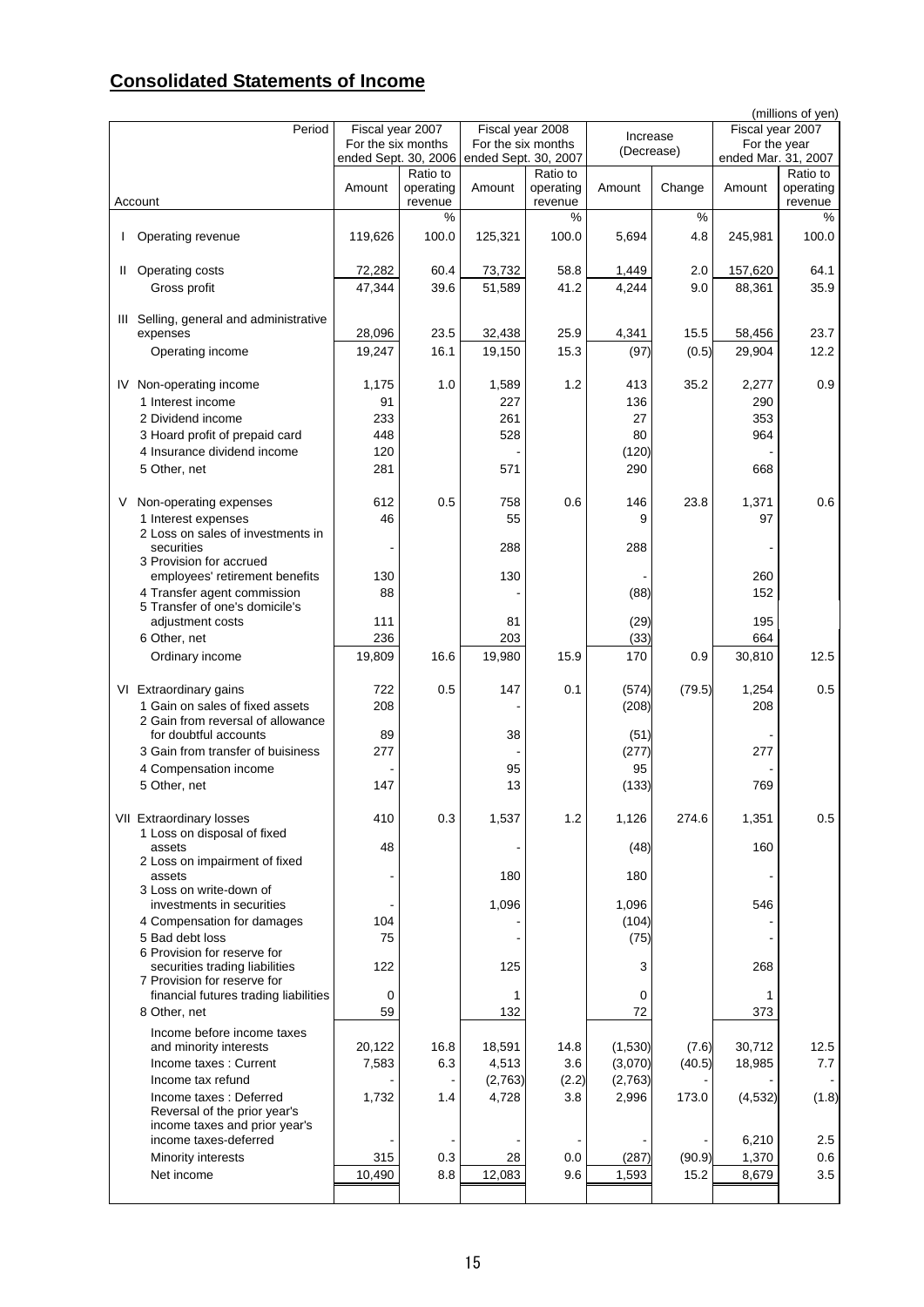## Consolidated Statements of Income

(millions of yen)

| Account / Period | Fiscal year 2007 For the six months ended Sept. 30, 2006 | | Fiscal year 2008 For the six months ended Sept. 30, 2007 | | Increase (Decrease) | | Fiscal year 2007 For the year ended Mar. 31, 2007 | |
|---|---|---|---|---|---|---|---|---|
| | Amount | Ratio to operating revenue | Amount | Ratio to operating revenue | Amount | Change | Amount | Ratio to operating revenue |
| | | % | | % | | % | | % |
| I Operating revenue | 119,626 | 100.0 | 125,321 | 100.0 | 5,694 | 4.8 | 245,981 | 100.0 |
| II Operating costs | 72,282 | 60.4 | 73,732 | 58.8 | 1,449 | 2.0 | 157,620 | 64.1 |
| Gross profit | 47,344 | 39.6 | 51,589 | 41.2 | 4,244 | 9.0 | 88,361 | 35.9 |
| III Selling, general and administrative expenses | 28,096 | 23.5 | 32,438 | 25.9 | 4,341 | 15.5 | 58,456 | 23.7 |
| Operating income | 19,247 | 16.1 | 19,150 | 15.3 | (97) | (0.5) | 29,904 | 12.2 |
| IV Non-operating income | 1,175 | 1.0 | 1,589 | 1.2 | 413 | 35.2 | 2,277 | 0.9 |
| 1 Interest income | 91 | | 227 | | 136 | | 290 | |
| 2 Dividend income | 233 | | 261 | | 27 | | 353 | |
| 3 Hoard profit of prepaid card | 448 | | 528 | | 80 | | 964 | |
| 4 Insurance dividend income | 120 | | - | | (120) | | - | |
| 5 Other, net | 281 | | 571 | | 290 | | 668 | |
| V Non-operating expenses | 612 | 0.5 | 758 | 0.6 | 146 | 23.8 | 1,371 | 0.6 |
| 1 Interest expenses | 46 | | 55 | | 9 | | 97 | |
| 2 Loss on sales of investments in securities | - | | 288 | | 288 | | - | |
| 3 Provision for accrued employees' retirement benefits | 130 | | 130 | | - | | 260 | |
| 4 Transfer agent commission | 88 | | - | | (88) | | 152 | |
| 5 Transfer of one's domicile's adjustment costs | 111 | | 81 | | (29) | | 195 | |
| 6 Other, net | 236 | | 203 | | (33) | | 664 | |
| Ordinary income | 19,809 | 16.6 | 19,980 | 15.9 | 170 | 0.9 | 30,810 | 12.5 |
| VI Extraordinary gains | 722 | 0.5 | 147 | 0.1 | (574) | (79.5) | 1,254 | 0.5 |
| 1 Gain on sales of fixed assets | 208 | | - | | (208) | | 208 | |
| 2 Gain from reversal of allowance for doubtful accounts | 89 | | 38 | | (51) | | - | |
| 3 Gain from transfer of buisiness | 277 | | - | | (277) | | 277 | |
| 4 Compensation income | - | | 95 | | 95 | | - | |
| 5 Other, net | 147 | | 13 | | (133) | | 769 | |
| VII Extraordinary losses | 410 | 0.3 | 1,537 | 1.2 | 1,126 | 274.6 | 1,351 | 0.5 |
| 1 Loss on disposal of fixed assets | 48 | | - | | (48) | | 160 | |
| 2 Loss on impairment of fixed assets | - | | 180 | | 180 | | - | |
| 3 Loss on write-down of investments in securities | - | | 1,096 | | 1,096 | | 546 | |
| 4 Compensation for damages | 104 | | - | | (104) | | - | |
| 5 Bad debt loss | 75 | | - | | (75) | | - | |
| 6 Provision for reserve for securities trading liabilities | 122 | | 125 | | 3 | | 268 | |
| 7 Provision for reserve for financial futures trading liabilities | 0 | | 1 | | 0 | | 1 | |
| 8 Other, net | 59 | | 132 | | 72 | | 373 | |
| Income before income taxes and minority interests | 20,122 | 16.8 | 18,591 | 14.8 | (1,530) | (7.6) | 30,712 | 12.5 |
| Income taxes : Current | 7,583 | 6.3 | 4,513 | 3.6 | (3,070) | (40.5) | 18,985 | 7.7 |
| Income tax refund | - | - | (2,763) | (2.2) | (2,763) | - | - | - |
| Income taxes : Deferred | 1,732 | 1.4 | 4,728 | 3.8 | 2,996 | 173.0 | (4,532) | (1.8) |
| Reversal of the prior year's income taxes and prior year's income taxes-deferred | - | - | - | - | - | - | 6,210 | 2.5 |
| Minority interests | 315 | 0.3 | 28 | 0.0 | (287) | (90.9) | 1,370 | 0.6 |
| Net income | 10,490 | 8.8 | 12,083 | 9.6 | 1,593 | 15.2 | 8,679 | 3.5 |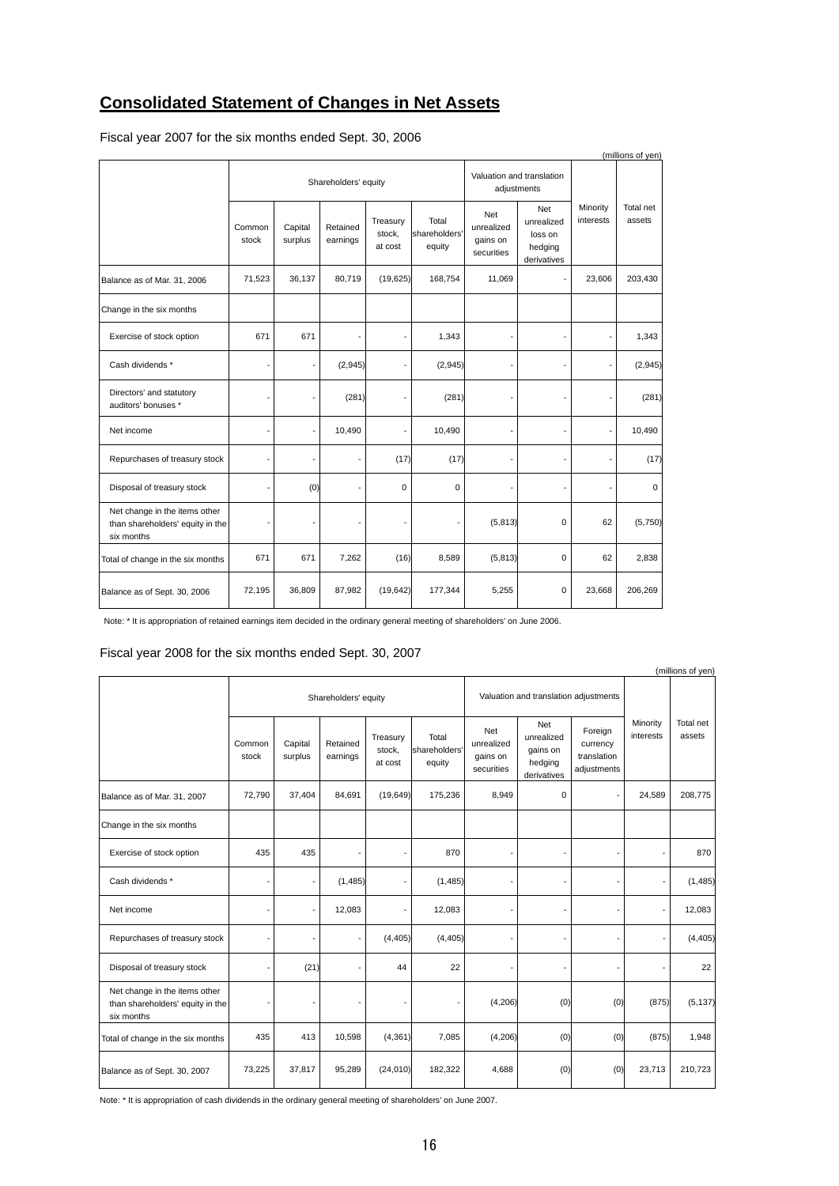# **Consolidated Statement of Changes in Net Assets**

Fiscal year 2007 for the six months ended Sept. 30, 2006

(millions of yen)

| | Shareholders' equity | | | | | Valuation and translation adjustments | | Minority interests | Total net assets |
|---|---|---|---|---|---|---|---|---|---|
| | Common stock | Capital surplus | Retained earnings | Treasury stock, at cost | Total shareholders' equity | Net unrealized gains on securities | Net unrealized loss on hedging derivatives | | |
| Balance as of Mar. 31, 2006 | 71,523 | 36,137 | 80,719 | (19,625) | 168,754 | 11,069 | - | 23,606 | 203,430 |
| Change in the six months | | | | | | | | | |
| Exercise of stock option | 671 | 671 | - | - | 1,343 | - | - | - | 1,343 |
| Cash dividends * | - | - | (2,945) | - | (2,945) | - | - | - | (2,945) |
| Directors' and statutory auditors' bonuses * | - | - | (281) | - | (281) | - | - | - | (281) |
| Net income | - | - | 10,490 | - | 10,490 | - | - | - | 10,490 |
| Repurchases of treasury stock | - | - | - | (17) | (17) | - | - | - | (17) |
| Disposal of treasury stock | - | (0) | - | 0 | 0 | - | - | - | 0 |
| Net change in the items other than shareholders' equity in the six months | - | - | - | - | - | (5,813) | 0 | 62 | (5,750) |
| Total of change in the six months | 671 | 671 | 7,262 | (16) | 8,589 | (5,813) | 0 | 62 | 2,838 |
| Balance as of Sept. 30, 2006 | 72,195 | 36,809 | 87,982 | (19,642) | 177,344 | 5,255 | 0 | 23,668 | 206,269 |

Note: * It is appropriation of retained earnings item decided in the ordinary general meeting of shareholders' on June 2006.

Fiscal year 2008 for the six months ended Sept. 30, 2007

(millions of yen)

| | Shareholders' equity | | | | | Valuation and translation adjustments | | | Minority interests | Total net assets |
|---|---|---|---|---|---|---|---|---|---|---|
| | Common stock | Capital surplus | Retained earnings | Treasury stock, at cost | Total shareholders' equity | Net unrealized gains on securities | Net unrealized gains on hedging derivatives | Foreign currency translation adjustments | | |
| Balance as of Mar. 31, 2007 | 72,790 | 37,404 | 84,691 | (19,649) | 175,236 | 8,949 | 0 | - | 24,589 | 208,775 |
| Change in the six months | | | | | | | | | | |
| Exercise of stock option | 435 | 435 | - | - | 870 | - | - | - | - | 870 |
| Cash dividends * | - | - | (1,485) | - | (1,485) | - | - | - | - | (1,485) |
| Net income | - | - | 12,083 | - | 12,083 | - | - | - | - | 12,083 |
| Repurchases of treasury stock | - | - | - | (4,405) | (4,405) | - | - | - | - | (4,405) |
| Disposal of treasury stock | - | (21) | - | 44 | 22 | - | - | - | - | 22 |
| Net change in the items other than shareholders' equity in the six months | - | - | - | - | - | (4,206) | (0) | (0) | (875) | (5,137) |
| Total of change in the six months | 435 | 413 | 10,598 | (4,361) | 7,085 | (4,206) | (0) | (0) | (875) | 1,948 |
| Balance as of Sept. 30, 2007 | 73,225 | 37,817 | 95,289 | (24,010) | 182,322 | 4,688 | (0) | (0) | 23,713 | 210,723 |

Note: * It is appropriation of cash dividends in the ordinary general meeting of shareholders' on June 2007.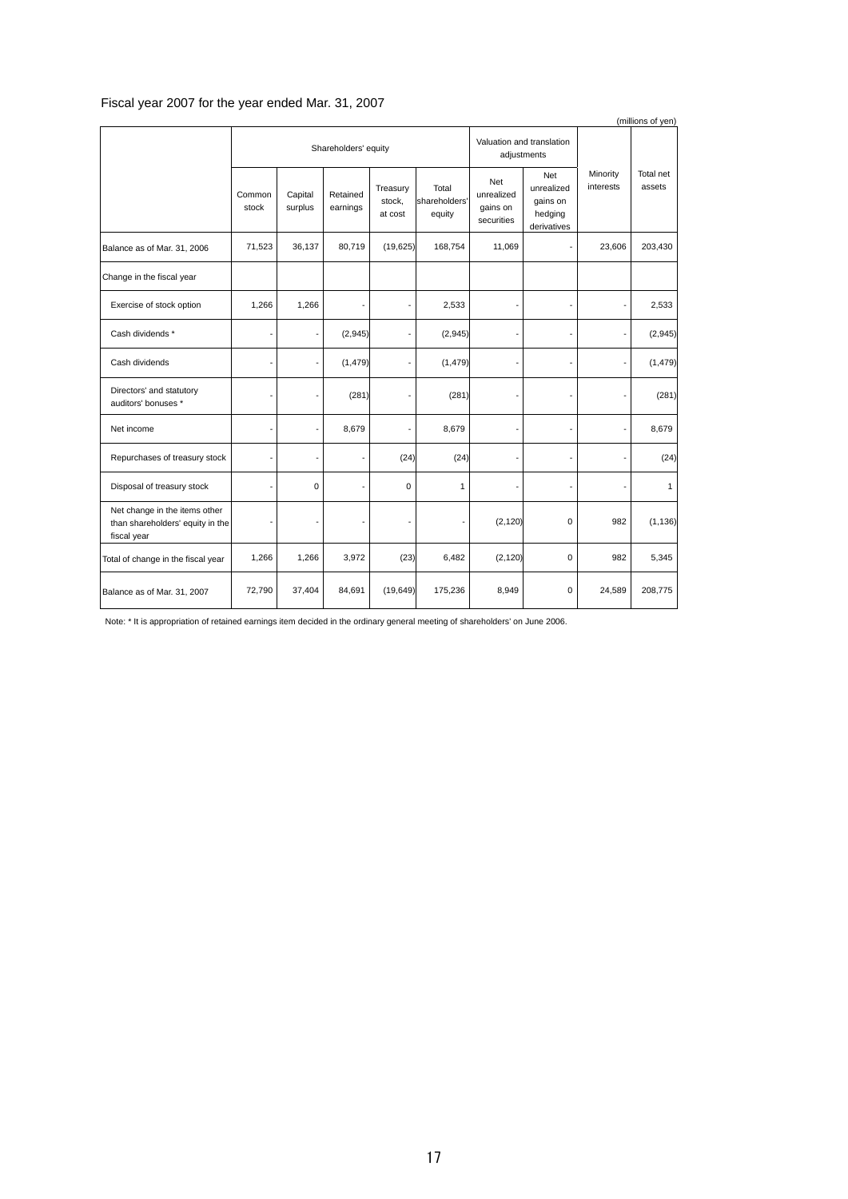Fiscal year 2007 for the year ended Mar. 31, 2007

(millions of yen)

| | Shareholders' equity | | | | | Valuation and translation adjustments | | Minority interests | Total net assets |
|---|---|---|---|---|---|---|---|---|---|
| | Common stock | Capital surplus | Retained earnings | Treasury stock, at cost | Total shareholders' equity | Net unrealized gains on securities | Net unrealized gains on hedging derivatives | | |
| Balance as of Mar. 31, 2006 | 71,523 | 36,137 | 80,719 | (19,625) | 168,754 | 11,069 | - | 23,606 | 203,430 |
| Change in the fiscal year | | | | | | | | | |
| Exercise of stock option | 1,266 | 1,266 | - | - | 2,533 | - | - | - | 2,533 |
| Cash dividends * | - | - | (2,945) | - | (2,945) | - | - | - | (2,945) |
| Cash dividends | - | - | (1,479) | - | (1,479) | - | - | - | (1,479) |
| Directors' and statutory auditors' bonuses * | - | - | (281) | - | (281) | - | - | - | (281) |
| Net income | - | - | 8,679 | - | 8,679 | - | - | - | 8,679 |
| Repurchases of treasury stock | - | - | - | (24) | (24) | - | - | - | (24) |
| Disposal of treasury stock | - | 0 | - | 0 | 1 | - | - | - | 1 |
| Net change in the items other than shareholders' equity in the fiscal year | - | - | - | - | - | (2,120) | 0 | 982 | (1,136) |
| Total of change in the fiscal year | 1,266 | 1,266 | 3,972 | (23) | 6,482 | (2,120) | 0 | 982 | 5,345 |
| Balance as of Mar. 31, 2007 | 72,790 | 37,404 | 84,691 | (19,649) | 175,236 | 8,949 | 0 | 24,589 | 208,775 |

Note: * It is appropriation of retained earnings item decided in the ordinary general meeting of shareholders' on June 2006.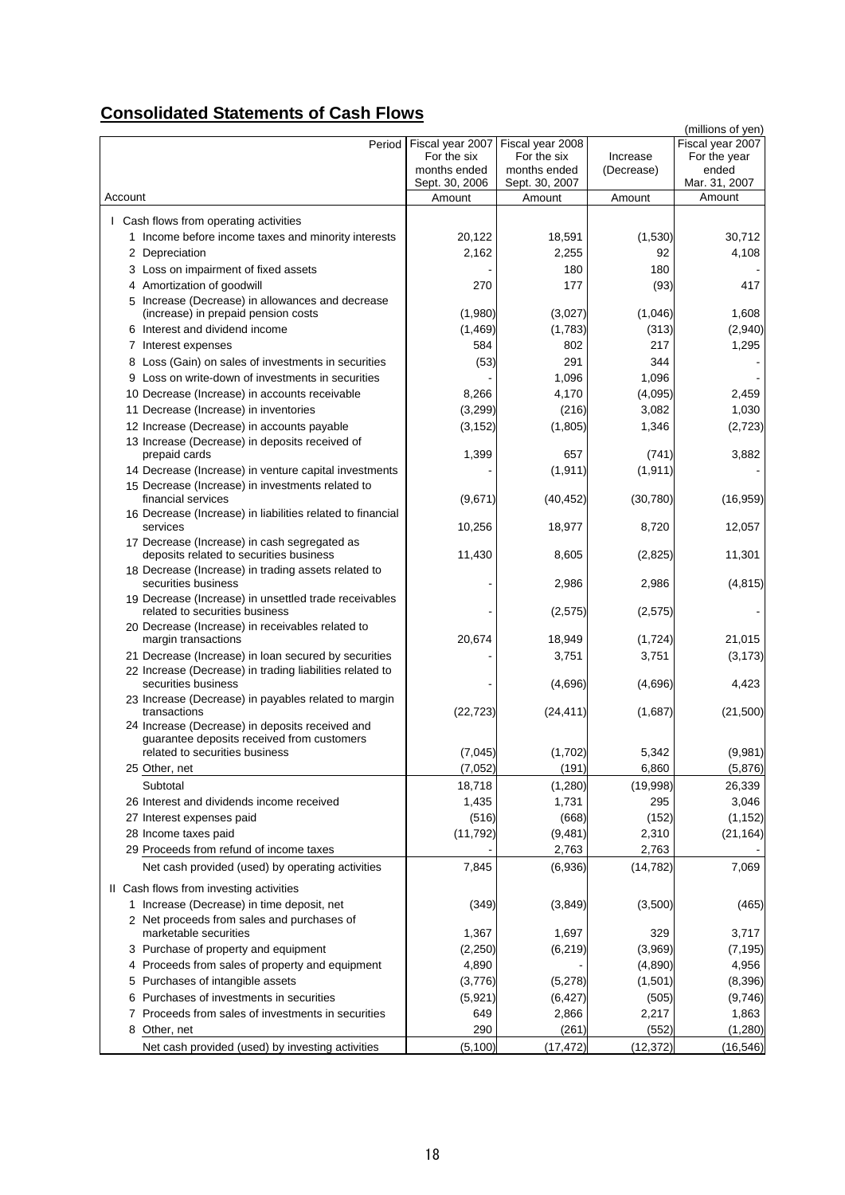# Consolidated Statements of Cash Flows

(millions of yen)

| Account / Period | Fiscal year 2007 For the six months ended Sept. 30, 2006 | Fiscal year 2008 For the six months ended Sept. 30, 2007 | Increase (Decrease) | Fiscal year 2007 For the year ended Mar. 31, 2007 |
|---|---|---|---|---|
| | Amount | Amount | Amount | Amount |
| I Cash flows from operating activities | | | | |
| 1 Income before income taxes and minority interests | 20,122 | 18,591 | (1,530) | 30,712 |
| 2 Depreciation | 2,162 | 2,255 | 92 | 4,108 |
| 3 Loss on impairment of fixed assets | - | 180 | 180 | - |
| 4 Amortization of goodwill | 270 | 177 | (93) | 417 |
| 5 Increase (Decrease) in allowances and decrease (increase) in prepaid pension costs | (1,980) | (3,027) | (1,046) | 1,608 |
| 6 Interest and dividend income | (1,469) | (1,783) | (313) | (2,940) |
| 7 Interest expenses | 584 | 802 | 217 | 1,295 |
| 8 Loss (Gain) on sales of investments in securities | (53) | 291 | 344 | - |
| 9 Loss on write-down of investments in securities | - | 1,096 | 1,096 | - |
| 10 Decrease (Increase) in accounts receivable | 8,266 | 4,170 | (4,095) | 2,459 |
| 11 Decrease (Increase) in inventories | (3,299) | (216) | 3,082 | 1,030 |
| 12 Increase (Decrease) in accounts payable | (3,152) | (1,805) | 1,346 | (2,723) |
| 13 Increase (Decrease) in deposits received of prepaid cards | 1,399 | 657 | (741) | 3,882 |
| 14 Decrease (Increase) in venture capital investments | - | (1,911) | (1,911) | - |
| 15 Decrease (Increase) in investments related to financial services | (9,671) | (40,452) | (30,780) | (16,959) |
| 16 Decrease (Increase) in liabilities related to financial services | 10,256 | 18,977 | 8,720 | 12,057 |
| 17 Decrease (Increase) in cash segregated as deposits related to securities business | 11,430 | 8,605 | (2,825) | 11,301 |
| 18 Decrease (Increase) in trading assets related to securities business | - | 2,986 | 2,986 | (4,815) |
| 19 Decrease (Increase) in unsettled trade receivables related to securities business | - | (2,575) | (2,575) | - |
| 20 Decrease (Increase) in receivables related to margin transactions | 20,674 | 18,949 | (1,724) | 21,015 |
| 21 Decrease (Increase) in loan secured by securities | - | 3,751 | 3,751 | (3,173) |
| 22 Increase (Decrease) in trading liabilities related to securities business | - | (4,696) | (4,696) | 4,423 |
| 23 Increase (Decrease) in payables related to margin transactions | (22,723) | (24,411) | (1,687) | (21,500) |
| 24 Increase (Decrease) in deposits received and guarantee deposits received from customers related to securities business | (7,045) | (1,702) | 5,342 | (9,981) |
| 25 Other, net | (7,052) | (191) | 6,860 | (5,876) |
| Subtotal | 18,718 | (1,280) | (19,998) | 26,339 |
| 26 Interest and dividends income received | 1,435 | 1,731 | 295 | 3,046 |
| 27 Interest expenses paid | (516) | (668) | (152) | (1,152) |
| 28 Income taxes paid | (11,792) | (9,481) | 2,310 | (21,164) |
| 29 Proceeds from refund of income taxes | - | 2,763 | 2,763 | - |
| Net cash provided (used) by operating activities | 7,845 | (6,936) | (14,782) | 7,069 |
| II Cash flows from investing activities | | | | |
| 1 Increase (Decrease) in time deposit, net | (349) | (3,849) | (3,500) | (465) |
| 2 Net proceeds from sales and purchases of marketable securities | 1,367 | 1,697 | 329 | 3,717 |
| 3 Purchase of property and equipment | (2,250) | (6,219) | (3,969) | (7,195) |
| 4 Proceeds from sales of property and equipment | 4,890 | - | (4,890) | 4,956 |
| 5 Purchases of intangible assets | (3,776) | (5,278) | (1,501) | (8,396) |
| 6 Purchases of investments in securities | (5,921) | (6,427) | (505) | (9,746) |
| 7 Proceeds from sales of investments in securities | 649 | 2,866 | 2,217 | 1,863 |
| 8 Other, net | 290 | (261) | (552) | (1,280) |
| Net cash provided (used) by investing activities | (5,100) | (17,472) | (12,372) | (16,546) |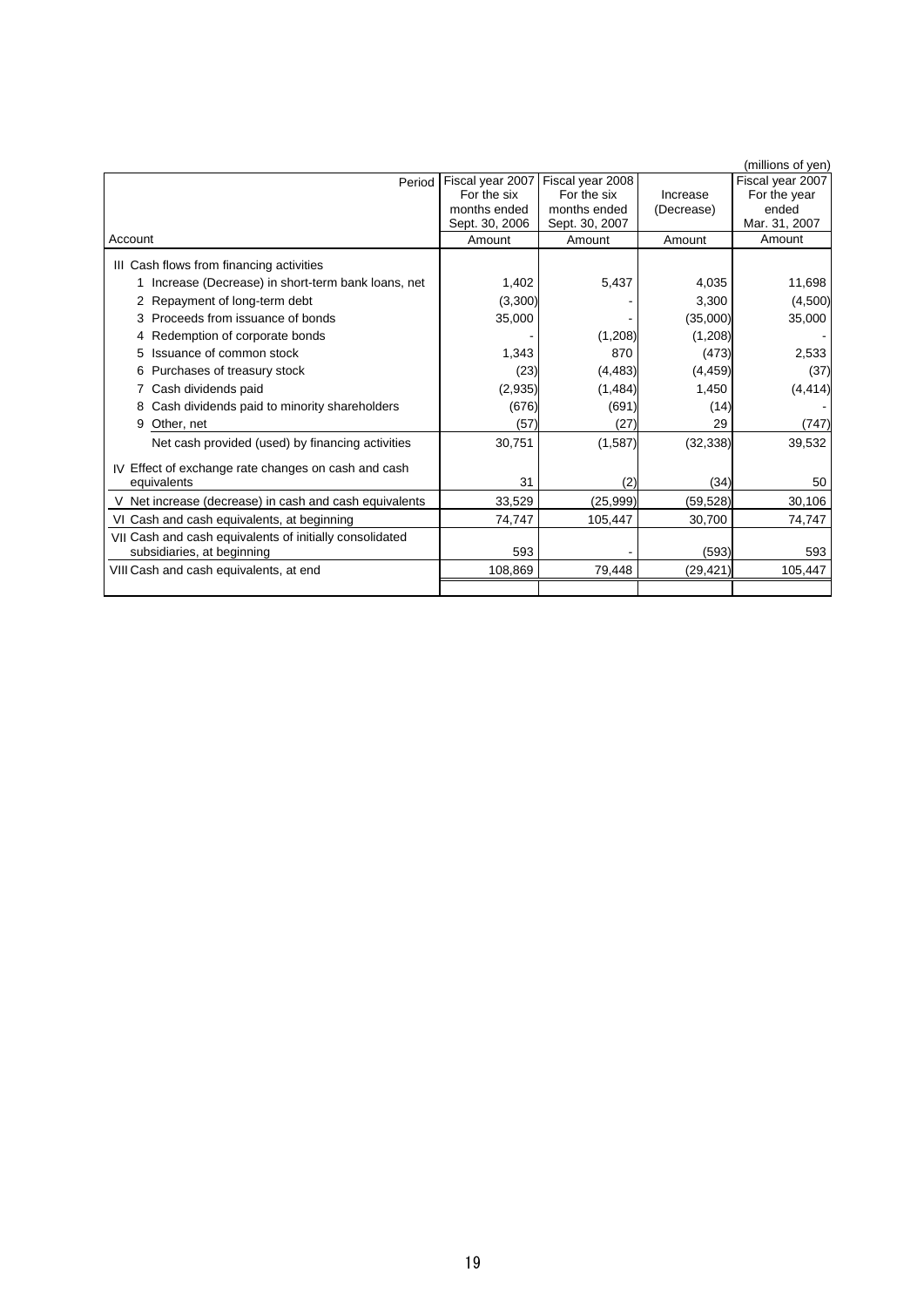(millions of yen)

| Account / Period | Fiscal year 2007 For the six months ended Sept. 30, 2006 | Fiscal year 2008 For the six months ended Sept. 30, 2007 | Increase (Decrease) | Fiscal year 2007 For the year ended Mar. 31, 2007 |
|---|---|---|---|---|
| | Amount | Amount | Amount | Amount |
| III Cash flows from financing activities | | | | |
| 1 Increase (Decrease) in short-term bank loans, net | 1,402 | 5,437 | 4,035 | 11,698 |
| 2 Repayment of long-term debt | (3,300) | - | 3,300 | (4,500) |
| 3 Proceeds from issuance of bonds | 35,000 | - | (35,000) | 35,000 |
| 4 Redemption of corporate bonds | - | (1,208) | (1,208) | - |
| 5 Issuance of common stock | 1,343 | 870 | (473) | 2,533 |
| 6 Purchases of treasury stock | (23) | (4,483) | (4,459) | (37) |
| 7 Cash dividends paid | (2,935) | (1,484) | 1,450 | (4,414) |
| 8 Cash dividends paid to minority shareholders | (676) | (691) | (14) | - |
| 9 Other, net | (57) | (27) | 29 | (747) |
| Net cash provided (used) by financing activities | 30,751 | (1,587) | (32,338) | 39,532 |
| IV Effect of exchange rate changes on cash and cash equivalents | 31 | (2) | (34) | 50 |
| V Net increase (decrease) in cash and cash equivalents | 33,529 | (25,999) | (59,528) | 30,106 |
| VI Cash and cash equivalents, at beginning | 74,747 | 105,447 | 30,700 | 74,747 |
| VII Cash and cash equivalents of initially consolidated subsidiaries, at beginning | 593 | - | (593) | 593 |
| VIII Cash and cash equivalents, at end | 108,869 | 79,448 | (29,421) | 105,447 |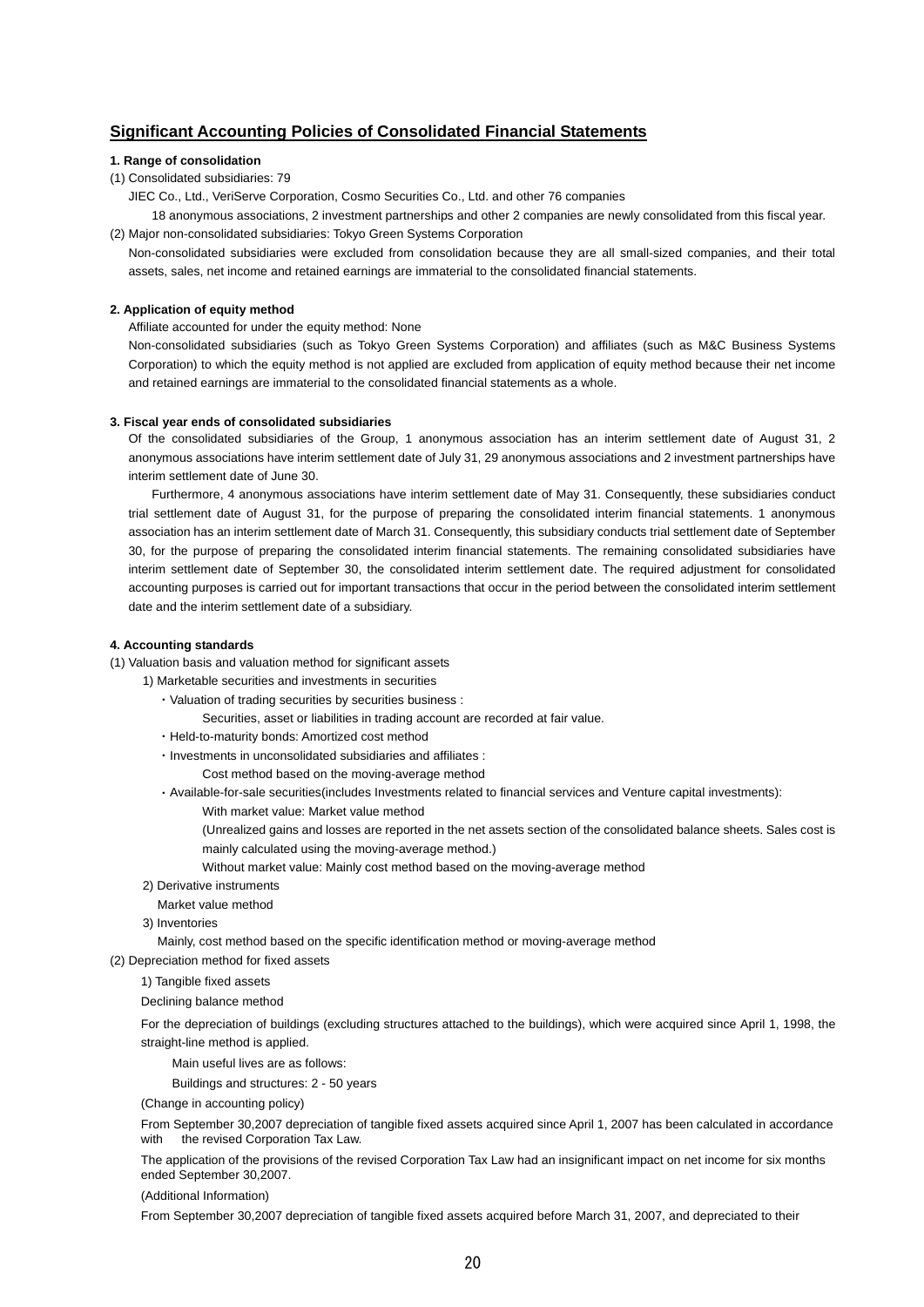## Significant Accounting Policies of Consolidated Financial Statements

**1. Range of consolidation**

(1) Consolidated subsidiaries: 79

JIEC Co., Ltd., VeriServe Corporation, Cosmo Securities Co., Ltd. and other 76 companies

18 anonymous associations, 2 investment partnerships and other 2 companies are newly consolidated from this fiscal year.

(2) Major non-consolidated subsidiaries: Tokyo Green Systems Corporation

Non-consolidated subsidiaries were excluded from consolidation because they are all small-sized companies, and their total assets, sales, net income and retained earnings are immaterial to the consolidated financial statements.

**2. Application of equity method**

Affiliate accounted for under the equity method: None

Non-consolidated subsidiaries (such as Tokyo Green Systems Corporation) and affiliates (such as M&C Business Systems Corporation) to which the equity method is not applied are excluded from application of equity method because their net income and retained earnings are immaterial to the consolidated financial statements as a whole.

**3. Fiscal year ends of consolidated subsidiaries**

Of the consolidated subsidiaries of the Group, 1 anonymous association has an interim settlement date of August 31, 2 anonymous associations have interim settlement date of July 31, 29 anonymous associations and 2 investment partnerships have interim settlement date of June 30.

Furthermore, 4 anonymous associations have interim settlement date of May 31. Consequently, these subsidiaries conduct trial settlement date of August 31, for the purpose of preparing the consolidated interim financial statements. 1 anonymous association has an interim settlement date of March 31. Consequently, this subsidiary conducts trial settlement date of September 30, for the purpose of preparing the consolidated interim financial statements. The remaining consolidated subsidiaries have interim settlement date of September 30, the consolidated interim settlement date. The required adjustment for consolidated accounting purposes is carried out for important transactions that occur in the period between the consolidated interim settlement date and the interim settlement date of a subsidiary.

**4. Accounting standards**

(1) Valuation basis and valuation method for significant assets

1) Marketable securities and investments in securities

・Valuation of trading securities by securities business :

Securities, asset or liabilities in trading account are recorded at fair value.

・Held-to-maturity bonds: Amortized cost method

・Investments in unconsolidated subsidiaries and affiliates :

Cost method based on the moving-average method

・Available-for-sale securities(includes Investments related to financial services and Venture capital investments):

With market value: Market value method

(Unrealized gains and losses are reported in the net assets section of the consolidated balance sheets. Sales cost is mainly calculated using the moving-average method.)

Without market value: Mainly cost method based on the moving-average method

2) Derivative instruments

Market value method

3) Inventories

Mainly, cost method based on the specific identification method or moving-average method

(2) Depreciation method for fixed assets

1) Tangible fixed assets

Declining balance method

For the depreciation of buildings (excluding structures attached to the buildings), which were acquired since April 1, 1998, the straight-line method is applied.

Main useful lives are as follows:

Buildings and structures: 2 - 50 years

(Change in accounting policy)

From September 30,2007 depreciation of tangible fixed assets acquired since April 1, 2007 has been calculated in accordance with the revised Corporation Tax Law.

The application of the provisions of the revised Corporation Tax Law had an insignificant impact on net income for six months ended September 30,2007.

(Additional Information)

From September 30,2007 depreciation of tangible fixed assets acquired before March 31, 2007, and depreciated to their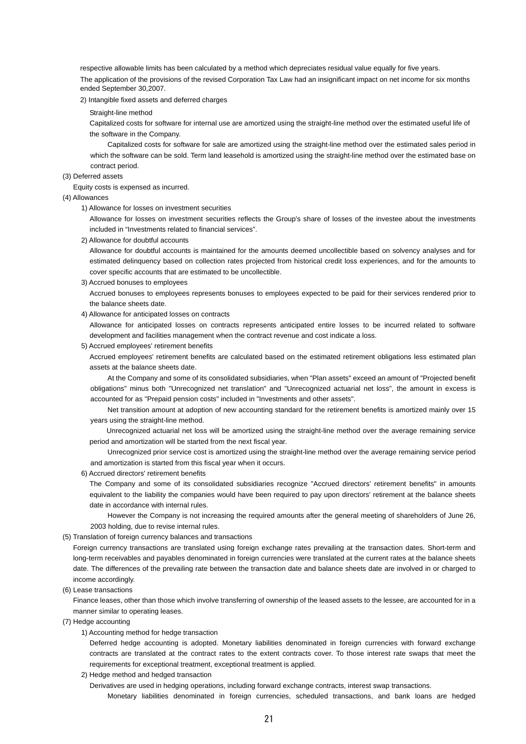respective allowable limits has been calculated by a method which depreciates residual value equally for five years.

The application of the provisions of the revised Corporation Tax Law had an insignificant impact on net income for six months ended September 30,2007.

2) Intangible fixed assets and deferred charges

Straight-line method

Capitalized costs for software for internal use are amortized using the straight-line method over the estimated useful life of the software in the Company.

Capitalized costs for software for sale are amortized using the straight-line method over the estimated sales period in which the software can be sold. Term land leasehold is amortized using the straight-line method over the estimated base on contract period.

(3) Deferred assets

Equity costs is expensed as incurred.

(4) Allowances

1) Allowance for losses on investment securities

Allowance for losses on investment securities reflects the Group's share of losses of the investee about the investments included in "Investments related to financial services".

2) Allowance for doubtful accounts

Allowance for doubtful accounts is maintained for the amounts deemed uncollectible based on solvency analyses and for estimated delinquency based on collection rates projected from historical credit loss experiences, and for the amounts to cover specific accounts that are estimated to be uncollectible.

3) Accrued bonuses to employees

Accrued bonuses to employees represents bonuses to employees expected to be paid for their services rendered prior to the balance sheets date.

4) Allowance for anticipated losses on contracts

Allowance for anticipated losses on contracts represents anticipated entire losses to be incurred related to software development and facilities management when the contract revenue and cost indicate a loss.

5) Accrued employees' retirement benefits

Accrued employees' retirement benefits are calculated based on the estimated retirement obligations less estimated plan assets at the balance sheets date.

At the Company and some of its consolidated subsidiaries, when "Plan assets" exceed an amount of "Projected benefit obligations" minus both "Unrecognized net translation" and "Unrecognized actuarial net loss", the amount in excess is accounted for as "Prepaid pension costs" included in "Investments and other assets".

Net transition amount at adoption of new accounting standard for the retirement benefits is amortized mainly over 15 years using the straight-line method.

Unrecognized actuarial net loss will be amortized using the straight-line method over the average remaining service period and amortization will be started from the next fiscal year.

Unrecognized prior service cost is amortized using the straight-line method over the average remaining service period and amortization is started from this fiscal year when it occurs.

6) Accrued directors' retirement benefits

The Company and some of its consolidated subsidiaries recognize "Accrued directors' retirement benefits" in amounts equivalent to the liability the companies would have been required to pay upon directors' retirement at the balance sheets date in accordance with internal rules.

However the Company is not increasing the required amounts after the general meeting of shareholders of June 26, 2003 holding, due to revise internal rules.

(5) Translation of foreign currency balances and transactions

Foreign currency transactions are translated using foreign exchange rates prevailing at the transaction dates. Short-term and long-term receivables and payables denominated in foreign currencies were translated at the current rates at the balance sheets date. The differences of the prevailing rate between the transaction date and balance sheets date are involved in or charged to income accordingly.

(6) Lease transactions

Finance leases, other than those which involve transferring of ownership of the leased assets to the lessee, are accounted for in a manner similar to operating leases.

(7) Hedge accounting

1) Accounting method for hedge transaction

Deferred hedge accounting is adopted. Monetary liabilities denominated in foreign currencies with forward exchange contracts are translated at the contract rates to the extent contracts cover. To those interest rate swaps that meet the requirements for exceptional treatment, exceptional treatment is applied.

2) Hedge method and hedged transaction

Derivatives are used in hedging operations, including forward exchange contracts, interest swap transactions.

Monetary liabilities denominated in foreign currencies, scheduled transactions, and bank loans are hedged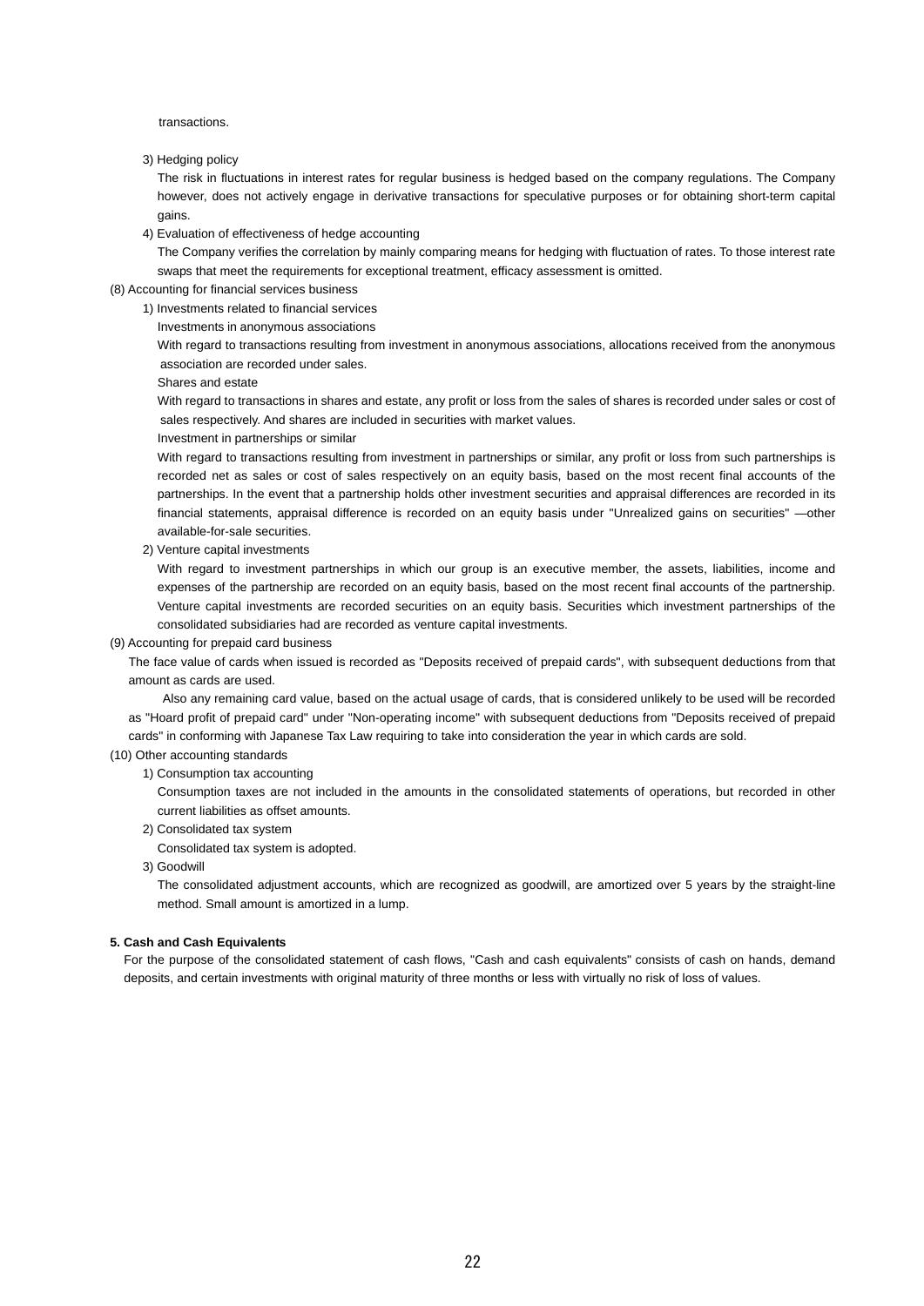transactions.

3) Hedging policy

The risk in fluctuations in interest rates for regular business is hedged based on the company regulations. The Company however, does not actively engage in derivative transactions for speculative purposes or for obtaining short-term capital gains.

4) Evaluation of effectiveness of hedge accounting

The Company verifies the correlation by mainly comparing means for hedging with fluctuation of rates. To those interest rate swaps that meet the requirements for exceptional treatment, efficacy assessment is omitted.

(8) Accounting for financial services business

1) Investments related to financial services

Investments in anonymous associations

With regard to transactions resulting from investment in anonymous associations, allocations received from the anonymous association are recorded under sales.

Shares and estate

With regard to transactions in shares and estate, any profit or loss from the sales of shares is recorded under sales or cost of sales respectively. And shares are included in securities with market values.

Investment in partnerships or similar

With regard to transactions resulting from investment in partnerships or similar, any profit or loss from such partnerships is recorded net as sales or cost of sales respectively on an equity basis, based on the most recent final accounts of the partnerships. In the event that a partnership holds other investment securities and appraisal differences are recorded in its financial statements, appraisal difference is recorded on an equity basis under "Unrealized gains on securities" —other available-for-sale securities.

2) Venture capital investments

With regard to investment partnerships in which our group is an executive member, the assets, liabilities, income and expenses of the partnership are recorded on an equity basis, based on the most recent final accounts of the partnership. Venture capital investments are recorded securities on an equity basis. Securities which investment partnerships of the consolidated subsidiaries had are recorded as venture capital investments.

(9) Accounting for prepaid card business

The face value of cards when issued is recorded as "Deposits received of prepaid cards", with subsequent deductions from that amount as cards are used.

Also any remaining card value, based on the actual usage of cards, that is considered unlikely to be used will be recorded as "Hoard profit of prepaid card" under "Non-operating income" with subsequent deductions from "Deposits received of prepaid cards" in conforming with Japanese Tax Law requiring to take into consideration the year in which cards are sold.

(10) Other accounting standards

1) Consumption tax accounting

Consumption taxes are not included in the amounts in the consolidated statements of operations, but recorded in other current liabilities as offset amounts.

2) Consolidated tax system

Consolidated tax system is adopted.

3) Goodwill

The consolidated adjustment accounts, which are recognized as goodwill, are amortized over 5 years by the straight-line method. Small amount is amortized in a lump.

**5. Cash and Cash Equivalents**

For the purpose of the consolidated statement of cash flows, "Cash and cash equivalents" consists of cash on hands, demand deposits, and certain investments with original maturity of three months or less with virtually no risk of loss of values.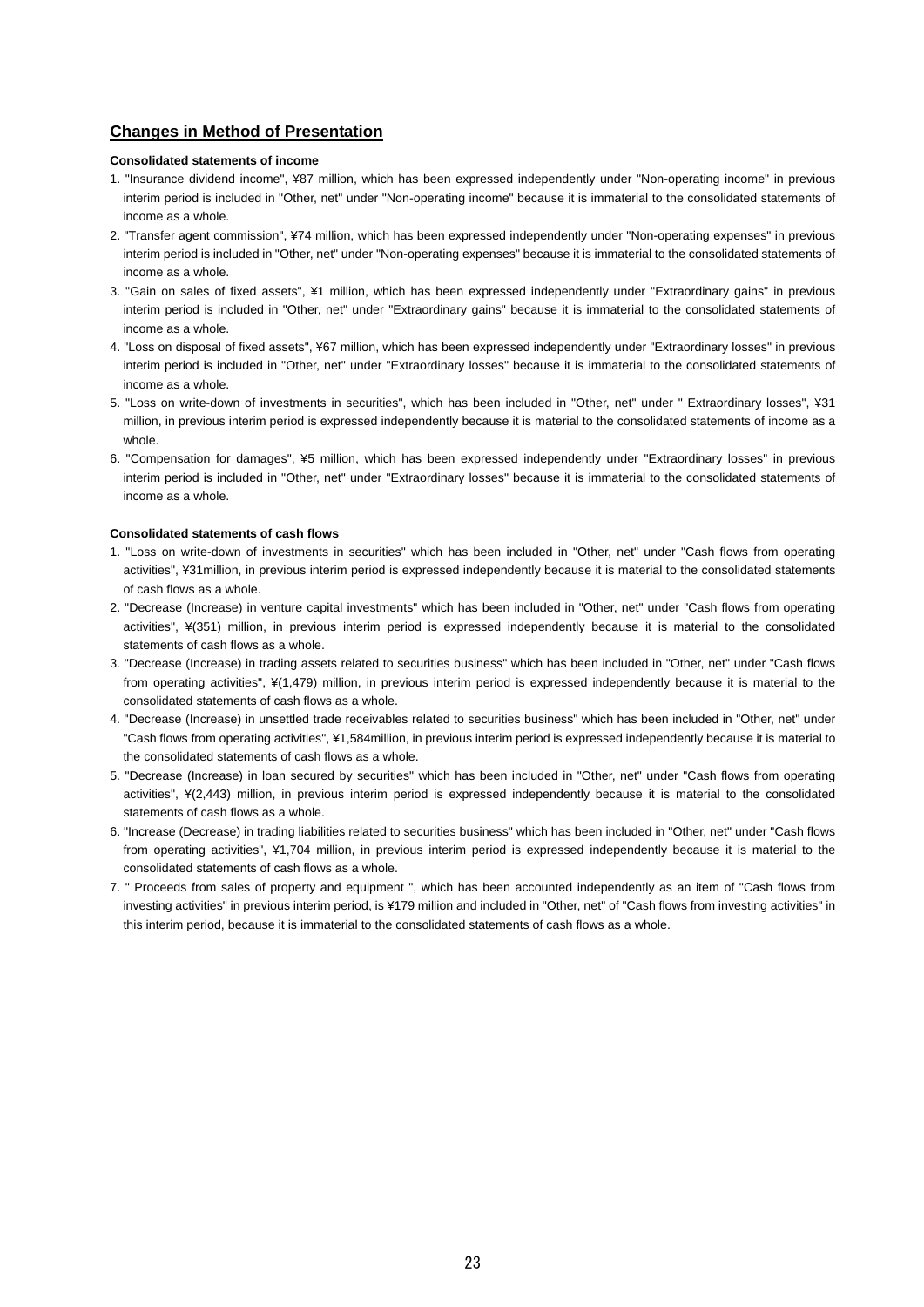## Changes in Method of Presentation

**Consolidated statements of income**

1. "Insurance dividend income", ¥87 million, which has been expressed independently under "Non-operating income" in previous interim period is included in "Other, net" under "Non-operating income" because it is immaterial to the consolidated statements of income as a whole.
2. "Transfer agent commission", ¥74 million, which has been expressed independently under "Non-operating expenses" in previous interim period is included in "Other, net" under "Non-operating expenses" because it is immaterial to the consolidated statements of income as a whole.
3. "Gain on sales of fixed assets", ¥1 million, which has been expressed independently under "Extraordinary gains" in previous interim period is included in "Other, net" under "Extraordinary gains" because it is immaterial to the consolidated statements of income as a whole.
4. "Loss on disposal of fixed assets", ¥67 million, which has been expressed independently under "Extraordinary losses" in previous interim period is included in "Other, net" under "Extraordinary losses" because it is immaterial to the consolidated statements of income as a whole.
5. "Loss on write-down of investments in securities", which has been included in "Other, net" under " Extraordinary losses", ¥31 million, in previous interim period is expressed independently because it is material to the consolidated statements of income as a whole.
6. "Compensation for damages", ¥5 million, which has been expressed independently under "Extraordinary losses" in previous interim period is included in "Other, net" under "Extraordinary losses" because it is immaterial to the consolidated statements of income as a whole.

**Consolidated statements of cash flows**

1. "Loss on write-down of investments in securities" which has been included in "Other, net" under "Cash flows from operating activities", ¥31million, in previous interim period is expressed independently because it is material to the consolidated statements of cash flows as a whole.
2. "Decrease (Increase) in venture capital investments" which has been included in "Other, net" under "Cash flows from operating activities", ¥(351) million, in previous interim period is expressed independently because it is material to the consolidated statements of cash flows as a whole.
3. "Decrease (Increase) in trading assets related to securities business" which has been included in "Other, net" under "Cash flows from operating activities", ¥(1,479) million, in previous interim period is expressed independently because it is material to the consolidated statements of cash flows as a whole.
4. "Decrease (Increase) in unsettled trade receivables related to securities business" which has been included in "Other, net" under "Cash flows from operating activities", ¥1,584million, in previous interim period is expressed independently because it is material to the consolidated statements of cash flows as a whole.
5. "Decrease (Increase) in loan secured by securities" which has been included in "Other, net" under "Cash flows from operating activities", ¥(2,443) million, in previous interim period is expressed independently because it is material to the consolidated statements of cash flows as a whole.
6. "Increase (Decrease) in trading liabilities related to securities business" which has been included in "Other, net" under "Cash flows from operating activities", ¥1,704 million, in previous interim period is expressed independently because it is material to the consolidated statements of cash flows as a whole.
7. " Proceeds from sales of property and equipment ", which has been accounted independently as an item of "Cash flows from investing activities" in previous interim period, is ¥179 million and included in "Other, net" of "Cash flows from investing activities" in this interim period, because it is immaterial to the consolidated statements of cash flows as a whole.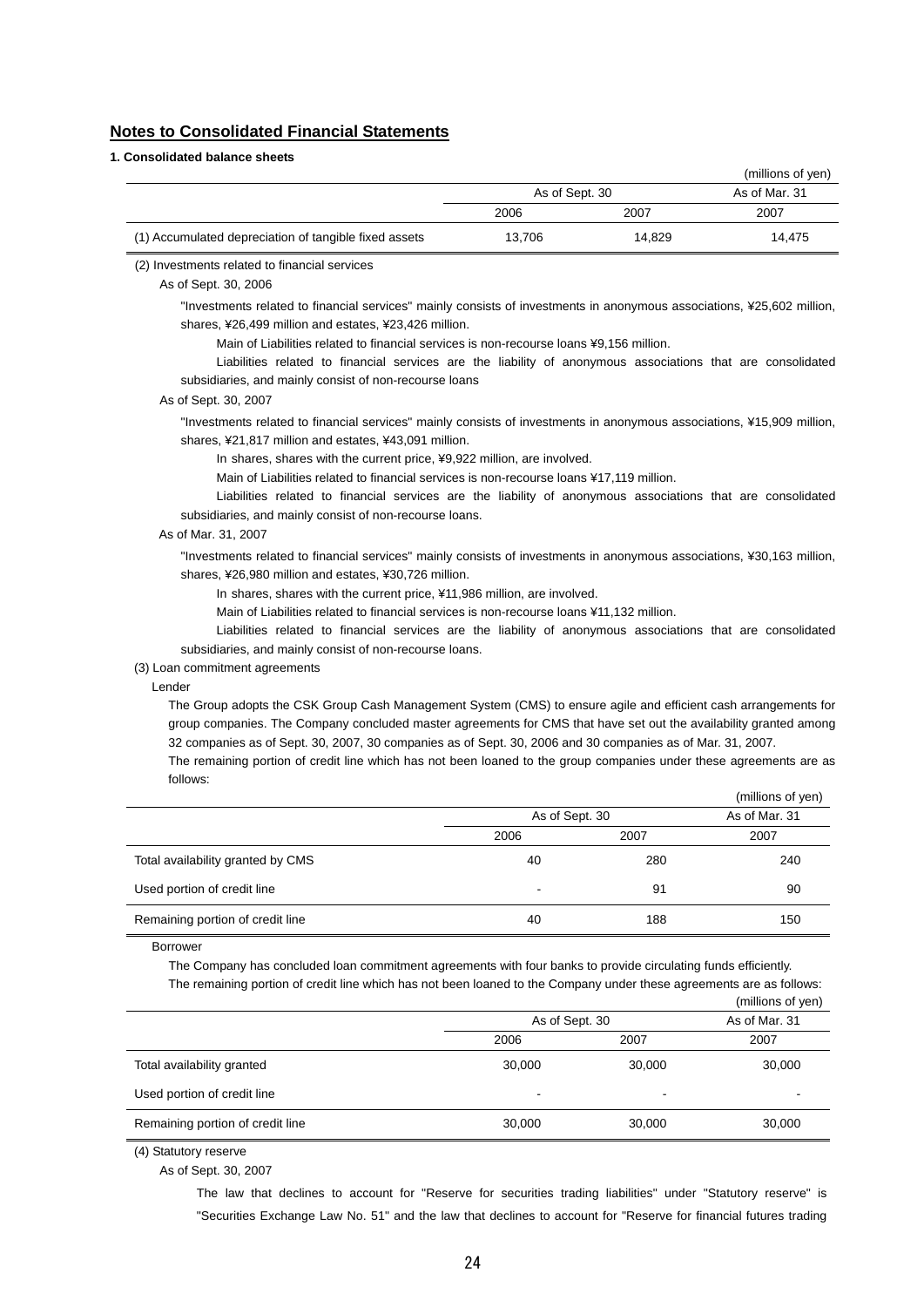## Notes to Consolidated Financial Statements

### 1. Consolidated balance sheets

(millions of yen)

| | As of Sept. 30 | | As of Mar. 31 |
|---|---|---|---|
| | 2006 | 2007 | 2007 |
| (1) Accumulated depreciation of tangible fixed assets | 13,706 | 14,829 | 14,475 |

(2) Investments related to financial services

As of Sept. 30, 2006

"Investments related to financial services" mainly consists of investments in anonymous associations, ¥25,602 million, shares, ¥26,499 million and estates, ¥23,426 million.

Main of Liabilities related to financial services is non-recourse loans ¥9,156 million.

Liabilities related to financial services are the liability of anonymous associations that are consolidated subsidiaries, and mainly consist of non-recourse loans

As of Sept. 30, 2007

"Investments related to financial services" mainly consists of investments in anonymous associations, ¥15,909 million, shares, ¥21,817 million and estates, ¥43,091 million.

In shares, shares with the current price, ¥9,922 million, are involved.

Main of Liabilities related to financial services is non-recourse loans ¥17,119 million.

Liabilities related to financial services are the liability of anonymous associations that are consolidated subsidiaries, and mainly consist of non-recourse loans.

As of Mar. 31, 2007

"Investments related to financial services" mainly consists of investments in anonymous associations, ¥30,163 million, shares, ¥26,980 million and estates, ¥30,726 million.

In shares, shares with the current price, ¥11,986 million, are involved.

Main of Liabilities related to financial services is non-recourse loans ¥11,132 million.

Liabilities related to financial services are the liability of anonymous associations that are consolidated subsidiaries, and mainly consist of non-recourse loans.

(3) Loan commitment agreements

Lender

The Group adopts the CSK Group Cash Management System (CMS) to ensure agile and efficient cash arrangements for group companies. The Company concluded master agreements for CMS that have set out the availability granted among 32 companies as of Sept. 30, 2007, 30 companies as of Sept. 30, 2006 and 30 companies as of Mar. 31, 2007.

The remaining portion of credit line which has not been loaned to the group companies under these agreements are as follows:

(millions of yen)

| | As of Sept. 30 | | As of Mar. 31 |
|---|---|---|---|
| | 2006 | 2007 | 2007 |
| Total availability granted by CMS | 40 | 280 | 240 |
| Used portion of credit line | - | 91 | 90 |
| Remaining portion of credit line | 40 | 188 | 150 |

Borrower

The Company has concluded loan commitment agreements with four banks to provide circulating funds efficiently.

The remaining portion of credit line which has not been loaned to the Company under these agreements are as follows:

(millions of yen)

| | As of Sept. 30 | | As of Mar. 31 |
|---|---|---|---|
| | 2006 | 2007 | 2007 |
| Total availability granted | 30,000 | 30,000 | 30,000 |
| Used portion of credit line | - | - | - |
| Remaining portion of credit line | 30,000 | 30,000 | 30,000 |

(4) Statutory reserve

As of Sept. 30, 2007

The law that declines to account for "Reserve for securities trading liabilities" under "Statutory reserve" is "Securities Exchange Law No. 51" and the law that declines to account for "Reserve for financial futures trading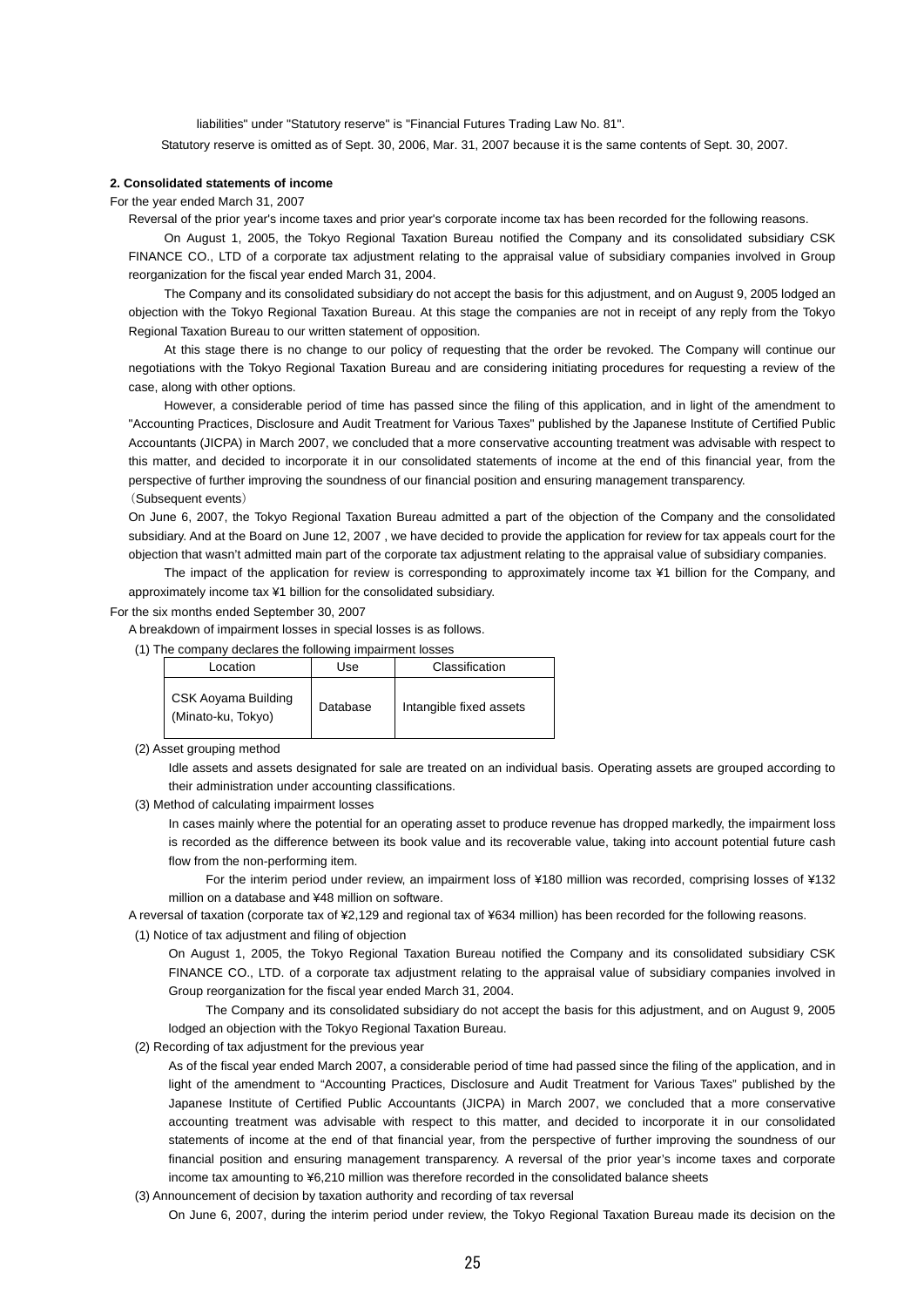liabilities" under "Statutory reserve" is "Financial Futures Trading Law No. 81".

Statutory reserve is omitted as of Sept. 30, 2006, Mar. 31, 2007 because it is the same contents of Sept. 30, 2007.

**2. Consolidated statements of income**

For the year ended March 31, 2007

Reversal of the prior year's income taxes and prior year's corporate income tax has been recorded for the following reasons.

On August 1, 2005, the Tokyo Regional Taxation Bureau notified the Company and its consolidated subsidiary CSK FINANCE CO., LTD of a corporate tax adjustment relating to the appraisal value of subsidiary companies involved in Group reorganization for the fiscal year ended March 31, 2004.

The Company and its consolidated subsidiary do not accept the basis for this adjustment, and on August 9, 2005 lodged an objection with the Tokyo Regional Taxation Bureau. At this stage the companies are not in receipt of any reply from the Tokyo Regional Taxation Bureau to our written statement of opposition.

At this stage there is no change to our policy of requesting that the order be revoked. The Company will continue our negotiations with the Tokyo Regional Taxation Bureau and are considering initiating procedures for requesting a review of the case, along with other options.

However, a considerable period of time has passed since the filing of this application, and in light of the amendment to "Accounting Practices, Disclosure and Audit Treatment for Various Taxes" published by the Japanese Institute of Certified Public Accountants (JICPA) in March 2007, we concluded that a more conservative accounting treatment was advisable with respect to this matter, and decided to incorporate it in our consolidated statements of income at the end of this financial year, from the perspective of further improving the soundness of our financial position and ensuring management transparency.

（Subsequent events）

On June 6, 2007, the Tokyo Regional Taxation Bureau admitted a part of the objection of the Company and the consolidated subsidiary. And at the Board on June 12, 2007 , we have decided to provide the application for review for tax appeals court for the objection that wasn't admitted main part of the corporate tax adjustment relating to the appraisal value of subsidiary companies.

The impact of the application for review is corresponding to approximately income tax ¥1 billion for the Company, and approximately income tax ¥1 billion for the consolidated subsidiary.

For the six months ended September 30, 2007

A breakdown of impairment losses in special losses is as follows.

(1) The company declares the following impairment losses

| Location | Use | Classification |
|---|---|---|
| CSK Aoyama Building (Minato-ku, Tokyo) | Database | Intangible fixed assets |

(2) Asset grouping method

Idle assets and assets designated for sale are treated on an individual basis. Operating assets are grouped according to their administration under accounting classifications.

(3) Method of calculating impairment losses

In cases mainly where the potential for an operating asset to produce revenue has dropped markedly, the impairment loss is recorded as the difference between its book value and its recoverable value, taking into account potential future cash flow from the non-performing item.

For the interim period under review, an impairment loss of ¥180 million was recorded, comprising losses of ¥132 million on a database and ¥48 million on software.

A reversal of taxation (corporate tax of ¥2,129 and regional tax of ¥634 million) has been recorded for the following reasons.

(1) Notice of tax adjustment and filing of objection

On August 1, 2005, the Tokyo Regional Taxation Bureau notified the Company and its consolidated subsidiary CSK FINANCE CO., LTD. of a corporate tax adjustment relating to the appraisal value of subsidiary companies involved in Group reorganization for the fiscal year ended March 31, 2004.

The Company and its consolidated subsidiary do not accept the basis for this adjustment, and on August 9, 2005 lodged an objection with the Tokyo Regional Taxation Bureau.

(2) Recording of tax adjustment for the previous year

As of the fiscal year ended March 2007, a considerable period of time had passed since the filing of the application, and in light of the amendment to "Accounting Practices, Disclosure and Audit Treatment for Various Taxes" published by the Japanese Institute of Certified Public Accountants (JICPA) in March 2007, we concluded that a more conservative accounting treatment was advisable with respect to this matter, and decided to incorporate it in our consolidated statements of income at the end of that financial year, from the perspective of further improving the soundness of our financial position and ensuring management transparency. A reversal of the prior year's income taxes and corporate income tax amounting to ¥6,210 million was therefore recorded in the consolidated balance sheets

(3) Announcement of decision by taxation authority and recording of tax reversal

On June 6, 2007, during the interim period under review, the Tokyo Regional Taxation Bureau made its decision on the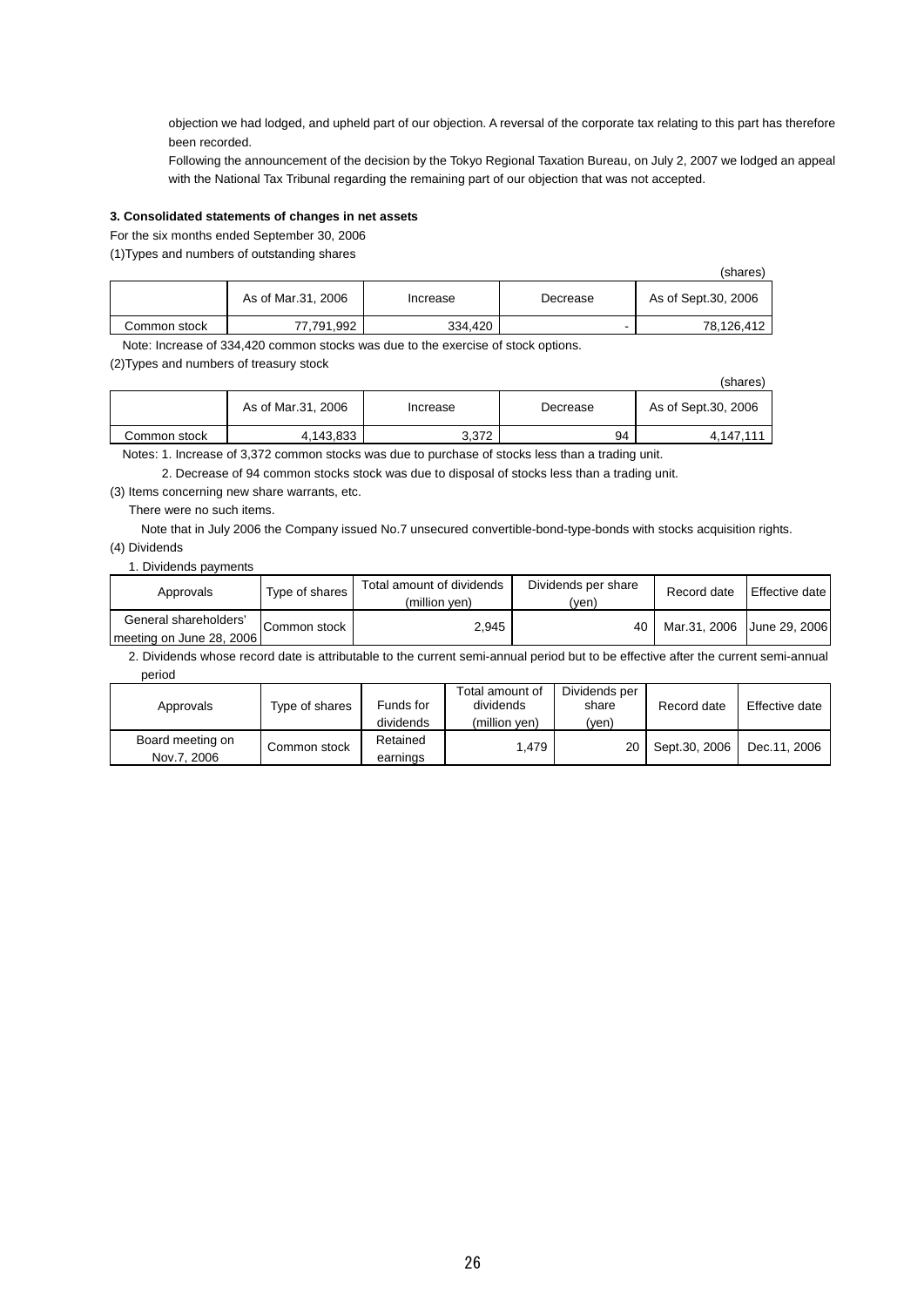objection we had lodged, and upheld part of our objection. A reversal of the corporate tax relating to this part has therefore been recorded.

Following the announcement of the decision by the Tokyo Regional Taxation Bureau, on July 2, 2007 we lodged an appeal with the National Tax Tribunal regarding the remaining part of our objection that was not accepted.

**3. Consolidated statements of changes in net assets**

For the six months ended September 30, 2006

(1)Types and numbers of outstanding shares

(shares)

| | As of Mar.31, 2006 | Increase | Decrease | As of Sept.30, 2006 |
|---|---|---|---|---|
| Common stock | 77,791,992 | 334,420 | - | 78,126,412 |

Note: Increase of 334,420 common stocks was due to the exercise of stock options.

(2)Types and numbers of treasury stock

(shares)

| | As of Mar.31, 2006 | Increase | Decrease | As of Sept.30, 2006 |
|---|---|---|---|---|
| Common stock | 4,143,833 | 3,372 | 94 | 4,147,111 |

Notes: 1. Increase of 3,372 common stocks was due to purchase of stocks less than a trading unit.

2. Decrease of 94 common stocks stock was due to disposal of stocks less than a trading unit.

(3) Items concerning new share warrants, etc.

There were no such items.

Note that in July 2006 the Company issued No.7 unsecured convertible-bond-type-bonds with stocks acquisition rights.

(4) Dividends

1. Dividends payments

| Approvals | Type of shares | Total amount of dividends (million yen) | Dividends per share (yen) | Record date | Effective date |
|---|---|---|---|---|---|
| General shareholders' meeting on June 28, 2006 | Common stock | 2,945 | 40 | Mar.31, 2006 | June 29, 2006 |

2. Dividends whose record date is attributable to the current semi-annual period but to be effective after the current semi-annual period

| Approvals | Type of shares | Funds for dividends | Total amount of dividends (million yen) | Dividends per share (yen) | Record date | Effective date |
|---|---|---|---|---|---|---|
| Board meeting on Nov.7, 2006 | Common stock | Retained earnings | 1,479 | 20 | Sept.30, 2006 | Dec.11, 2006 |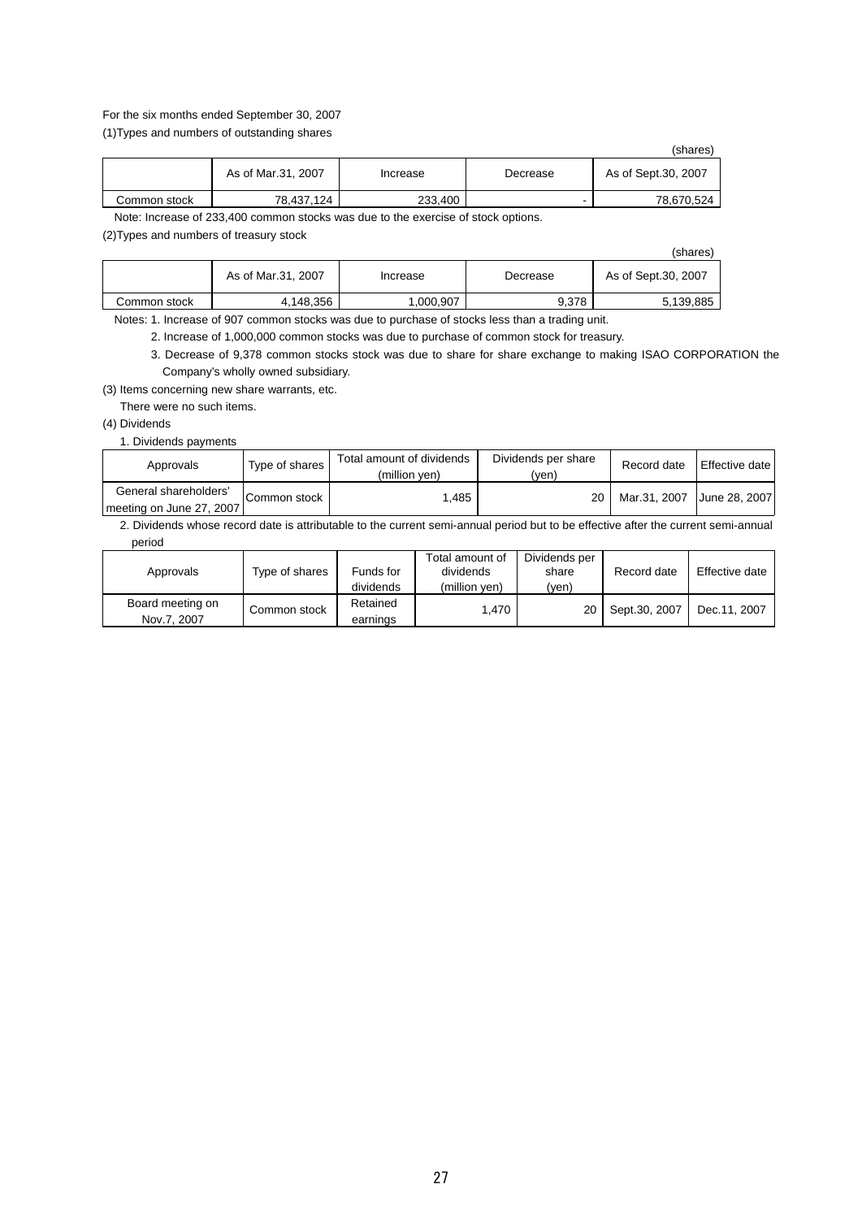For the six months ended September 30, 2007

(1)Types and numbers of outstanding shares

(shares)

| | As of Mar.31, 2007 | Increase | Decrease | As of Sept.30, 2007 |
|---|---|---|---|---|
| Common stock | 78,437,124 | 233,400 | - | 78,670,524 |

Note: Increase of 233,400 common stocks was due to the exercise of stock options.

(2)Types and numbers of treasury stock

(shares)

| | As of Mar.31, 2007 | Increase | Decrease | As of Sept.30, 2007 |
|---|---|---|---|---|
| Common stock | 4,148,356 | 1,000,907 | 9,378 | 5,139,885 |

Notes: 1. Increase of 907 common stocks was due to purchase of stocks less than a trading unit.

2. Increase of 1,000,000 common stocks was due to purchase of common stock for treasury.

3. Decrease of 9,378 common stocks stock was due to share for share exchange to making ISAO CORPORATION the Company's wholly owned subsidiary.

(3) Items concerning new share warrants, etc.

There were no such items.

(4) Dividends

1. Dividends payments

| Approvals | Type of shares | Total amount of dividends (million yen) | Dividends per share (yen) | Record date | Effective date |
|---|---|---|---|---|---|
| General shareholders' meeting on June 27, 2007 | Common stock | 1,485 | 20 | Mar.31, 2007 | June 28, 2007 |

2. Dividends whose record date is attributable to the current semi-annual period but to be effective after the current semi-annual period

| Approvals | Type of shares | Funds for dividends | Total amount of dividends (million yen) | Dividends per share (yen) | Record date | Effective date |
|---|---|---|---|---|---|---|
| Board meeting on Nov.7, 2007 | Common stock | Retained earnings | 1,470 | 20 | Sept.30, 2007 | Dec.11, 2007 |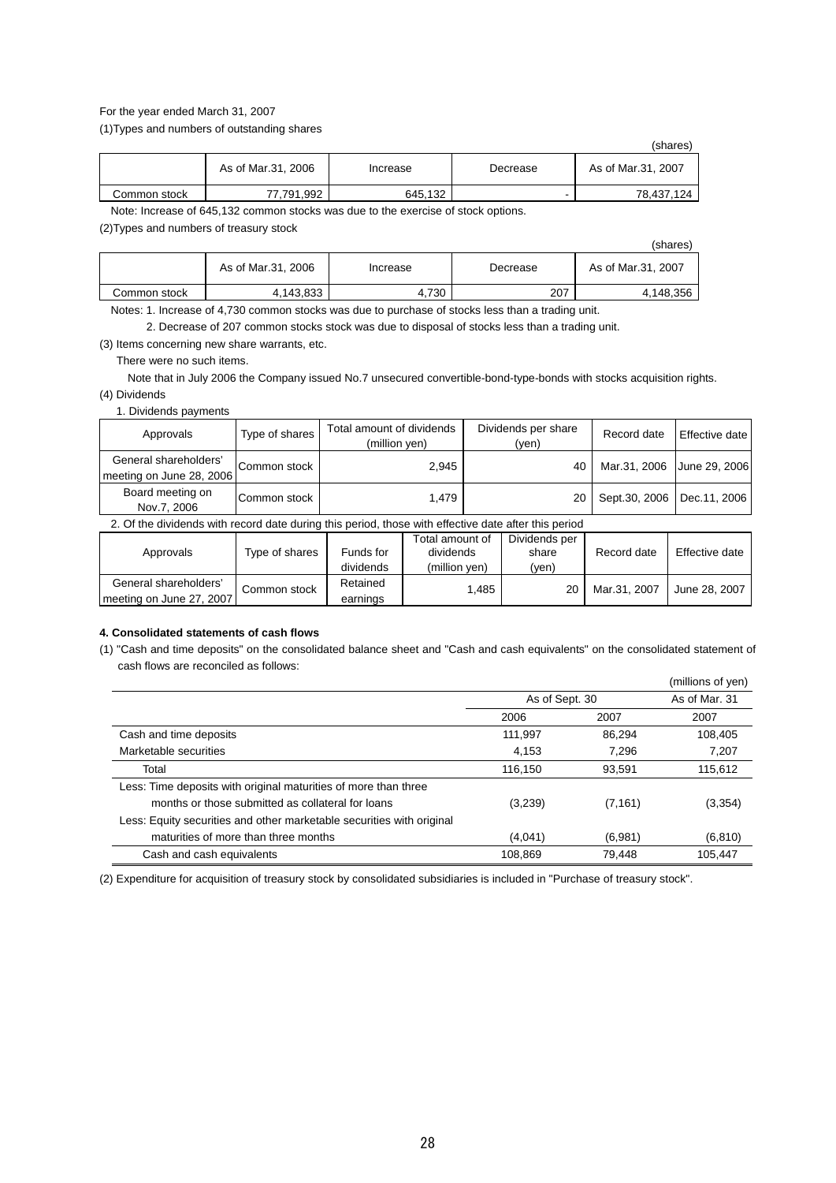For the year ended March 31, 2007

(1)Types and numbers of outstanding shares

(shares)

| | As of Mar.31, 2006 | Increase | Decrease | As of Mar.31, 2007 |
|---|---|---|---|---|
| Common stock | 77,791,992 | 645,132 | - | 78,437,124 |

Note: Increase of 645,132 common stocks was due to the exercise of stock options.

(2)Types and numbers of treasury stock

(shares)

| | As of Mar.31, 2006 | Increase | Decrease | As of Mar.31, 2007 |
|---|---|---|---|---|
| Common stock | 4,143,833 | 4,730 | 207 | 4,148,356 |

Notes: 1. Increase of 4,730 common stocks was due to purchase of stocks less than a trading unit.

2. Decrease of 207 common stocks stock was due to disposal of stocks less than a trading unit.

(3) Items concerning new share warrants, etc.

There were no such items.

Note that in July 2006 the Company issued No.7 unsecured convertible-bond-type-bonds with stocks acquisition rights.

(4) Dividends

1. Dividends payments

| Approvals | Type of shares | Total amount of dividends (million yen) | Dividends per share (yen) | Record date | Effective date |
|---|---|---|---|---|---|
| General shareholders' meeting on June 28, 2006 | Common stock | 2,945 | 40 | Mar.31, 2006 | June 29, 2006 |
| Board meeting on Nov.7, 2006 | Common stock | 1,479 | 20 | Sept.30, 2006 | Dec.11, 2006 |

2. Of the dividends with record date during this period, those with effective date after this period

| Approvals | Type of shares | Funds for dividends | Total amount of dividends (million yen) | Dividends per share (yen) | Record date | Effective date |
|---|---|---|---|---|---|---|
| General shareholders' meeting on June 27, 2007 | Common stock | Retained earnings | 1,485 | 20 | Mar.31, 2007 | June 28, 2007 |

**4. Consolidated statements of cash flows**

(1) "Cash and time deposits" on the consolidated balance sheet and "Cash and cash equivalents" on the consolidated statement of cash flows are reconciled as follows:

(millions of yen)

| | As of Sept. 30 | | As of Mar. 31 |
|---|---|---|---|
| | 2006 | 2007 | 2007 |
| Cash and time deposits | 111,997 | 86,294 | 108,405 |
| Marketable securities | 4,153 | 7,296 | 7,207 |
| Total | 116,150 | 93,591 | 115,612 |
| Less: Time deposits with original maturities of more than three months or those submitted as collateral for loans | (3,239) | (7,161) | (3,354) |
| Less: Equity securities and other marketable securities with original maturities of more than three months | (4,041) | (6,981) | (6,810) |
| Cash and cash equivalents | 108,869 | 79,448 | 105,447 |

(2) Expenditure for acquisition of treasury stock by consolidated subsidiaries is included in "Purchase of treasury stock".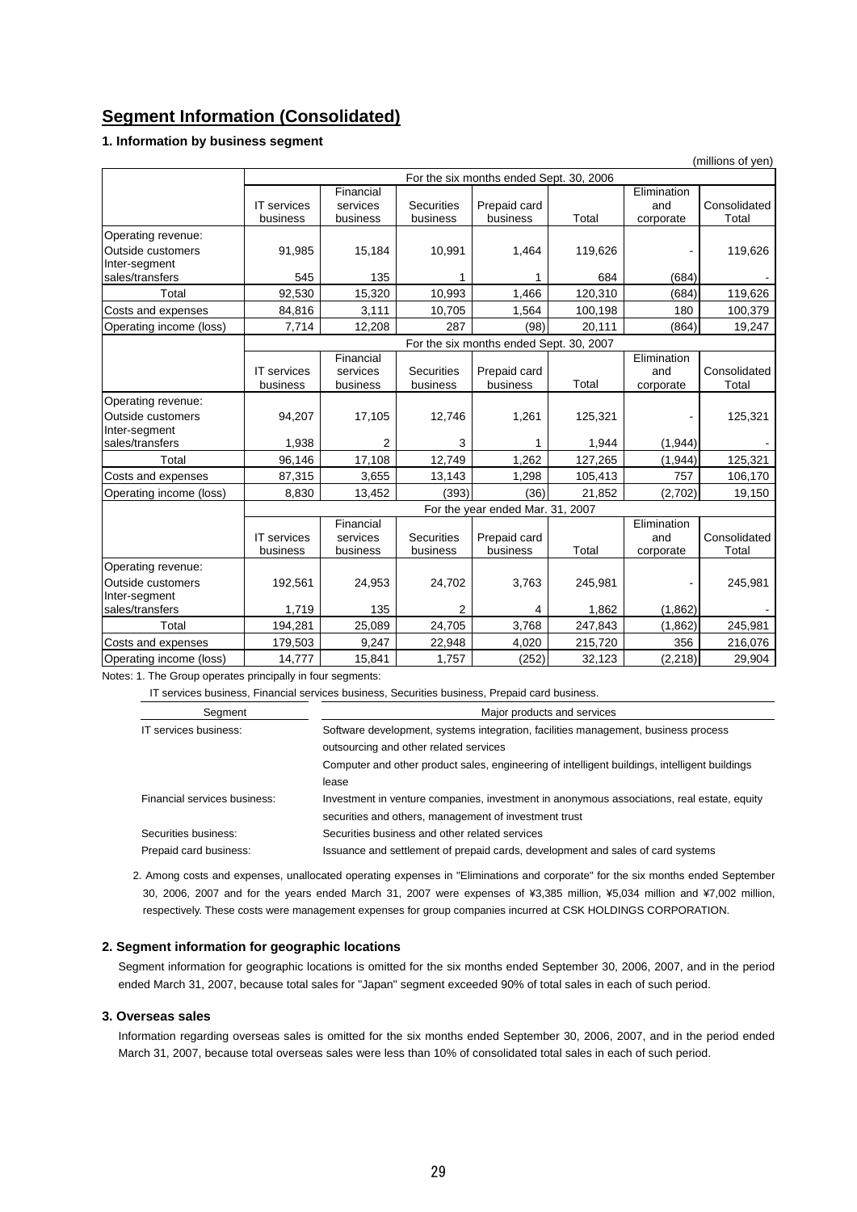## Segment Information (Consolidated)

### 1. Information by business segment

(millions of yen)

| | For the six months ended Sept. 30, 2006 | | | | | | |
|---|---|---|---|---|---|---|---|
| | IT services business | Financial services business | Securities business | Prepaid card business | Total | Elimination and corporate | Consolidated Total |
| Operating revenue: | | | | | | | |
| Outside customers | 91,985 | 15,184 | 10,991 | 1,464 | 119,626 | - | 119,626 |
| Inter-segment sales/transfers | 545 | 135 | 1 | 1 | 684 | (684) | - |
| Total | 92,530 | 15,320 | 10,993 | 1,466 | 120,310 | (684) | 119,626 |
| Costs and expenses | 84,816 | 3,111 | 10,705 | 1,564 | 100,198 | 180 | 100,379 |
| Operating income (loss) | 7,714 | 12,208 | 287 | (98) | 20,111 | (864) | 19,247 |

| | For the six months ended Sept. 30, 2007 | | | | | | |
|---|---|---|---|---|---|---|---|
| | IT services business | Financial services business | Securities business | Prepaid card business | Total | Elimination and corporate | Consolidated Total |
| Operating revenue: | | | | | | | |
| Outside customers | 94,207 | 17,105 | 12,746 | 1,261 | 125,321 | - | 125,321 |
| Inter-segment sales/transfers | 1,938 | 2 | 3 | 1 | 1,944 | (1,944) | - |
| Total | 96,146 | 17,108 | 12,749 | 1,262 | 127,265 | (1,944) | 125,321 |
| Costs and expenses | 87,315 | 3,655 | 13,143 | 1,298 | 105,413 | 757 | 106,170 |
| Operating income (loss) | 8,830 | 13,452 | (393) | (36) | 21,852 | (2,702) | 19,150 |

| | For the year ended Mar. 31, 2007 | | | | | | |
|---|---|---|---|---|---|---|---|
| | IT services business | Financial services business | Securities business | Prepaid card business | Total | Elimination and corporate | Consolidated Total |
| Operating revenue: | | | | | | | |
| Outside customers | 192,561 | 24,953 | 24,702 | 3,763 | 245,981 | - | 245,981 |
| Inter-segment sales/transfers | 1,719 | 135 | 2 | 4 | 1,862 | (1,862) | - |
| Total | 194,281 | 25,089 | 24,705 | 3,768 | 247,843 | (1,862) | 245,981 |
| Costs and expenses | 179,503 | 9,247 | 22,948 | 4,020 | 215,720 | 356 | 216,076 |
| Operating income (loss) | 14,777 | 15,841 | 1,757 | (252) | 32,123 | (2,218) | 29,904 |

Notes: 1. The Group operates principally in four segments:

IT services business, Financial services business, Securities business, Prepaid card business.

| Segment | Major products and services |
|---|---|
| IT services business: | Software development, systems integration, facilities management, business process outsourcing and other related services<br>Computer and other product sales, engineering of intelligent buildings, intelligent buildings lease |
| Financial services business: | Investment in venture companies, investment in anonymous associations, real estate, equity securities and others, management of investment trust |
| Securities business: | Securities business and other related services |
| Prepaid card business: | Issuance and settlement of prepaid cards, development and sales of card systems |

2. Among costs and expenses, unallocated operating expenses in "Eliminations and corporate" for the six months ended September 30, 2006, 2007 and for the years ended March 31, 2007 were expenses of ¥3,385 million, ¥5,034 million and ¥7,002 million, respectively. These costs were management expenses for group companies incurred at CSK HOLDINGS CORPORATION.

### 2. Segment information for geographic locations

Segment information for geographic locations is omitted for the six months ended September 30, 2006, 2007, and in the period ended March 31, 2007, because total sales for "Japan" segment exceeded 90% of total sales in each of such period.

### 3. Overseas sales

Information regarding overseas sales is omitted for the six months ended September 30, 2006, 2007, and in the period ended March 31, 2007, because total overseas sales were less than 10% of consolidated total sales in each of such period.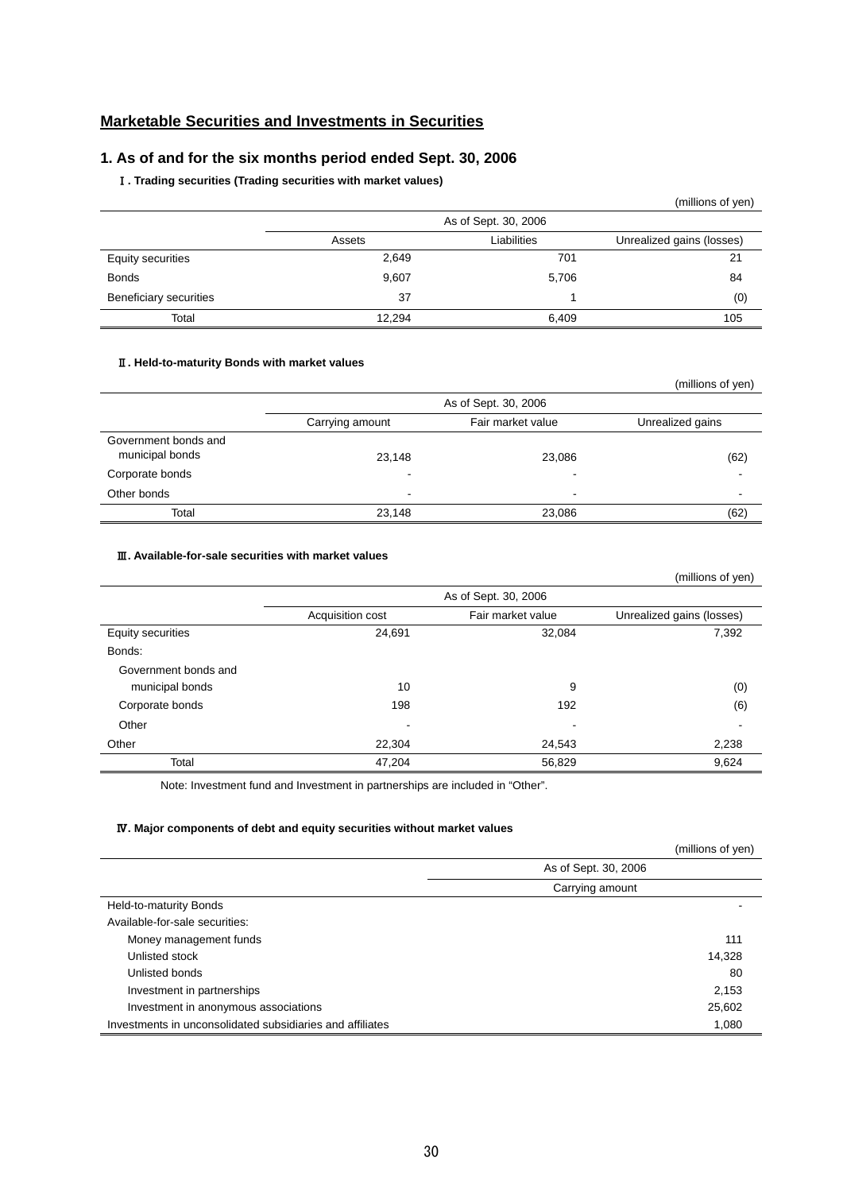## Marketable Securities and Investments in Securities

### 1. As of and for the six months period ended Sept. 30, 2006

**Ⅰ. Trading securities (Trading securities with market values)**

(millions of yen)

| | As of Sept. 30, 2006 | | |
|---|---|---|---|
| | Assets | Liabilities | Unrealized gains (losses) |
| Equity securities | 2,649 | 701 | 21 |
| Bonds | 9,607 | 5,706 | 84 |
| Beneficiary securities | 37 | 1 | (0) |
| Total | 12,294 | 6,409 | 105 |

**Ⅱ. Held-to-maturity Bonds with market values**

(millions of yen)

| | As of Sept. 30, 2006 | | |
|---|---|---|---|
| | Carrying amount | Fair market value | Unrealized gains |
| Government bonds and municipal bonds | 23,148 | 23,086 | (62) |
| Corporate bonds | - | - | - |
| Other bonds | - | - | - |
| Total | 23,148 | 23,086 | (62) |

**Ⅲ. Available-for-sale securities with market values**

(millions of yen)

| | As of Sept. 30, 2006 | | |
|---|---|---|---|
| | Acquisition cost | Fair market value | Unrealized gains (losses) |
| Equity securities | 24,691 | 32,084 | 7,392 |
| Bonds: | | | |
| Government bonds and municipal bonds | 10 | 9 | (0) |
| Corporate bonds | 198 | 192 | (6) |
| Other | - | - | - |
| Other | 22,304 | 24,543 | 2,238 |
| Total | 47,204 | 56,829 | 9,624 |

Note: Investment fund and Investment in partnerships are included in "Other".

**Ⅳ. Major components of debt and equity securities without market values**

(millions of yen)

| | As of Sept. 30, 2006 |
|---|---|
| | Carrying amount |
| Held-to-maturity Bonds | - |
| Available-for-sale securities: | |
| Money management funds | 111 |
| Unlisted stock | 14,328 |
| Unlisted bonds | 80 |
| Investment in partnerships | 2,153 |
| Investment in anonymous associations | 25,602 |
| Investments in unconsolidated subsidiaries and affiliates | 1,080 |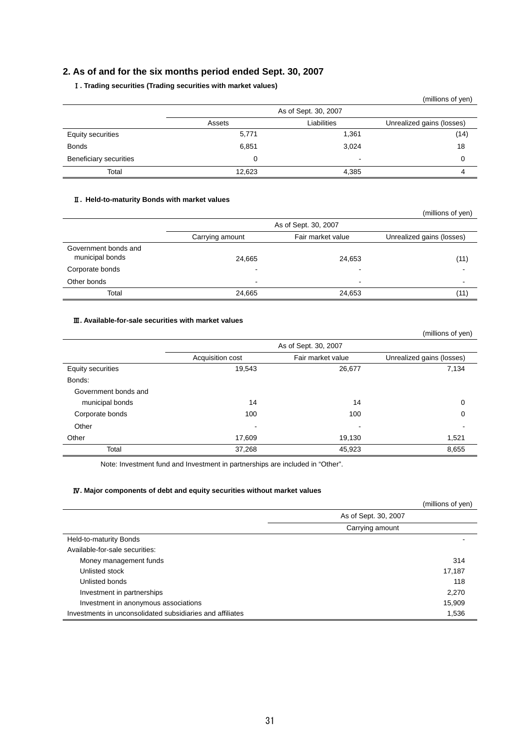## 2. As of and for the six months period ended Sept. 30, 2007

### Ⅰ. Trading securities (Trading securities with market values)

(millions of yen)

| | As of Sept. 30, 2007 | | |
|---|---|---|---|
| | Assets | Liabilities | Unrealized gains (losses) |
| Equity securities | 5,771 | 1,361 | (14) |
| Bonds | 6,851 | 3,024 | 18 |
| Beneficiary securities | 0 | - | 0 |
| Total | 12,623 | 4,385 | 4 |

### Ⅱ. Held-to-maturity Bonds with market values

(millions of yen)

| | As of Sept. 30, 2007 | | |
|---|---|---|---|
| | Carrying amount | Fair market value | Unrealized gains (losses) |
| Government bonds and municipal bonds | 24,665 | 24,653 | (11) |
| Corporate bonds | - | - | - |
| Other bonds | - | - | - |
| Total | 24,665 | 24,653 | (11) |

### Ⅲ. Available-for-sale securities with market values

(millions of yen)

| | As of Sept. 30, 2007 | | |
|---|---|---|---|
| | Acquisition cost | Fair market value | Unrealized gains (losses) |
| Equity securities | 19,543 | 26,677 | 7,134 |
| Bonds: | | | |
| Government bonds and municipal bonds | 14 | 14 | 0 |
| Corporate bonds | 100 | 100 | 0 |
| Other | - | - | - |
| Other | 17,609 | 19,130 | 1,521 |
| Total | 37,268 | 45,923 | 8,655 |

Note: Investment fund and Investment in partnerships are included in "Other".

### Ⅳ. Major components of debt and equity securities without market values

(millions of yen)

| | As of Sept. 30, 2007 |
|---|---|
| | Carrying amount |
| Held-to-maturity Bonds | - |
| Available-for-sale securities: | |
| Money management funds | 314 |
| Unlisted stock | 17,187 |
| Unlisted bonds | 118 |
| Investment in partnerships | 2,270 |
| Investment in anonymous associations | 15,909 |
| Investments in unconsolidated subsidiaries and affiliates | 1,536 |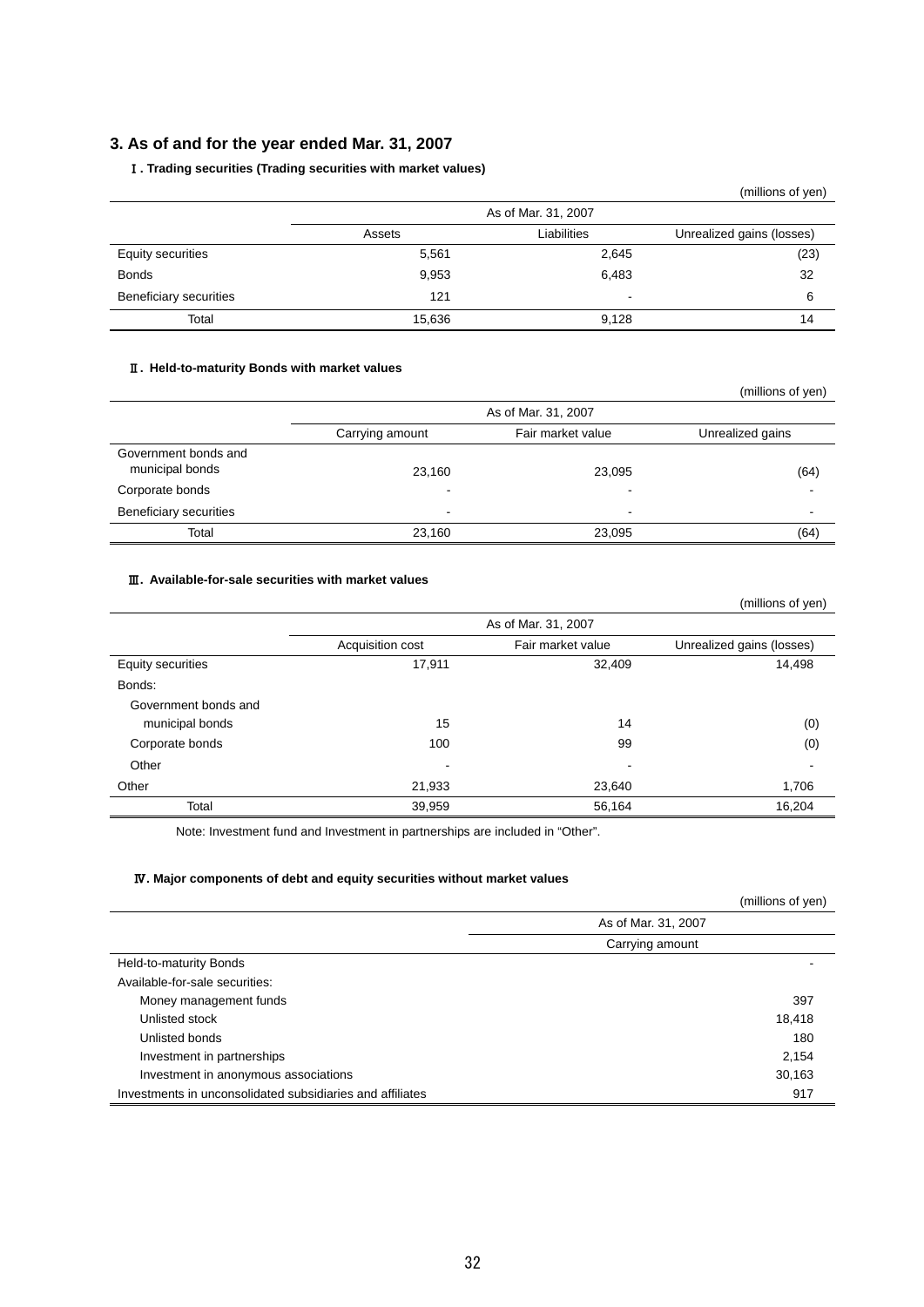## 3. As of and for the year ended Mar. 31, 2007

### Ⅰ. Trading securities (Trading securities with market values)

(millions of yen)

| | As of Mar. 31, 2007 | | |
|---|---|---|---|
| | Assets | Liabilities | Unrealized gains (losses) |
| Equity securities | 5,561 | 2,645 | (23) |
| Bonds | 9,953 | 6,483 | 32 |
| Beneficiary securities | 121 | - | 6 |
| Total | 15,636 | 9,128 | 14 |

### Ⅱ. Held-to-maturity Bonds with market values

(millions of yen)

| | As of Mar. 31, 2007 | | |
|---|---|---|---|
| | Carrying amount | Fair market value | Unrealized gains |
| Government bonds and municipal bonds | 23,160 | 23,095 | (64) |
| Corporate bonds | - | - | - |
| Beneficiary securities | - | - | - |
| Total | 23,160 | 23,095 | (64) |

### Ⅲ. Available-for-sale securities with market values

(millions of yen)

| | As of Mar. 31, 2007 | | |
|---|---|---|---|
| | Acquisition cost | Fair market value | Unrealized gains (losses) |
| Equity securities | 17,911 | 32,409 | 14,498 |
| Bonds: | | | |
| Government bonds and municipal bonds | 15 | 14 | (0) |
| Corporate bonds | 100 | 99 | (0) |
| Other | - | - | - |
| Other | 21,933 | 23,640 | 1,706 |
| Total | 39,959 | 56,164 | 16,204 |

Note: Investment fund and Investment in partnerships are included in "Other".

### Ⅳ. Major components of debt and equity securities without market values

(millions of yen)

| | As of Mar. 31, 2007 |
|---|---|
| | Carrying amount |
| Held-to-maturity Bonds | - |
| Available-for-sale securities: | |
| Money management funds | 397 |
| Unlisted stock | 18,418 |
| Unlisted bonds | 180 |
| Investment in partnerships | 2,154 |
| Investment in anonymous associations | 30,163 |
| Investments in unconsolidated subsidiaries and affiliates | 917 |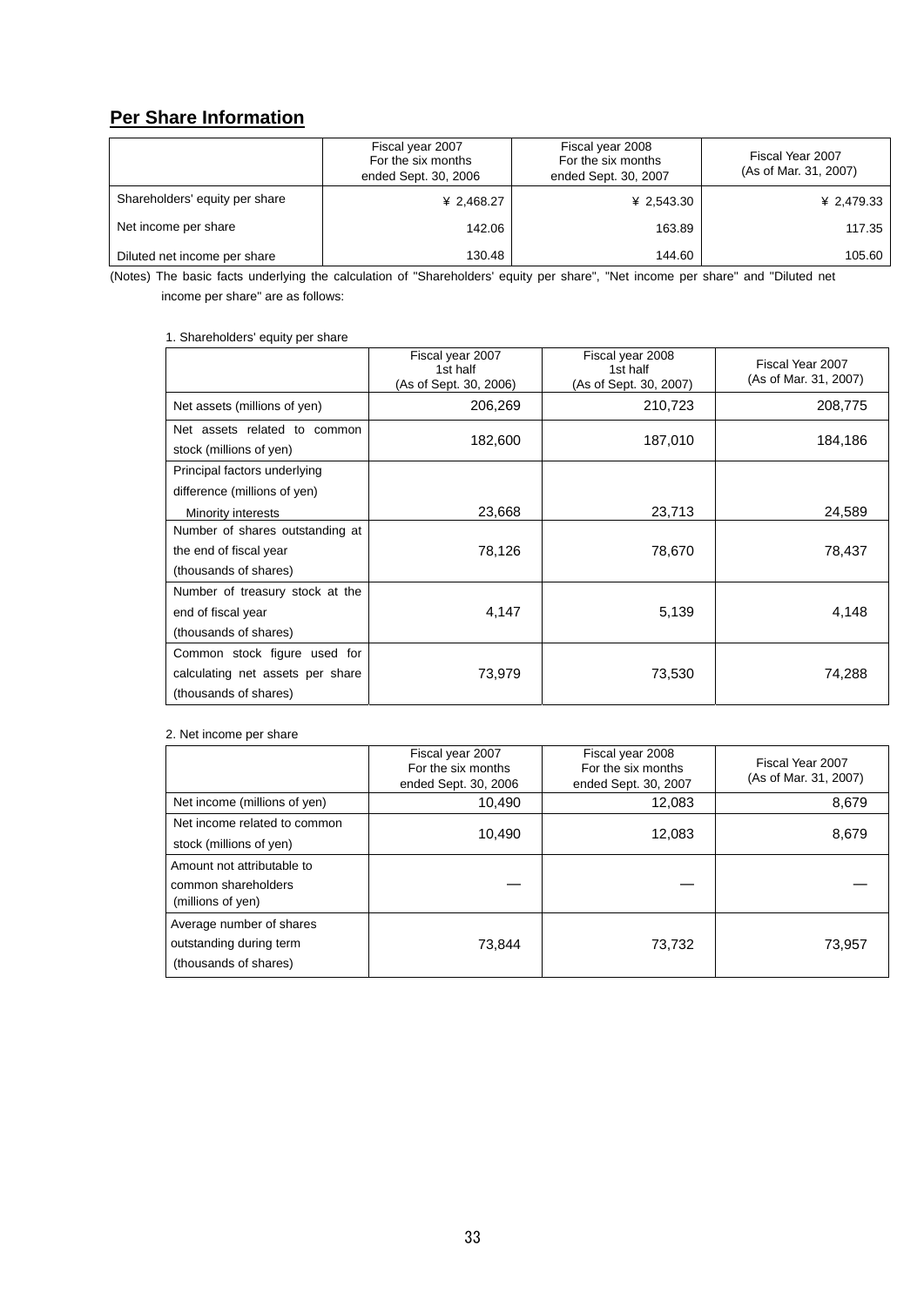## Per Share Information

| | Fiscal year 2007 For the six months ended Sept. 30, 2006 | Fiscal year 2008 For the six months ended Sept. 30, 2007 | Fiscal Year 2007 (As of Mar. 31, 2007) |
|---|---|---|---|
| Shareholders' equity per share | ¥ 2,468.27 | ¥ 2,543.30 | ¥ 2,479.33 |
| Net income per share | 142.06 | 163.89 | 117.35 |
| Diluted net income per share | 130.48 | 144.60 | 105.60 |

(Notes) The basic facts underlying the calculation of "Shareholders' equity per share", "Net income per share" and "Diluted net income per share" are as follows:

1. Shareholders' equity per share

| | Fiscal year 2007 1st half (As of Sept. 30, 2006) | Fiscal year 2008 1st half (As of Sept. 30, 2007) | Fiscal Year 2007 (As of Mar. 31, 2007) |
|---|---|---|---|
| Net assets (millions of yen) | 206,269 | 210,723 | 208,775 |
| Net assets related to common stock (millions of yen) | 182,600 | 187,010 | 184,186 |
| Principal factors underlying difference (millions of yen)<br>Minority interests | 23,668 | 23,713 | 24,589 |
| Number of shares outstanding at the end of fiscal year (thousands of shares) | 78,126 | 78,670 | 78,437 |
| Number of treasury stock at the end of fiscal year (thousands of shares) | 4,147 | 5,139 | 4,148 |
| Common stock figure used for calculating net assets per share (thousands of shares) | 73,979 | 73,530 | 74,288 |

2. Net income per share

| | Fiscal year 2007 For the six months ended Sept. 30, 2006 | Fiscal year 2008 For the six months ended Sept. 30, 2007 | Fiscal Year 2007 (As of Mar. 31, 2007) |
|---|---|---|---|
| Net income (millions of yen) | 10,490 | 12,083 | 8,679 |
| Net income related to common stock (millions of yen) | 10,490 | 12,083 | 8,679 |
| Amount not attributable to common shareholders (millions of yen) | — | — | — |
| Average number of shares outstanding during term (thousands of shares) | 73,844 | 73,732 | 73,957 |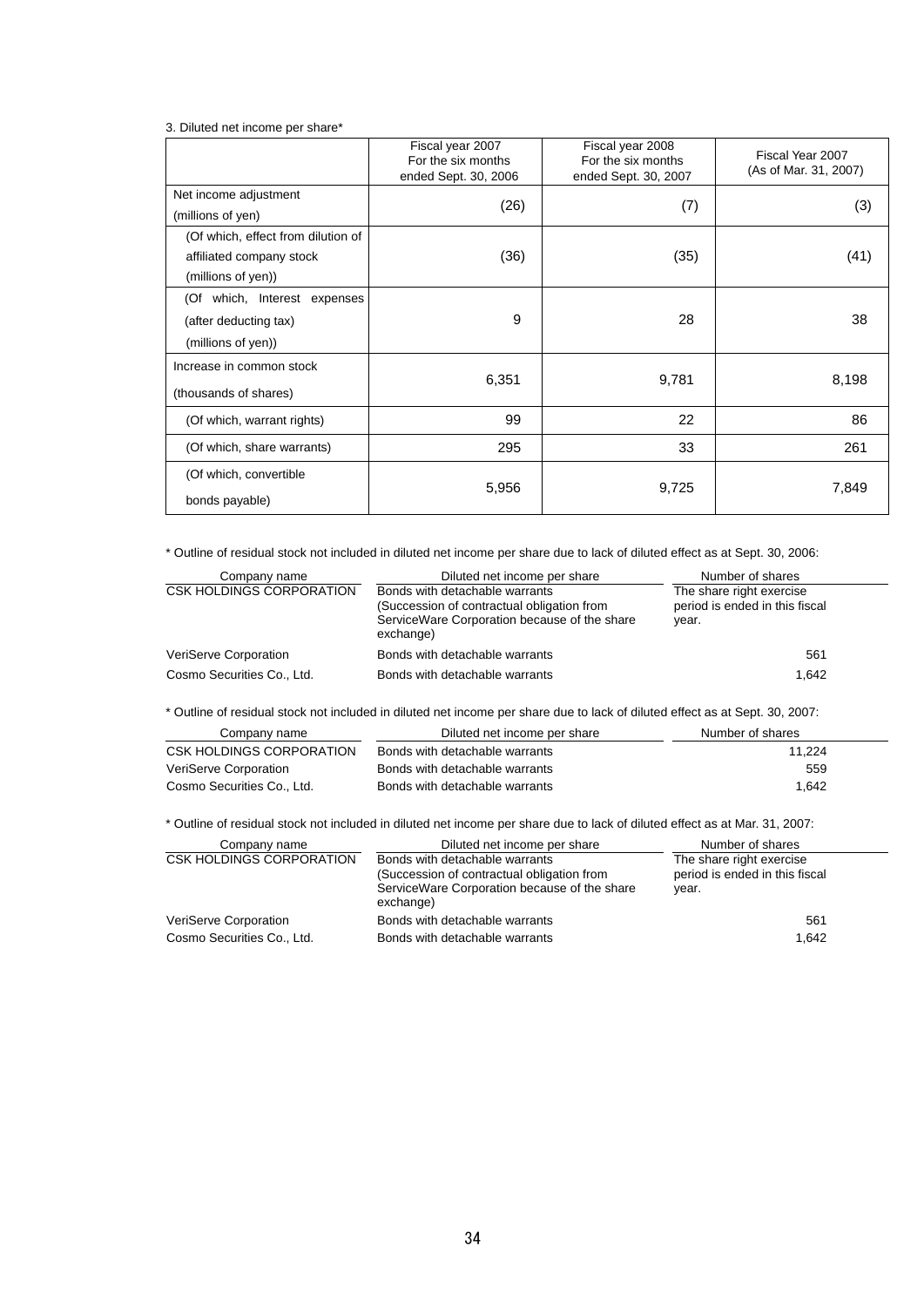3. Diluted net income per share*

| | Fiscal year 2007 For the six months ended Sept. 30, 2006 | Fiscal year 2008 For the six months ended Sept. 30, 2007 | Fiscal Year 2007 (As of Mar. 31, 2007) |
|---|---|---|---|
| Net income adjustment (millions of yen) | (26) | (7) | (3) |
| (Of which, effect from dilution of affiliated company stock (millions of yen)) | (36) | (35) | (41) |
| (Of which, Interest expenses (after deducting tax) (millions of yen)) | 9 | 28 | 38 |
| Increase in common stock (thousands of shares) | 6,351 | 9,781 | 8,198 |
| (Of which, warrant rights) | 99 | 22 | 86 |
| (Of which, share warrants) | 295 | 33 | 261 |
| (Of which, convertible bonds payable) | 5,956 | 9,725 | 7,849 |

* Outline of residual stock not included in diluted net income per share due to lack of diluted effect as at Sept. 30, 2006:

| Company name | Diluted net income per share | Number of shares |
|---|---|---|
| CSK HOLDINGS CORPORATION | Bonds with detachable warrants (Succession of contractual obligation from ServiceWare Corporation because of the share exchange) | The share right exercise period is ended in this fiscal year. |
| VeriServe Corporation | Bonds with detachable warrants | 561 |
| Cosmo Securities Co., Ltd. | Bonds with detachable warrants | 1,642 |

* Outline of residual stock not included in diluted net income per share due to lack of diluted effect as at Sept. 30, 2007:

| Company name | Diluted net income per share | Number of shares |
|---|---|---|
| CSK HOLDINGS CORPORATION | Bonds with detachable warrants | 11,224 |
| VeriServe Corporation | Bonds with detachable warrants | 559 |
| Cosmo Securities Co., Ltd. | Bonds with detachable warrants | 1,642 |

* Outline of residual stock not included in diluted net income per share due to lack of diluted effect as at Mar. 31, 2007:

| Company name | Diluted net income per share | Number of shares |
|---|---|---|
| CSK HOLDINGS CORPORATION | Bonds with detachable warrants (Succession of contractual obligation from ServiceWare Corporation because of the share exchange) | The share right exercise period is ended in this fiscal year. |
| VeriServe Corporation | Bonds with detachable warrants | 561 |
| Cosmo Securities Co., Ltd. | Bonds with detachable warrants | 1,642 |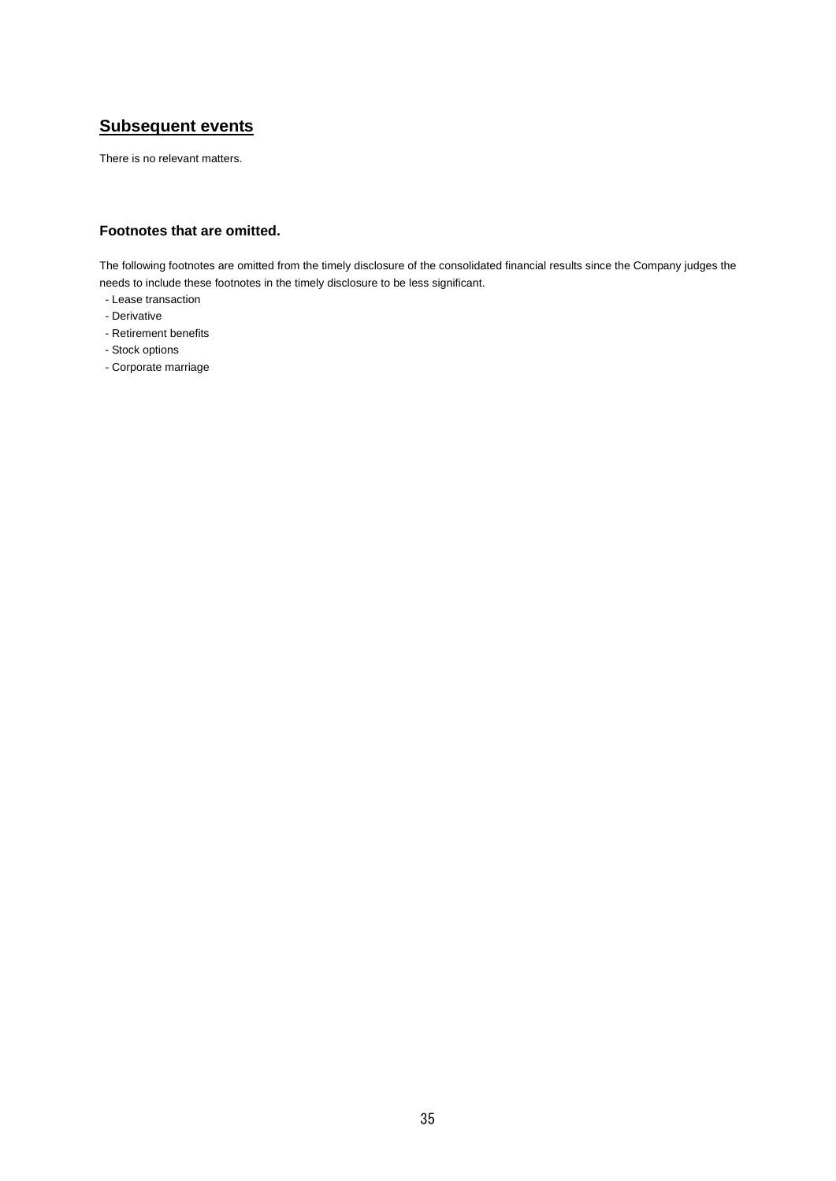## Subsequent events

There is no relevant matters.

### Footnotes that are omitted.

The following footnotes are omitted from the timely disclosure of the consolidated financial results since the Company judges the needs to include these footnotes in the timely disclosure to be less significant.

- Lease transaction
- Derivative
- Retirement benefits
- Stock options
- Corporate marriage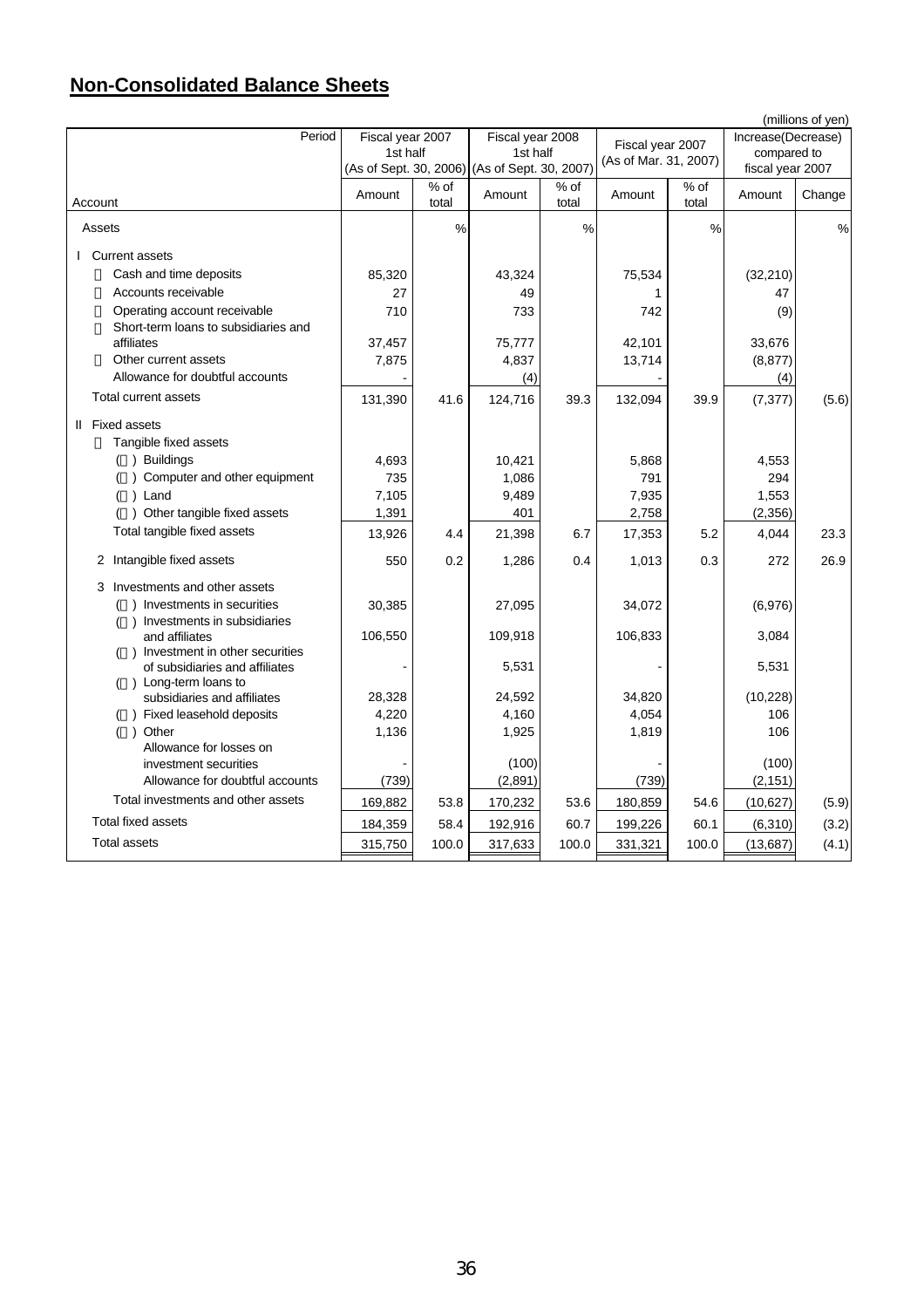## Non-Consolidated Balance Sheets

(millions of yen)

| Period | Fiscal year 2007 1st half (As of Sept. 30, 2006) | | Fiscal year 2008 1st half (As of Sept. 30, 2007) | | Fiscal year 2007 (As of Mar. 31, 2007) | | Increase(Decrease) compared to fiscal year 2007 | |
|---|---|---|---|---|---|---|---|---|
| Account | Amount | % of total | Amount | % of total | Amount | % of total | Amount | Change |
| Assets | | % | | % | | % | | % |
| I Current assets | | | | | | | | |
| Cash and time deposits | 85,320 | | 43,324 | | 75,534 | | (32,210) | |
| Accounts receivable | 27 | | 49 | | 1 | | 47 | |
| Operating account receivable | 710 | | 733 | | 742 | | (9) | |
| Short-term loans to subsidiaries and affiliates | 37,457 | | 75,777 | | 42,101 | | 33,676 | |
| Other current assets | 7,875 | | 4,837 | | 13,714 | | (8,877) | |
| Allowance for doubtful accounts | - | | (4) | | - | | (4) | |
| Total current assets | 131,390 | 41.6 | 124,716 | 39.3 | 132,094 | 39.9 | (7,377) | (5.6) |
| II Fixed assets | | | | | | | | |
| Tangible fixed assets | | | | | | | | |
| ( ) Buildings | 4,693 | | 10,421 | | 5,868 | | 4,553 | |
| ( ) Computer and other equipment | 735 | | 1,086 | | 791 | | 294 | |
| ( ) Land | 7,105 | | 9,489 | | 7,935 | | 1,553 | |
| ( ) Other tangible fixed assets | 1,391 | | 401 | | 2,758 | | (2,356) | |
| Total tangible fixed assets | 13,926 | 4.4 | 21,398 | 6.7 | 17,353 | 5.2 | 4,044 | 23.3 |
| 2 Intangible fixed assets | 550 | 0.2 | 1,286 | 0.4 | 1,013 | 0.3 | 272 | 26.9 |
| 3 Investments and other assets | | | | | | | | |
| ( ) Investments in securities | 30,385 | | 27,095 | | 34,072 | | (6,976) | |
| ( ) Investments in subsidiaries and affiliates | 106,550 | | 109,918 | | 106,833 | | 3,084 | |
| ( ) Investment in other securities of subsidiaries and affiliates | - | | 5,531 | | - | | 5,531 | |
| ( ) Long-term loans to subsidiaries and affiliates | 28,328 | | 24,592 | | 34,820 | | (10,228) | |
| ( ) Fixed leasehold deposits | 4,220 | | 4,160 | | 4,054 | | 106 | |
| ( ) Other | 1,136 | | 1,925 | | 1,819 | | 106 | |
| Allowance for losses on investment securities | - | | (100) | | - | | (100) | |
| Allowance for doubtful accounts | (739) | | (2,891) | | (739) | | (2,151) | |
| Total investments and other assets | 169,882 | 53.8 | 170,232 | 53.6 | 180,859 | 54.6 | (10,627) | (5.9) |
| Total fixed assets | 184,359 | 58.4 | 192,916 | 60.7 | 199,226 | 60.1 | (6,310) | (3.2) |
| Total assets | 315,750 | 100.0 | 317,633 | 100.0 | 331,321 | 100.0 | (13,687) | (4.1) |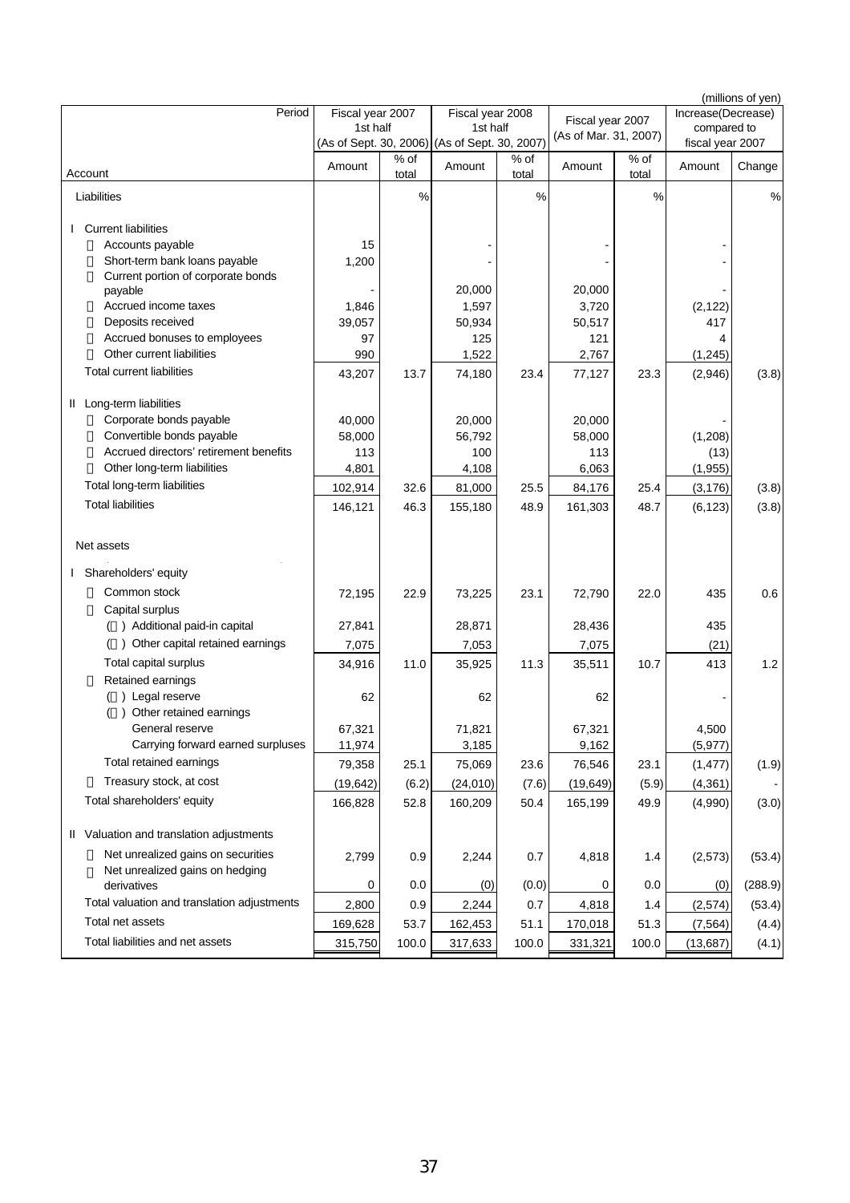(millions of yen)

| Account \ Period | Fiscal year 2007 1st half (As of Sept. 30, 2006) | | Fiscal year 2008 1st half (As of Sept. 30, 2007) | | Fiscal year 2007 (As of Mar. 31, 2007) | | Increase(Decrease) compared to fiscal year 2007 | |
|---|---|---|---|---|---|---|---|---|
| | Amount | % of total | Amount | % of total | Amount | % of total | Amount | Change |
| Liabilities | | % | | % | | % | | % |
| I Current liabilities | | | | | | | | |
| Accounts payable | 15 | | - | | - | | - | |
| Short-term bank loans payable | 1,200 | | - | | - | | - | |
| Current portion of corporate bonds payable | - | | 20,000 | | 20,000 | | - | |
| Accrued income taxes | 1,846 | | 1,597 | | 3,720 | | (2,122) | |
| Deposits received | 39,057 | | 50,934 | | 50,517 | | 417 | |
| Accrued bonuses to employees | 97 | | 125 | | 121 | | 4 | |
| Other current liabilities | 990 | | 1,522 | | 2,767 | | (1,245) | |
| Total current liabilities | 43,207 | 13.7 | 74,180 | 23.4 | 77,127 | 23.3 | (2,946) | (3.8) |
| II Long-term liabilities | | | | | | | | |
| Corporate bonds payable | 40,000 | | 20,000 | | 20,000 | | - | |
| Convertible bonds payable | 58,000 | | 56,792 | | 58,000 | | (1,208) | |
| Accrued directors' retirement benefits | 113 | | 100 | | 113 | | (13) | |
| Other long-term liabilities | 4,801 | | 4,108 | | 6,063 | | (1,955) | |
| Total long-term liabilities | 102,914 | 32.6 | 81,000 | 25.5 | 84,176 | 25.4 | (3,176) | (3.8) |
| Total liabilities | 146,121 | 46.3 | 155,180 | 48.9 | 161,303 | 48.7 | (6,123) | (3.8) |
| Net assets | | | | | | | | |
| I Shareholders' equity | | | | | | | | |
| Common stock | 72,195 | 22.9 | 73,225 | 23.1 | 72,790 | 22.0 | 435 | 0.6 |
| Capital surplus | | | | | | | | |
| ( ) Additional paid-in capital | 27,841 | | 28,871 | | 28,436 | | 435 | |
| ( ) Other capital retained earnings | 7,075 | | 7,053 | | 7,075 | | (21) | |
| Total capital surplus | 34,916 | 11.0 | 35,925 | 11.3 | 35,511 | 10.7 | 413 | 1.2 |
| Retained earnings | | | | | | | | |
| ( ) Legal reserve | 62 | | 62 | | 62 | | - | |
| ( ) Other retained earnings | | | | | | | | |
| General reserve | 67,321 | | 71,821 | | 67,321 | | 4,500 | |
| Carrying forward earned surpluses | 11,974 | | 3,185 | | 9,162 | | (5,977) | |
| Total retained earnings | 79,358 | 25.1 | 75,069 | 23.6 | 76,546 | 23.1 | (1,477) | (1.9) |
| Treasury stock, at cost | (19,642) | (6.2) | (24,010) | (7.6) | (19,649) | (5.9) | (4,361) | - |
| Total shareholders' equity | 166,828 | 52.8 | 160,209 | 50.4 | 165,199 | 49.9 | (4,990) | (3.0) |
| II Valuation and translation adjustments | | | | | | | | |
| Net unrealized gains on securities | 2,799 | 0.9 | 2,244 | 0.7 | 4,818 | 1.4 | (2,573) | (53.4) |
| Net unrealized gains on hedging derivatives | 0 | 0.0 | (0) | (0.0) | 0 | 0.0 | (0) | (288.9) |
| Total valuation and translation adjustments | 2,800 | 0.9 | 2,244 | 0.7 | 4,818 | 1.4 | (2,574) | (53.4) |
| Total net assets | 169,628 | 53.7 | 162,453 | 51.1 | 170,018 | 51.3 | (7,564) | (4.4) |
| Total liabilities and net assets | 315,750 | 100.0 | 317,633 | 100.0 | 331,321 | 100.0 | (13,687) | (4.1) |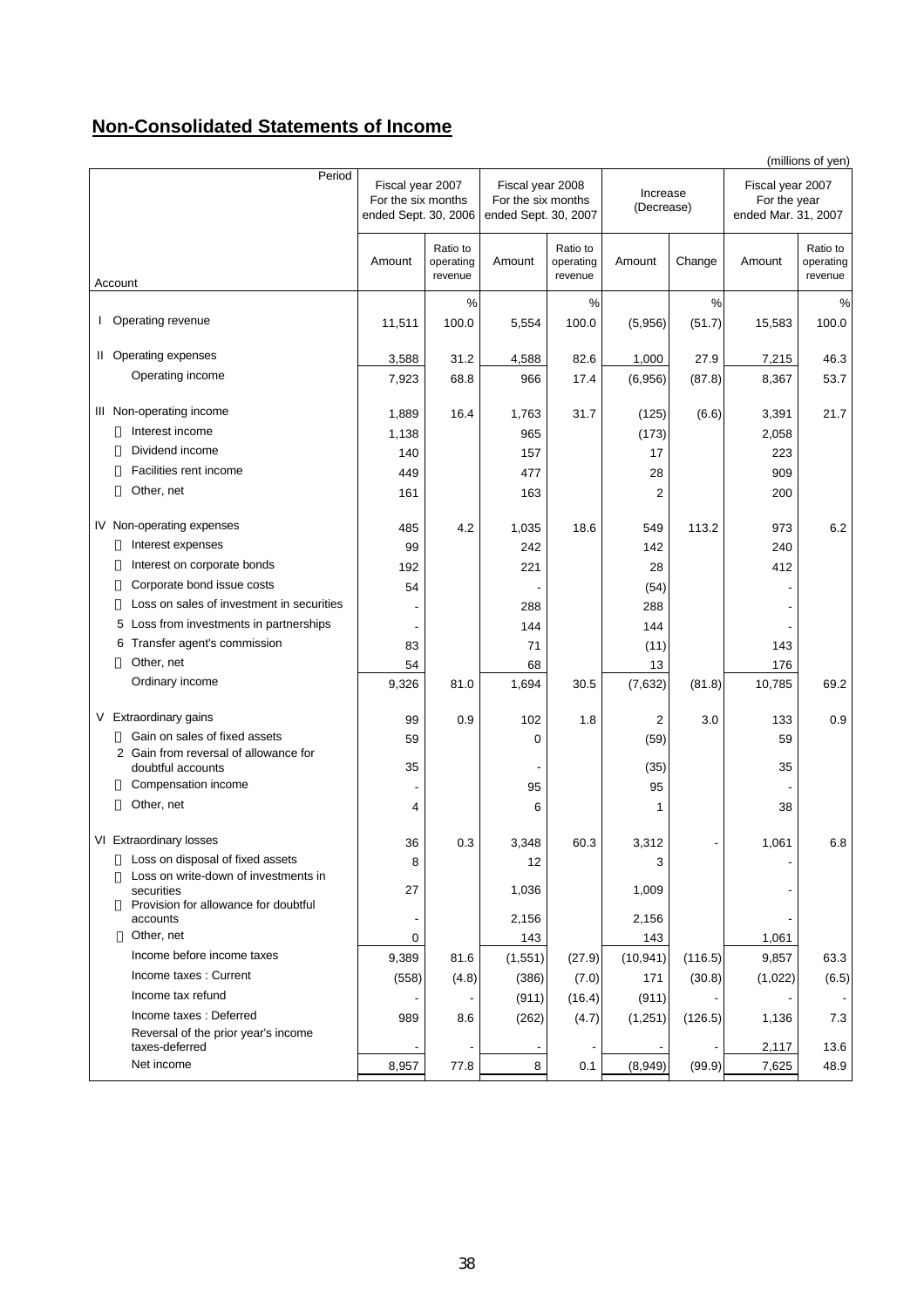## Non-Consolidated Statements of Income

(millions of yen)

| Account \ Period | Fiscal year 2007 For the six months ended Sept. 30, 2006 | | Fiscal year 2008 For the six months ended Sept. 30, 2007 | | Increase (Decrease) | | Fiscal year 2007 For the year ended Mar. 31, 2007 | |
|---|---|---|---|---|---|---|---|---|
| | Amount | Ratio to operating revenue | Amount | Ratio to operating revenue | Amount | Change | Amount | Ratio to operating revenue |
| | | % | | % | | % | | % |
| I Operating revenue | 11,511 | 100.0 | 5,554 | 100.0 | (5,956) | (51.7) | 15,583 | 100.0 |
| II Operating expenses | 3,588 | 31.2 | 4,588 | 82.6 | 1,000 | 27.9 | 7,215 | 46.3 |
| Operating income | 7,923 | 68.8 | 966 | 17.4 | (6,956) | (87.8) | 8,367 | 53.7 |
| III Non-operating income | 1,889 | 16.4 | 1,763 | 31.7 | (125) | (6.6) | 3,391 | 21.7 |
| Interest income | 1,138 | | 965 | | (173) | | 2,058 | |
| Dividend income | 140 | | 157 | | 17 | | 223 | |
| Facilities rent income | 449 | | 477 | | 28 | | 909 | |
| Other, net | 161 | | 163 | | 2 | | 200 | |
| IV Non-operating expenses | 485 | 4.2 | 1,035 | 18.6 | 549 | 113.2 | 973 | 6.2 |
| Interest expenses | 99 | | 242 | | 142 | | 240 | |
| Interest on corporate bonds | 192 | | 221 | | 28 | | 412 | |
| Corporate bond issue costs | 54 | | - | | (54) | | - | |
| Loss on sales of investment in securities | - | | 288 | | 288 | | - | |
| 5 Loss from investments in partnerships | - | | 144 | | 144 | | - | |
| 6 Transfer agent's commission | 83 | | 71 | | (11) | | 143 | |
| Other, net | 54 | | 68 | | 13 | | 176 | |
| Ordinary income | 9,326 | 81.0 | 1,694 | 30.5 | (7,632) | (81.8) | 10,785 | 69.2 |
| V Extraordinary gains | 99 | 0.9 | 102 | 1.8 | 2 | 3.0 | 133 | 0.9 |
| Gain on sales of fixed assets | 59 | | 0 | | (59) | | 59 | |
| 2 Gain from reversal of allowance for doubtful accounts | 35 | | - | | (35) | | 35 | |
| Compensation income | - | | 95 | | 95 | | - | |
| Other, net | 4 | | 6 | | 1 | | 38 | |
| VI Extraordinary losses | 36 | 0.3 | 3,348 | 60.3 | 3,312 | - | 1,061 | 6.8 |
| Loss on disposal of fixed assets | 8 | | 12 | | 3 | | - | |
| Loss on write-down of investments in securities | 27 | | 1,036 | | 1,009 | | - | |
| Provision for allowance for doubtful accounts | - | | 2,156 | | 2,156 | | - | |
| Other, net | 0 | | 143 | | 143 | | 1,061 | |
| Income before income taxes | 9,389 | 81.6 | (1,551) | (27.9) | (10,941) | (116.5) | 9,857 | 63.3 |
| Income taxes : Current | (558) | (4.8) | (386) | (7.0) | 171 | (30.8) | (1,022) | (6.5) |
| Income tax refund | - | - | (911) | (16.4) | (911) | - | - | - |
| Income taxes : Deferred | 989 | 8.6 | (262) | (4.7) | (1,251) | (126.5) | 1,136 | 7.3 |
| Reversal of the prior year's income taxes-deferred | - | - | - | - | - | - | 2,117 | 13.6 |
| Net income | 8,957 | 77.8 | 8 | 0.1 | (8,949) | (99.9) | 7,625 | 48.9 |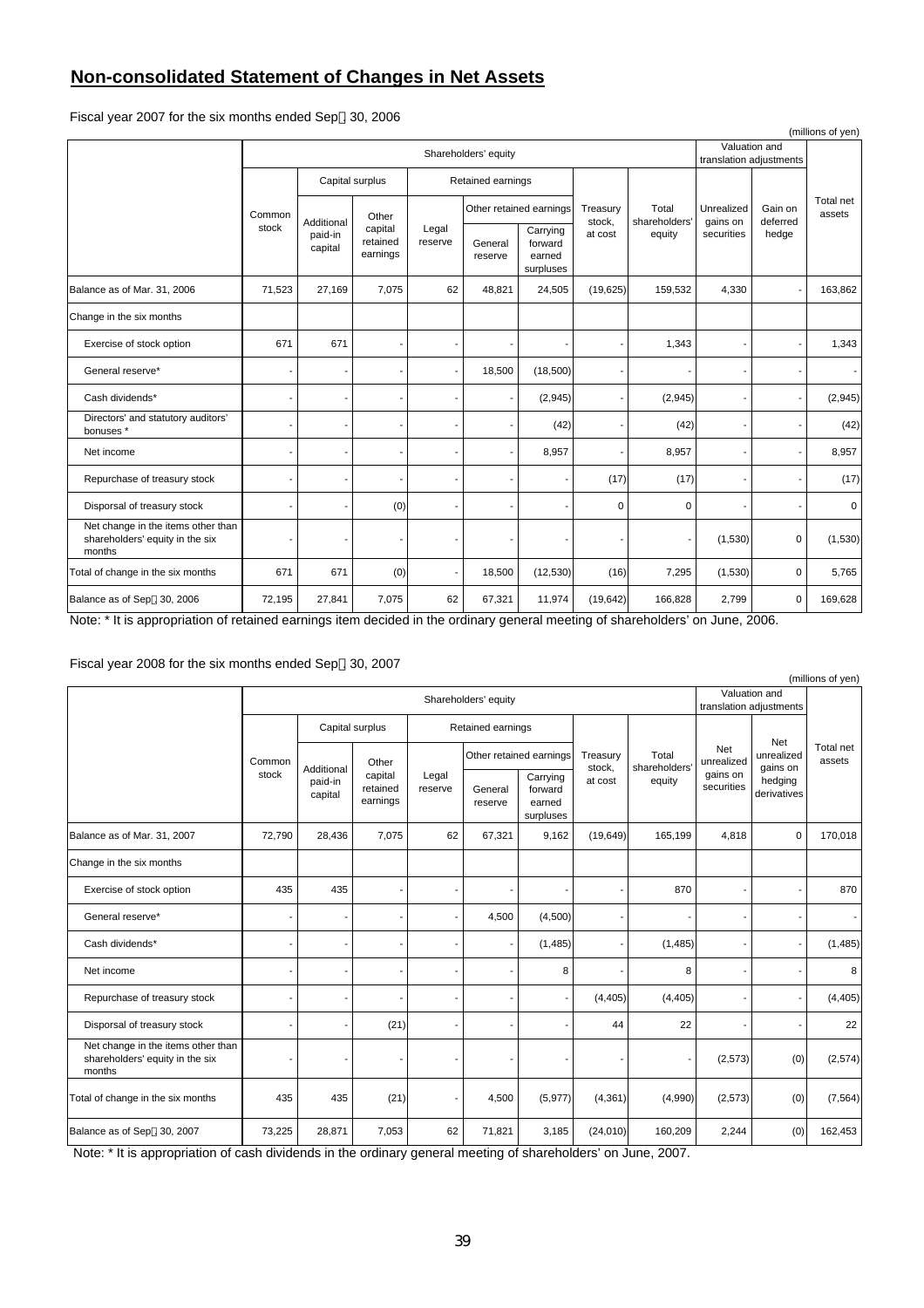## **Non-consolidated Statement of Changes in Net Assets**

Fiscal year 2007 for the six months ended Sep. 30, 2006

(millions of yen)

| | Shareholders' equity | | | | | | | | Valuation and translation adjustments | | |
|---|---|---|---|---|---|---|---|---|---|---|---|
| | Common stock | Capital surplus | | Retained earnings | | | Treasury stock, at cost | Total shareholders' equity | Unrealized gains on securities | Gain on deferred hedge | Total net assets |
| | | Additional paid-in capital | Other capital retained earnings | Legal reserve | Other retained earnings | | | | | | |
| | | | | | General reserve | Carrying forward earned surpluses | | | | | |
| Balance as of Mar. 31, 2006 | 71,523 | 27,169 | 7,075 | 62 | 48,821 | 24,505 | (19,625) | 159,532 | 4,330 | - | 163,862 |
| Change in the six months | | | | | | | | | | | |
| Exercise of stock option | 671 | 671 | - | - | - | - | - | 1,343 | - | - | 1,343 |
| General reserve* | - | - | - | - | 18,500 | (18,500) | - | - | - | - | - |
| Cash dividends* | - | - | - | - | - | (2,945) | - | (2,945) | - | - | (2,945) |
| Directors' and statutory auditors' bonuses * | - | - | - | - | - | (42) | - | (42) | - | - | (42) |
| Net income | - | - | - | - | - | 8,957 | - | 8,957 | - | - | 8,957 |
| Repurchase of treasury stock | - | - | - | - | - | - | (17) | (17) | - | - | (17) |
| Disporsal of treasury stock | - | - | (0) | - | - | - | 0 | 0 | - | - | 0 |
| Net change in the items other than shareholders' equity in the six months | - | - | - | - | - | - | - | - | (1,530) | 0 | (1,530) |
| Total of change in the six months | 671 | 671 | (0) | - | 18,500 | (12,530) | (16) | 7,295 | (1,530) | 0 | 5,765 |
| Balance as of Sep. 30, 2006 | 72,195 | 27,841 | 7,075 | 62 | 67,321 | 11,974 | (19,642) | 166,828 | 2,799 | 0 | 169,628 |

Note: * It is appropriation of retained earnings item decided in the ordinary general meeting of shareholders' on June, 2006.

Fiscal year 2008 for the six months ended Sep. 30, 2007

(millions of yen)

| | Shareholders' equity | | | | | | | | Valuation and translation adjustments | | |
|---|---|---|---|---|---|---|---|---|---|---|---|
| | Common stock | Capital surplus | | Retained earnings | | | Treasury stock, at cost | Total shareholders' equity | Net unrealized gains on securities | Net unrealized gains on hedging derivatives | Total net assets |
| | | Additional paid-in capital | Other capital retained earnings | Legal reserve | Other retained earnings | | | | | | |
| | | | | | General reserve | Carrying forward earned surpluses | | | | | |
| Balance as of Mar. 31, 2007 | 72,790 | 28,436 | 7,075 | 62 | 67,321 | 9,162 | (19,649) | 165,199 | 4,818 | 0 | 170,018 |
| Change in the six months | | | | | | | | | | | |
| Exercise of stock option | 435 | 435 | - | - | - | - | - | 870 | - | - | 870 |
| General reserve* | - | - | - | - | 4,500 | (4,500) | - | - | - | - | - |
| Cash dividends* | - | - | - | - | - | (1,485) | - | (1,485) | - | - | (1,485) |
| Net income | - | - | - | - | - | 8 | - | 8 | - | - | 8 |
| Repurchase of treasury stock | - | - | - | - | - | - | (4,405) | (4,405) | - | - | (4,405) |
| Disporsal of treasury stock | - | - | (21) | - | - | - | 44 | 22 | - | - | 22 |
| Net change in the items other than shareholders' equity in the six months | - | - | - | - | - | - | - | - | (2,573) | (0) | (2,574) |
| Total of change in the six months | 435 | 435 | (21) | - | 4,500 | (5,977) | (4,361) | (4,990) | (2,573) | (0) | (7,564) |
| Balance as of Sep. 30, 2007 | 73,225 | 28,871 | 7,053 | 62 | 71,821 | 3,185 | (24,010) | 160,209 | 2,244 | (0) | 162,453 |

Note: * It is appropriation of cash dividends in the ordinary general meeting of shareholders' on June, 2007.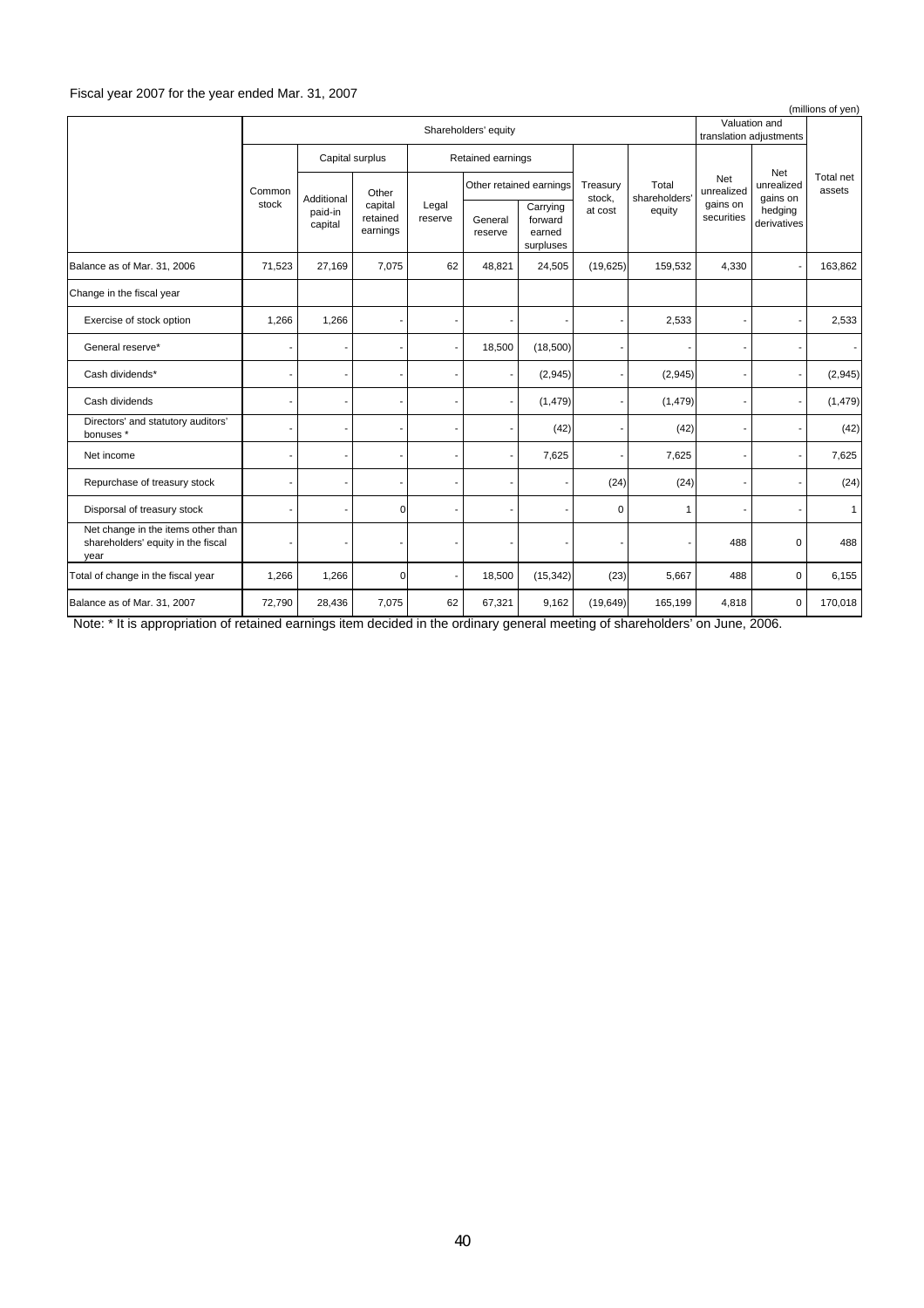Fiscal year 2007 for the year ended Mar. 31, 2007

(millions of yen)

| | Shareholders' equity | | | | | | | | Valuation and translation adjustments | | Total net assets |
|---|---|---|---|---|---|---|---|---|---|---|---|
| | Common stock | Capital surplus | | Retained earnings | | | Treasury stock, at cost | Total shareholders' equity | Net unrealized gains on securities | Net unrealized gains on hedging derivatives | |
| | | Additional paid-in capital | Other capital retained earnings | Legal reserve | Other retained earnings | | | | | | |
| | | | | | General reserve | Carrying forward earned surpluses | | | | | |
| Balance as of Mar. 31, 2006 | 71,523 | 27,169 | 7,075 | 62 | 48,821 | 24,505 | (19,625) | 159,532 | 4,330 | - | 163,862 |
| Change in the fiscal year | | | | | | | | | | | |
| Exercise of stock option | 1,266 | 1,266 | - | - | - | - | - | 2,533 | - | - | 2,533 |
| General reserve* | - | - | - | - | 18,500 | (18,500) | - | - | - | - | - |
| Cash dividends* | - | - | - | - | - | (2,945) | - | (2,945) | - | - | (2,945) |
| Cash dividends | - | - | - | - | - | (1,479) | - | (1,479) | - | - | (1,479) |
| Directors' and statutory auditors' bonuses * | - | - | - | - | - | (42) | - | (42) | - | - | (42) |
| Net income | - | - | - | - | - | 7,625 | - | 7,625 | - | - | 7,625 |
| Repurchase of treasury stock | - | - | - | - | - | - | (24) | (24) | - | - | (24) |
| Disporsal of treasury stock | - | - | 0 | - | - | - | 0 | 1 | - | - | 1 |
| Net change in the items other than shareholders' equity in the fiscal year | - | - | - | - | - | - | - | - | 488 | 0 | 488 |
| Total of change in the fiscal year | 1,266 | 1,266 | 0 | - | 18,500 | (15,342) | (23) | 5,667 | 488 | 0 | 6,155 |
| Balance as of Mar. 31, 2007 | 72,790 | 28,436 | 7,075 | 62 | 67,321 | 9,162 | (19,649) | 165,199 | 4,818 | 0 | 170,018 |

Note: * It is appropriation of retained earnings item decided in the ordinary general meeting of shareholders' on June, 2006.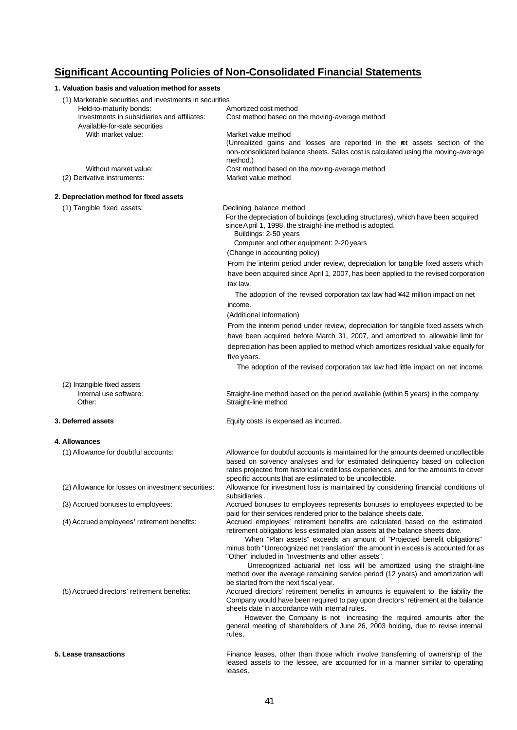# Significant Accounting Policies of Non-Consolidated Financial Statements

**1. Valuation basis and valuation method for assets**

(1) Marketable securities and investments in securities

| | |
|---|---|
| Held-to-maturity bonds: | Amortized cost method |
| Investments in subsidiaries and affiliates: | Cost method based on the moving-average method |
| Available-for-sale securities | |
| With market value: | Market value method<br>(Unrealized gains and losses are reported in the net assets section of the non-consolidated balance sheets. Sales cost is calculated using the moving-average method.) |
| Without market value: | Cost method based on the moving-average method |

(2) Derivative instruments: Market value method

**2. Depreciation method for fixed assets**

(1) Tangible fixed assets: Declining balance method

For the depreciation of buildings (excluding structures), which have been acquired since April 1, 1998, the straight-line method is adopted.

Buildings: 2-50 years

Computer and other equipment: 2-20 years

(Change in accounting policy)

From the interim period under review, depreciation for tangible fixed assets which have been acquired since April 1, 2007, has been applied to the revised corporation tax law.

The adoption of the revised corporation tax law had ¥42 million impact on net income.

(Additional Information)

From the interim period under review, depreciation for tangible fixed assets which have been acquired before March 31, 2007, and amortized to allowable limit for depreciation has been applied to method which amortizes residual value equally for five years.

The adoption of the revised corporation tax law had little impact on net income.

(2) Intangible fixed assets

| | |
|---|---|
| Internal use software: | Straight-line method based on the period available (within 5 years) in the company |
| Other: | Straight-line method |

**3. Deferred assets** Equity costs is expensed as incurred.

**4. Allowances**

(1) Allowance for doubtful accounts: Allowance for doubtful accounts is maintained for the amounts deemed uncollectible based on solvency analyses and for estimated delinquency based on collection rates projected from historical credit loss experiences, and for the amounts to cover specific accounts that are estimated to be uncollectible.

(2) Allowance for losses on investment securities: Allowance for investment loss is maintained by considering financial conditions of subsidiaries.

(3) Accrued bonuses to employees: Accrued bonuses to employees represents bonuses to employees expected to be paid for their services rendered prior to the balance sheets date.

(4) Accrued employees' retirement benefits: Accrued employees' retirement benefits are calculated based on the estimated retirement obligations less estimated plan assets at the balance sheets date.

When "Plan assets" exceeds an amount of "Projected benefit obligations" minus both "Unrecognized net translation" the amount in excess is accounted for as "Other" included in "Investments and other assets".

Unrecognized actuarial net loss will be amortized using the straight-line method over the average remaining service period (12 years) and amortization will be started from the next fiscal year.

(5) Accrued directors' retirement benefits: Accrued directors' retirement benefits in amounts is equivalent to the liability the Company would have been required to pay upon directors' retirement at the balance sheets date in accordance with internal rules.

However the Company is not increasing the required amounts after the general meeting of shareholders of June 26, 2003 holding, due to revise internal rules.

**5. Lease transactions** Finance leases, other than those which involve transferring of ownership of the leased assets to the lessee, are accounted for in a manner similar to operating leases.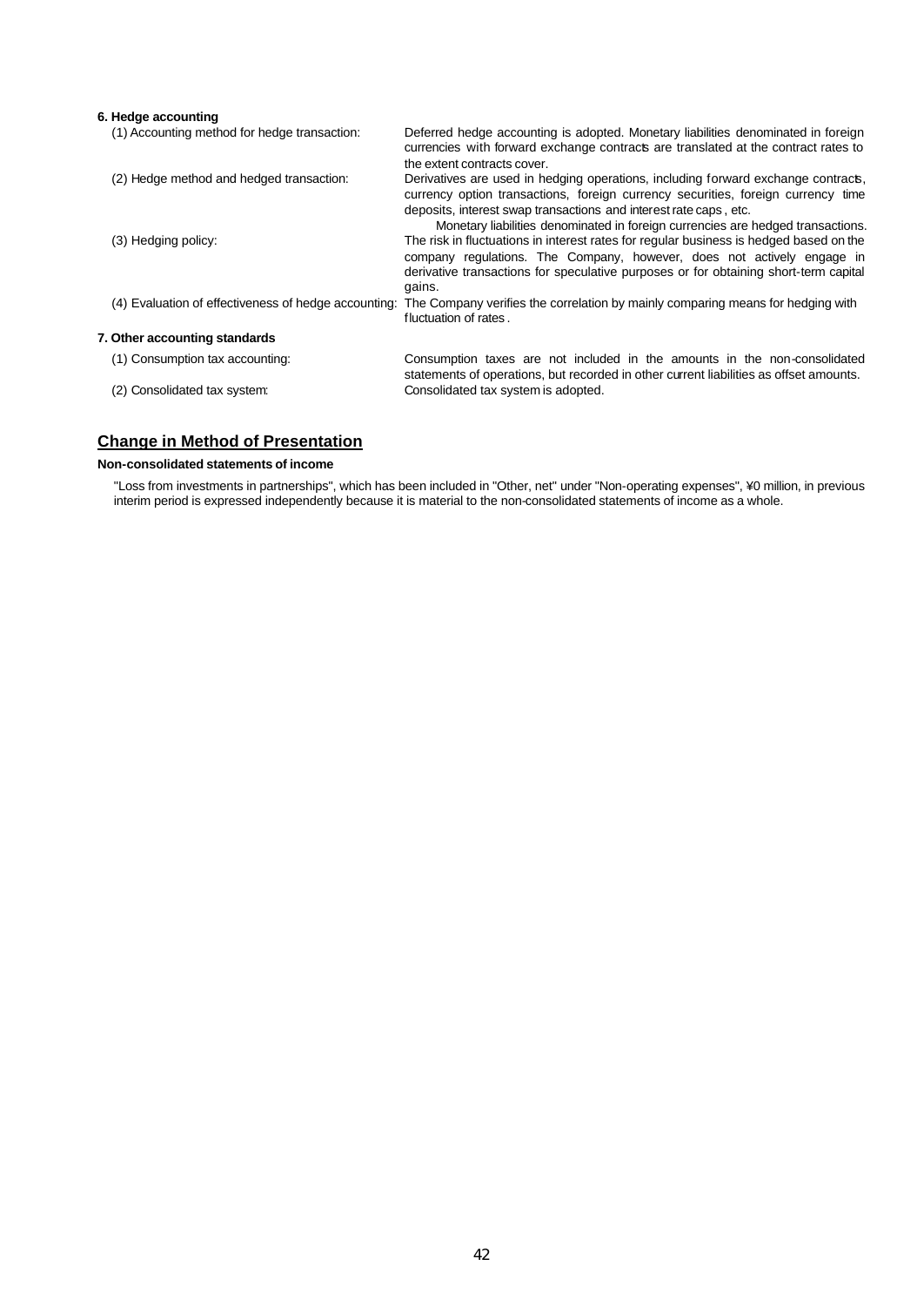**6. Hedge accounting**

| | |
|---|---|
| (1) Accounting method for hedge transaction: | Deferred hedge accounting is adopted. Monetary liabilities denominated in foreign currencies with forward exchange contracts are translated at the contract rates to the extent contracts cover. |
| (2) Hedge method and hedged transaction: | Derivatives are used in hedging operations, including forward exchange contracts, currency option transactions, foreign currency securities, foreign currency time deposits, interest swap transactions and interest rate caps, etc. Monetary liabilities denominated in foreign currencies are hedged transactions. |
| (3) Hedging policy: | The risk in fluctuations in interest rates for regular business is hedged based on the company regulations. The Company, however, does not actively engage in derivative transactions for speculative purposes or for obtaining short-term capital gains. |
| (4) Evaluation of effectiveness of hedge accounting: | The Company verifies the correlation by mainly comparing means for hedging with fluctuation of rates. |

**7. Other accounting standards**

| | |
|---|---|
| (1) Consumption tax accounting: | Consumption taxes are not included in the amounts in the non-consolidated statements of operations, but recorded in other current liabilities as offset amounts. |
| (2) Consolidated tax system: | Consolidated tax system is adopted. |

## Change in Method of Presentation

**Non-consolidated statements of income**

"Loss from investments in partnerships", which has been included in "Other, net" under "Non-operating expenses", ¥0 million, in previous interim period is expressed independently because it is material to the non-consolidated statements of income as a whole.